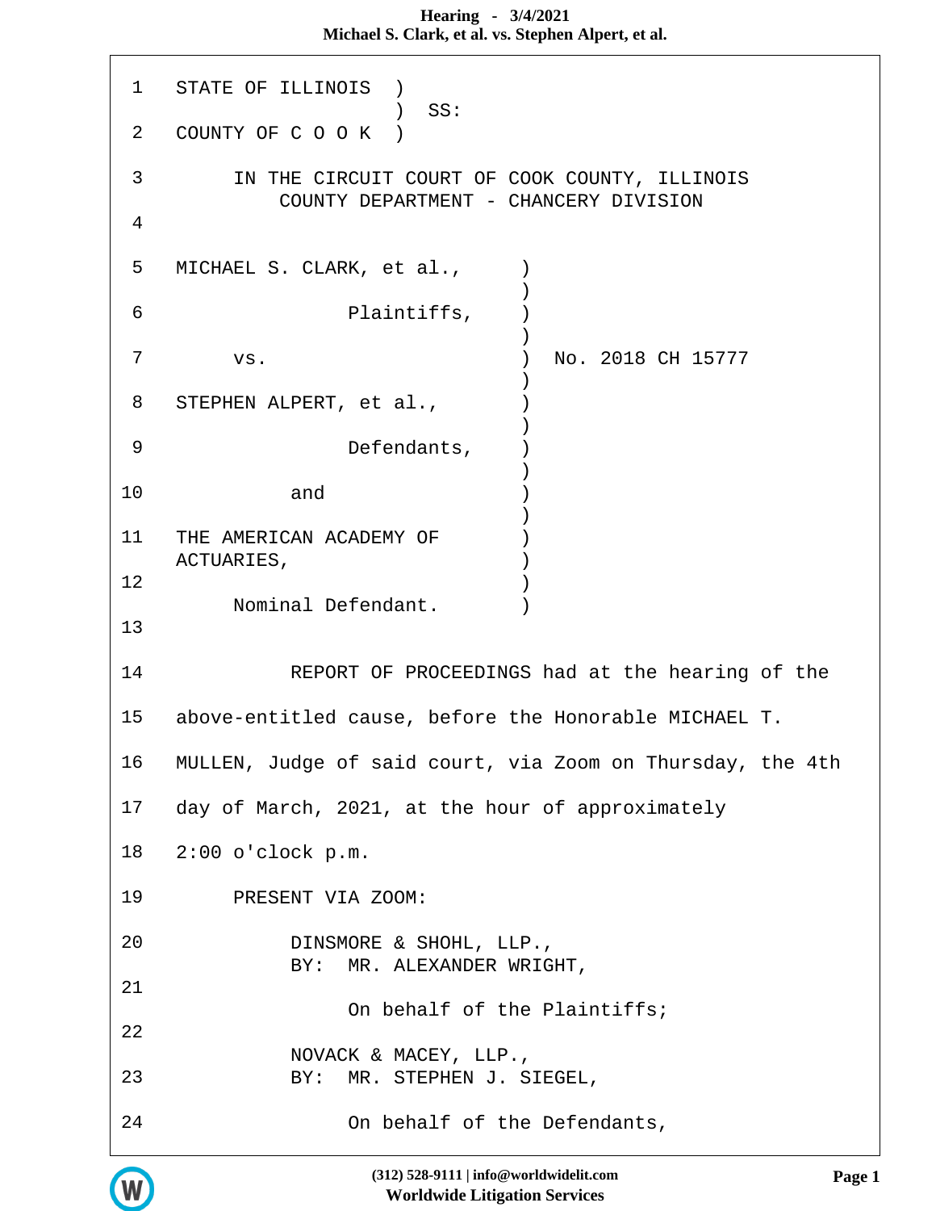STATE OF ILLINOIS )
) SS:
COUNTY OF C O O K )

IN THE CIRCUIT COURT OF COOK COUNTY, ILLINOIS
COUNTY DEPARTMENT - CHANCERY DIVISION

MICHAEL S. CLARK, et al., )
Plaintiffs, )
vs. ) No. 2018 CH 15777
STEPHEN ALPERT, et al., )
Defendants, )
and )
THE AMERICAN ACADEMY OF ACTUARIES, )
Nominal Defendant. )

REPORT OF PROCEEDINGS had at the hearing of the above-entitled cause, before the Honorable MICHAEL T. MULLEN, Judge of said court, via Zoom on Thursday, the 4th day of March, 2021, at the hour of approximately 2:00 o'clock p.m.

PRESENT VIA ZOOM:

DINSMORE & SHOHL, LLP.,
BY: MR. ALEXANDER WRIGHT,

On behalf of the Plaintiffs;

NOVACK & MACEY, LLP.,
BY: MR. STEPHEN J. SIEGEL,

On behalf of the Defendants,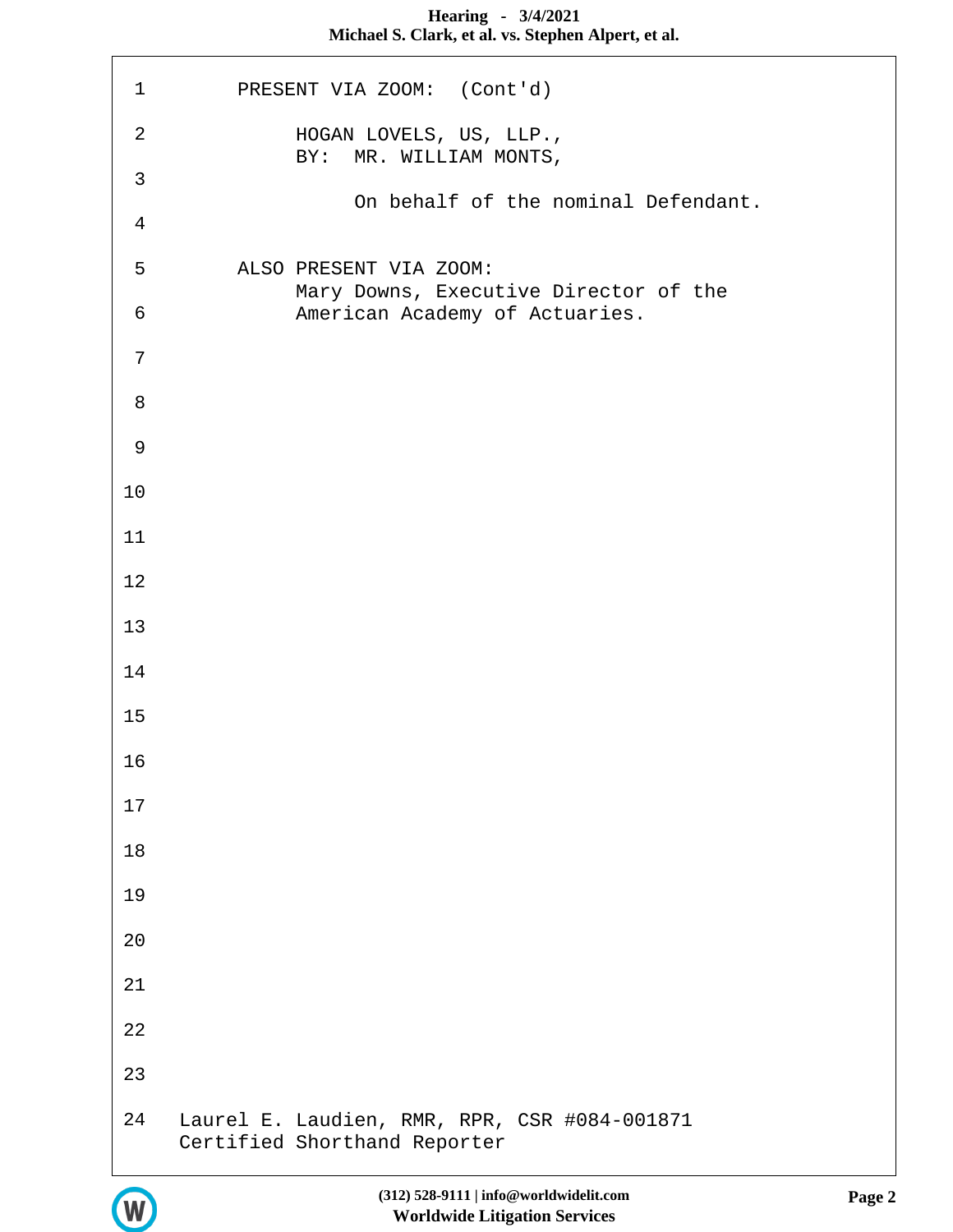PRESENT VIA ZOOM: (Cont'd)

HOGAN LOVELS, US, LLP.,
BY: MR. WILLIAM MONTS,

On behalf of the nominal Defendant.

ALSO PRESENT VIA ZOOM:
Mary Downs, Executive Director of the
American Academy of Actuaries.

Laurel E. Laudien, RMR, RPR, CSR #084-001871
Certified Shorthand Reporter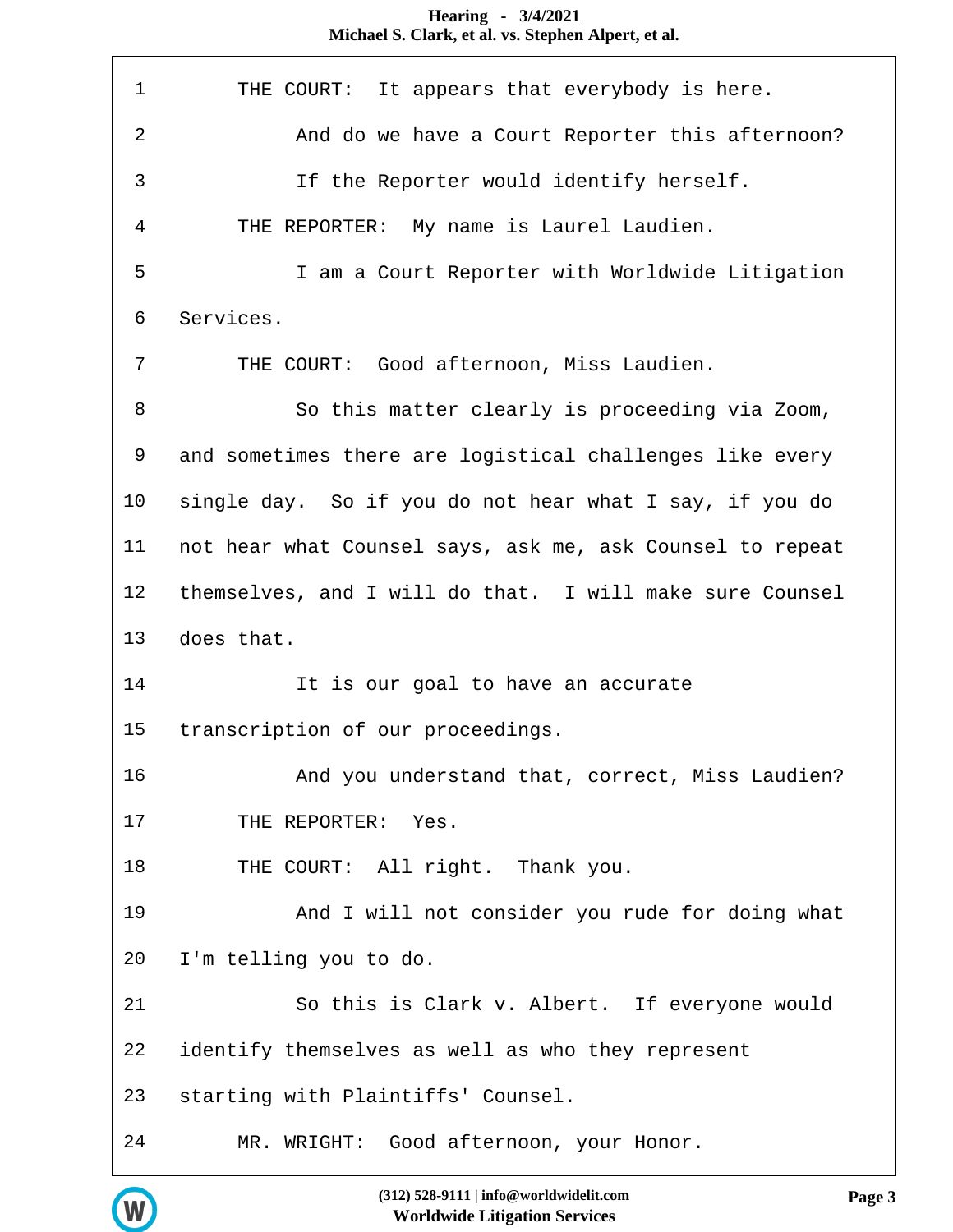1 THE COURT: It appears that everybody is here.

2 And do we have a Court Reporter this afternoon?

3 If the Reporter would identify herself.

4 THE REPORTER: My name is Laurel Laudien.

5 I am a Court Reporter with Worldwide Litigation

6 Services.

7 THE COURT: Good afternoon, Miss Laudien.

8 So this matter clearly is proceeding via Zoom,

9 and sometimes there are logistical challenges like every

10 single day. So if you do not hear what I say, if you do

11 not hear what Counsel says, ask me, ask Counsel to repeat

12 themselves, and I will do that. I will make sure Counsel

13 does that.

14 It is our goal to have an accurate

15 transcription of our proceedings.

16 And you understand that, correct, Miss Laudien?

17 THE REPORTER: Yes.

18 THE COURT: All right. Thank you.

19 And I will not consider you rude for doing what

20 I'm telling you to do.

21 So this is Clark v. Albert. If everyone would

22 identify themselves as well as who they represent

23 starting with Plaintiffs' Counsel.

24 MR. WRIGHT: Good afternoon, your Honor.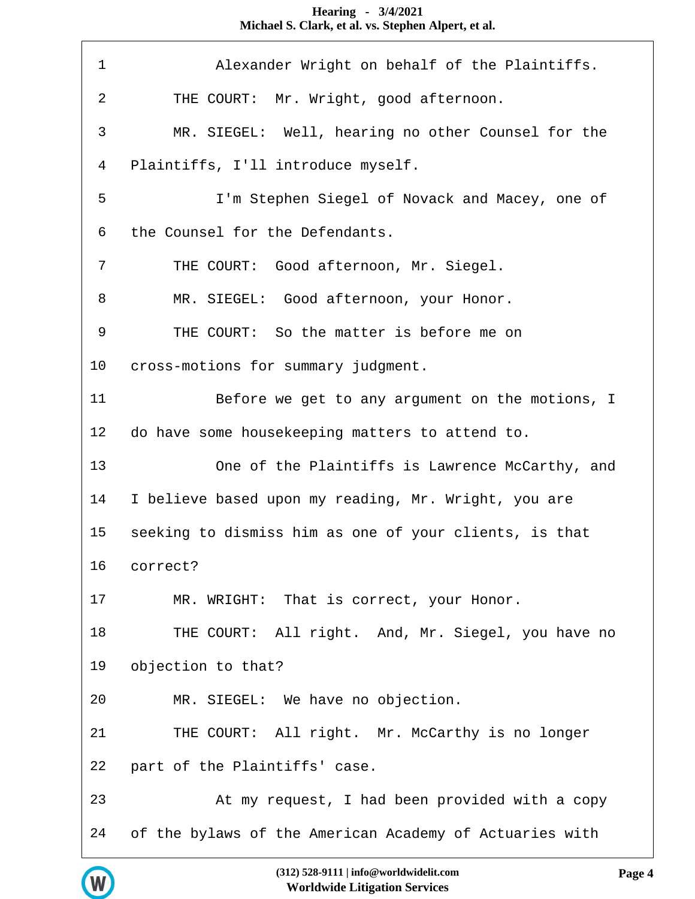1 Alexander Wright on behalf of the Plaintiffs.

2 THE COURT: Mr. Wright, good afternoon.

3 MR. SIEGEL: Well, hearing no other Counsel for the

4 Plaintiffs, I'll introduce myself.

5 I'm Stephen Siegel of Novack and Macey, one of

6 the Counsel for the Defendants.

7 THE COURT: Good afternoon, Mr. Siegel.

8 MR. SIEGEL: Good afternoon, your Honor.

9 THE COURT: So the matter is before me on

10 cross-motions for summary judgment.

11 Before we get to any argument on the motions, I

12 do have some housekeeping matters to attend to.

13 One of the Plaintiffs is Lawrence McCarthy, and

14 I believe based upon my reading, Mr. Wright, you are

15 seeking to dismiss him as one of your clients, is that

16 correct?

17 MR. WRIGHT: That is correct, your Honor.

18 THE COURT: All right. And, Mr. Siegel, you have no

19 objection to that?

20 MR. SIEGEL: We have no objection.

21 THE COURT: All right. Mr. McCarthy is no longer

22 part of the Plaintiffs' case.

23 At my request, I had been provided with a copy

24 of the bylaws of the American Academy of Actuaries with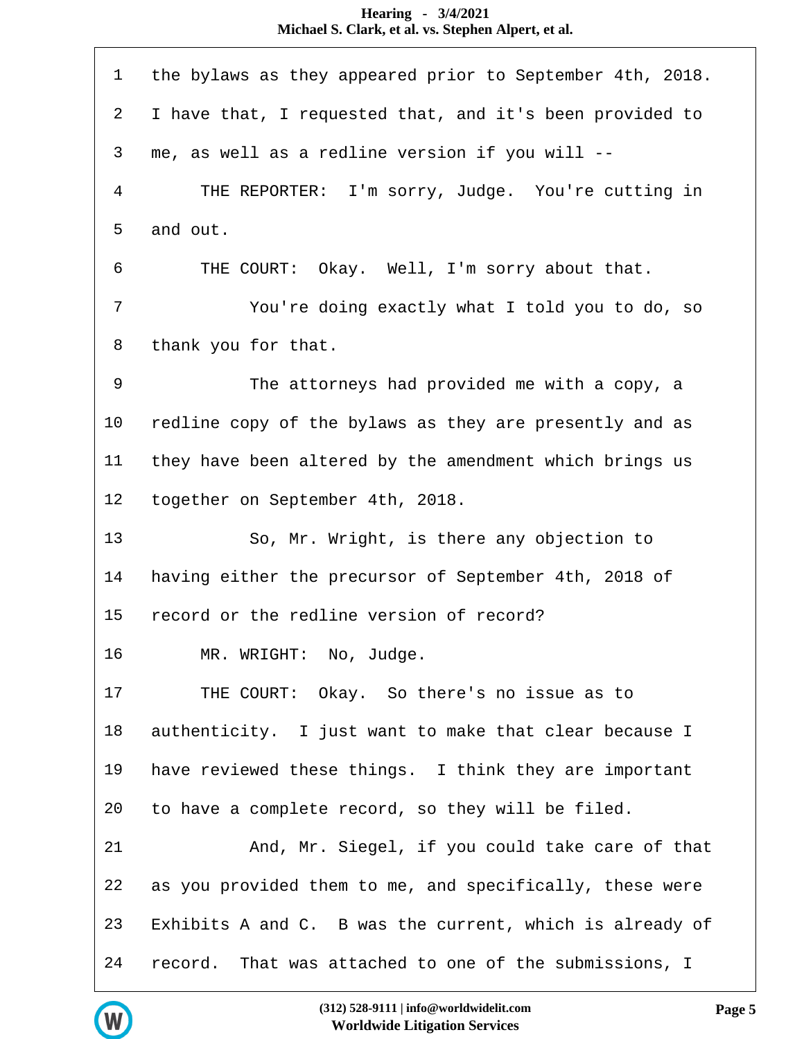1 the bylaws as they appeared prior to September 4th, 2018.

2 I have that, I requested that, and it's been provided to

3 me, as well as a redline version if you will --

4 THE REPORTER: I'm sorry, Judge. You're cutting in

5 and out.

6 THE COURT: Okay. Well, I'm sorry about that.

7 You're doing exactly what I told you to do, so

8 thank you for that.

9 The attorneys had provided me with a copy, a

10 redline copy of the bylaws as they are presently and as

11 they have been altered by the amendment which brings us

12 together on September 4th, 2018.

13 So, Mr. Wright, is there any objection to

14 having either the precursor of September 4th, 2018 of

15 record or the redline version of record?

16 MR. WRIGHT: No, Judge.

17 THE COURT: Okay. So there's no issue as to

18 authenticity. I just want to make that clear because I

19 have reviewed these things. I think they are important

20 to have a complete record, so they will be filed.

21 And, Mr. Siegel, if you could take care of that

22 as you provided them to me, and specifically, these were

23 Exhibits A and C. B was the current, which is already of

24 record. That was attached to one of the submissions, I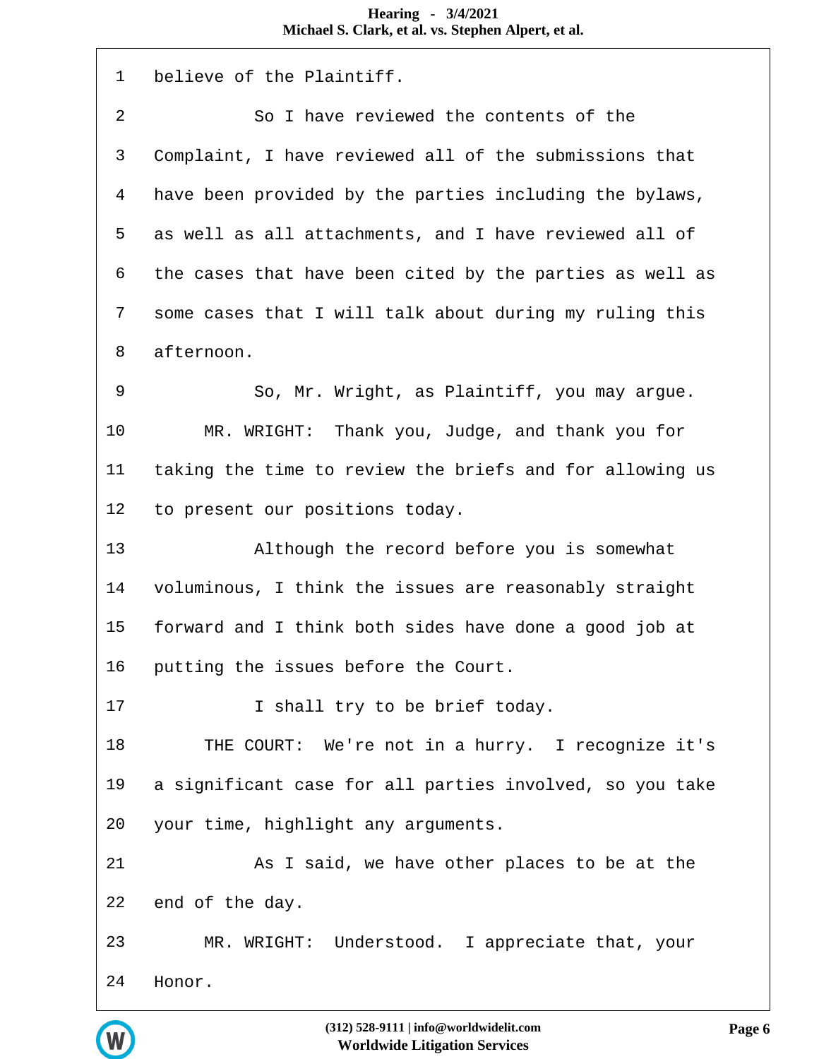1 believe of the Plaintiff.

2 So I have reviewed the contents of the

3 Complaint, I have reviewed all of the submissions that

4 have been provided by the parties including the bylaws,

5 as well as all attachments, and I have reviewed all of

6 the cases that have been cited by the parties as well as

7 some cases that I will talk about during my ruling this

8 afternoon.

9 So, Mr. Wright, as Plaintiff, you may argue.

10 MR. WRIGHT: Thank you, Judge, and thank you for

11 taking the time to review the briefs and for allowing us

12 to present our positions today.

13 Although the record before you is somewhat

14 voluminous, I think the issues are reasonably straight

15 forward and I think both sides have done a good job at

16 putting the issues before the Court.

17 I shall try to be brief today.

18 THE COURT: We're not in a hurry. I recognize it's

19 a significant case for all parties involved, so you take

20 your time, highlight any arguments.

21 As I said, we have other places to be at the

22 end of the day.

23 MR. WRIGHT: Understood. I appreciate that, your

24 Honor.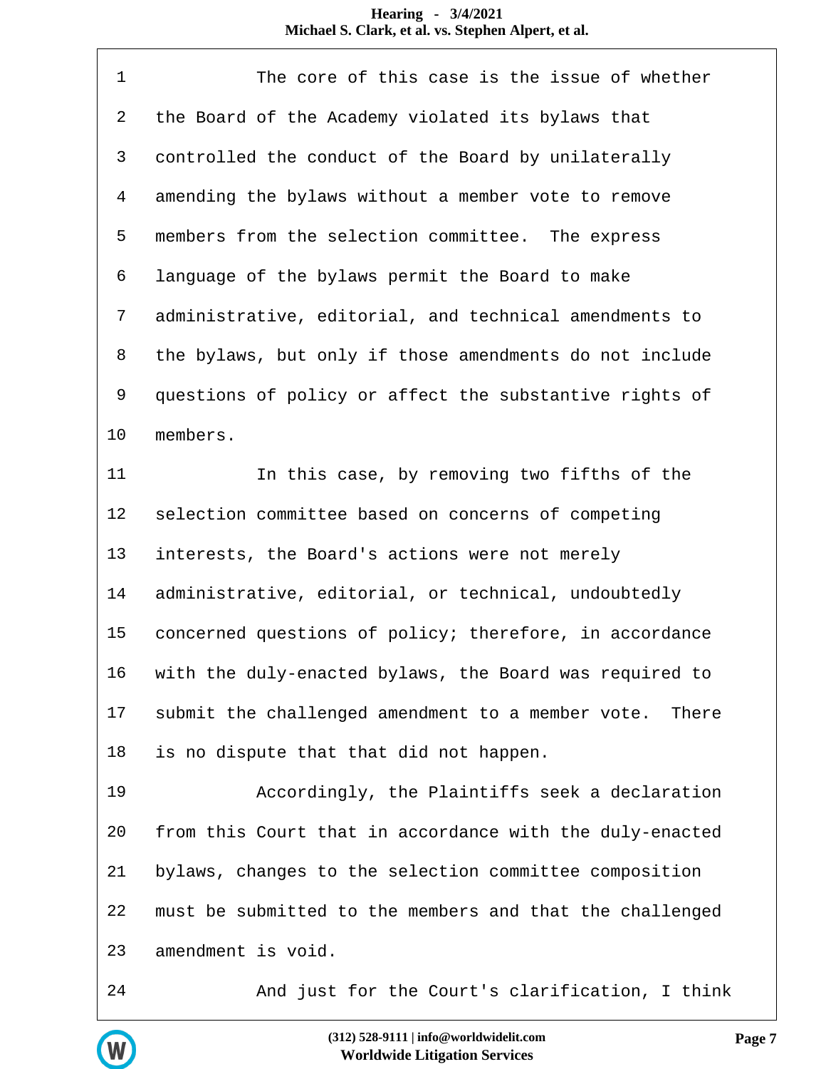1 The core of this case is the issue of whether
2 the Board of the Academy violated its bylaws that
3 controlled the conduct of the Board by unilaterally
4 amending the bylaws without a member vote to remove
5 members from the selection committee. The express
6 language of the bylaws permit the Board to make
7 administrative, editorial, and technical amendments to
8 the bylaws, but only if those amendments do not include
9 questions of policy or affect the substantive rights of
10 members.
11 In this case, by removing two fifths of the
12 selection committee based on concerns of competing
13 interests, the Board's actions were not merely
14 administrative, editorial, or technical, undoubtedly
15 concerned questions of policy; therefore, in accordance
16 with the duly-enacted bylaws, the Board was required to
17 submit the challenged amendment to a member vote. There
18 is no dispute that that did not happen.
19 Accordingly, the Plaintiffs seek a declaration
20 from this Court that in accordance with the duly-enacted
21 bylaws, changes to the selection committee composition
22 must be submitted to the members and that the challenged
23 amendment is void.
24 And just for the Court's clarification, I think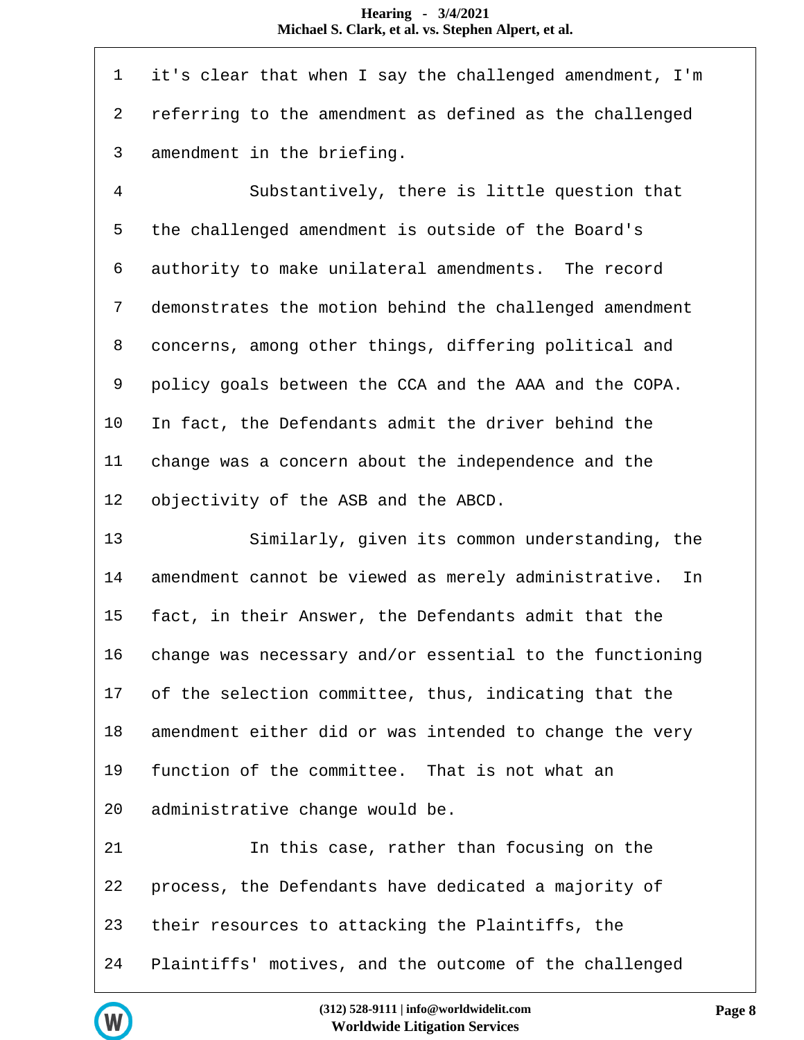1 it's clear that when I say the challenged amendment, I'm
2 referring to the amendment as defined as the challenged
3 amendment in the briefing.
4 Substantively, there is little question that
5 the challenged amendment is outside of the Board's
6 authority to make unilateral amendments. The record
7 demonstrates the motion behind the challenged amendment
8 concerns, among other things, differing political and
9 policy goals between the CCA and the AAA and the COPA.
10 In fact, the Defendants admit the driver behind the
11 change was a concern about the independence and the
12 objectivity of the ASB and the ABCD.
13 Similarly, given its common understanding, the
14 amendment cannot be viewed as merely administrative. In
15 fact, in their Answer, the Defendants admit that the
16 change was necessary and/or essential to the functioning
17 of the selection committee, thus, indicating that the
18 amendment either did or was intended to change the very
19 function of the committee. That is not what an
20 administrative change would be.
21 In this case, rather than focusing on the
22 process, the Defendants have dedicated a majority of
23 their resources to attacking the Plaintiffs, the
24 Plaintiffs' motives, and the outcome of the challenged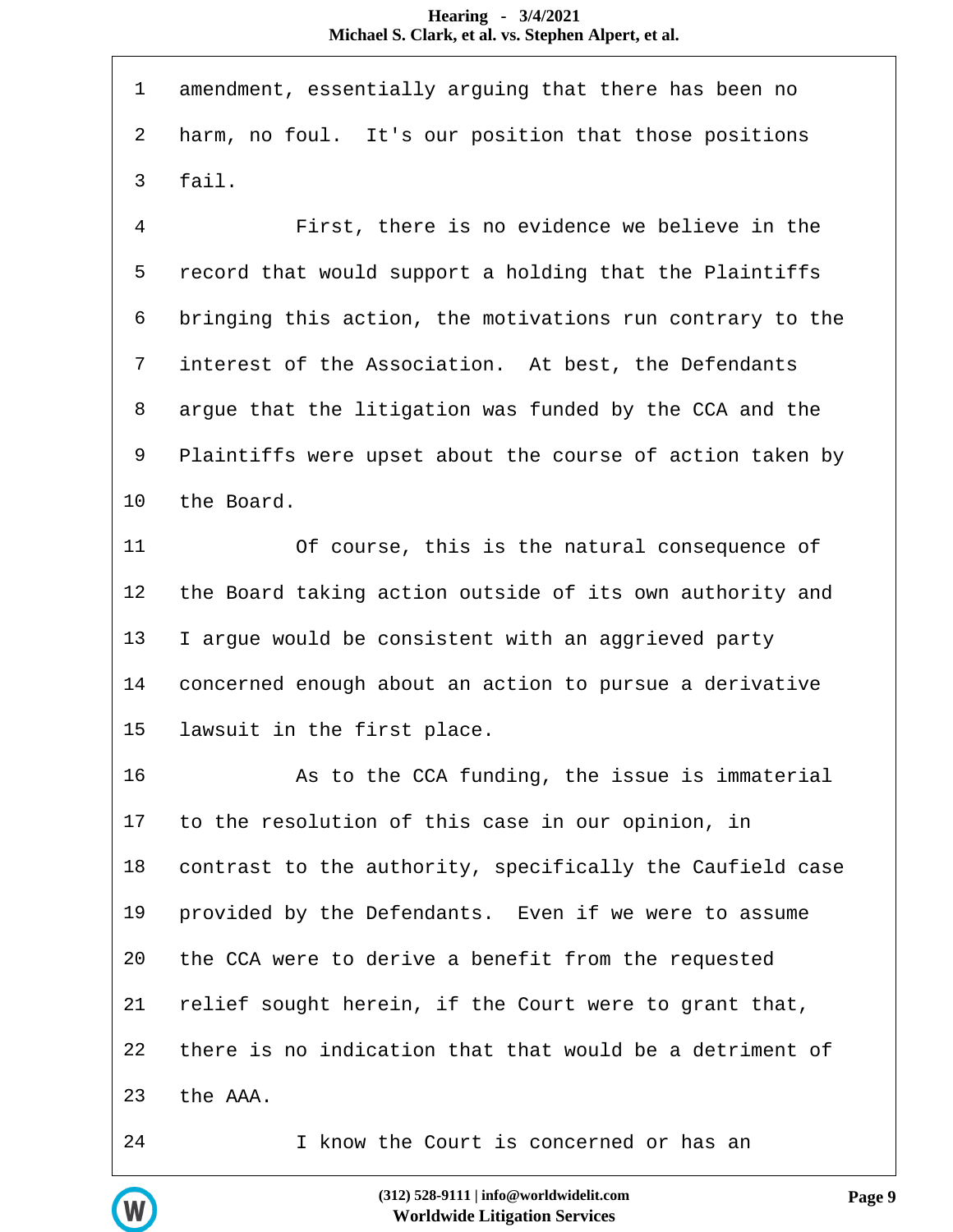amendment, essentially arguing that there has been no harm, no foul. It's our position that those positions fail.

First, there is no evidence we believe in the record that would support a holding that the Plaintiffs bringing this action, the motivations run contrary to the interest of the Association. At best, the Defendants argue that the litigation was funded by the CCA and the Plaintiffs were upset about the course of action taken by the Board.

Of course, this is the natural consequence of the Board taking action outside of its own authority and I argue would be consistent with an aggrieved party concerned enough about an action to pursue a derivative lawsuit in the first place.

As to the CCA funding, the issue is immaterial to the resolution of this case in our opinion, in contrast to the authority, specifically the Caufield case provided by the Defendants. Even if we were to assume the CCA were to derive a benefit from the requested relief sought herein, if the Court were to grant that, there is no indication that that would be a detriment of the AAA.

I know the Court is concerned or has an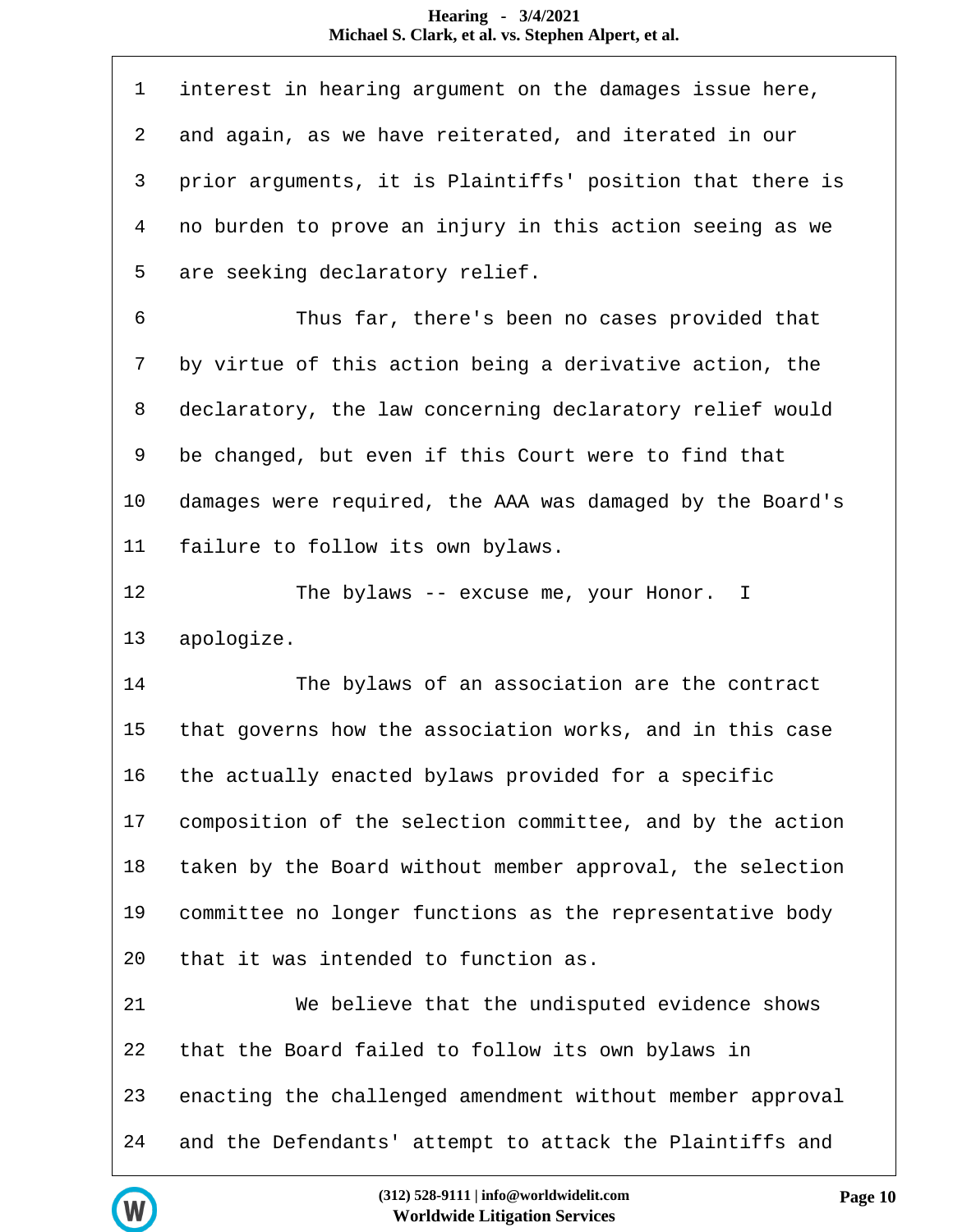1 interest in hearing argument on the damages issue here,

2 and again, as we have reiterated, and iterated in our

3 prior arguments, it is Plaintiffs' position that there is

4 no burden to prove an injury in this action seeing as we

5 are seeking declaratory relief.

6 Thus far, there's been no cases provided that

7 by virtue of this action being a derivative action, the

8 declaratory, the law concerning declaratory relief would

9 be changed, but even if this Court were to find that

10 damages were required, the AAA was damaged by the Board's

11 failure to follow its own bylaws.

12 The bylaws -- excuse me, your Honor. I

13 apologize.

14 The bylaws of an association are the contract

15 that governs how the association works, and in this case

16 the actually enacted bylaws provided for a specific

17 composition of the selection committee, and by the action

18 taken by the Board without member approval, the selection

19 committee no longer functions as the representative body

20 that it was intended to function as.

21 We believe that the undisputed evidence shows

22 that the Board failed to follow its own bylaws in

23 enacting the challenged amendment without member approval

24 and the Defendants' attempt to attack the Plaintiffs and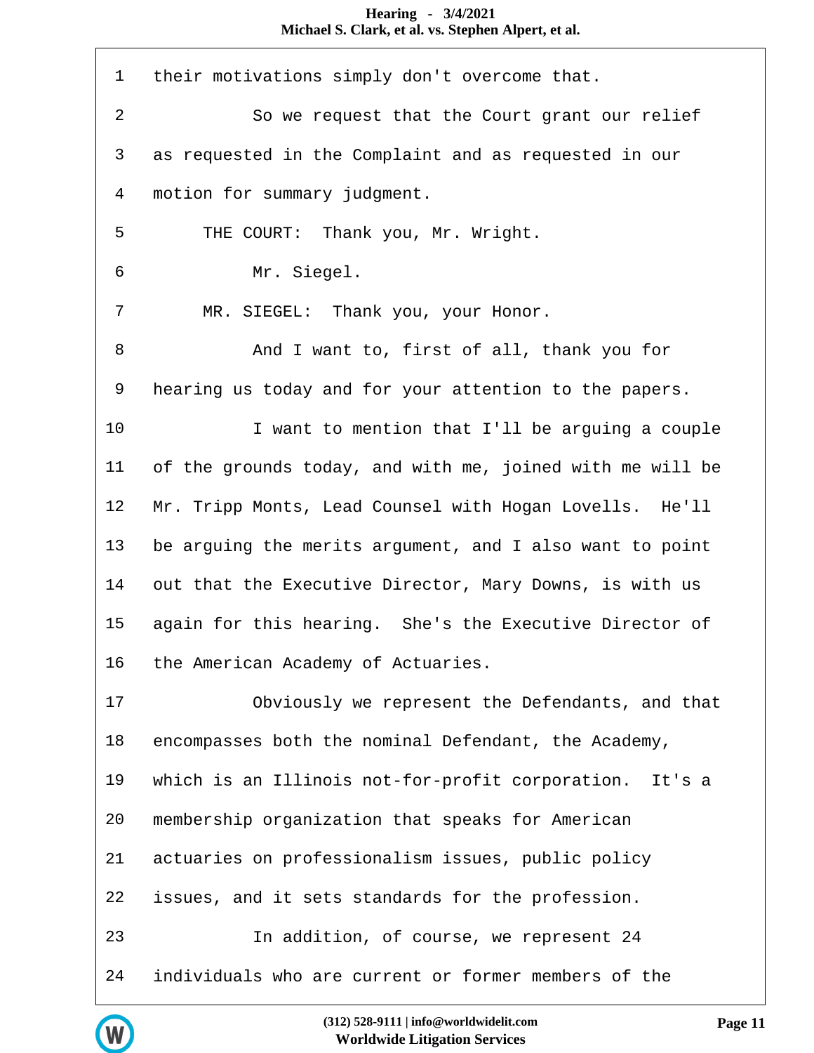1 their motivations simply don't overcome that.

2 So we request that the Court grant our relief

3 as requested in the Complaint and as requested in our

4 motion for summary judgment.

5 THE COURT: Thank you, Mr. Wright.

6 Mr. Siegel.

7 MR. SIEGEL: Thank you, your Honor.

8 And I want to, first of all, thank you for

9 hearing us today and for your attention to the papers.

10 I want to mention that I'll be arguing a couple

11 of the grounds today, and with me, joined with me will be

12 Mr. Tripp Monts, Lead Counsel with Hogan Lovells. He'll

13 be arguing the merits argument, and I also want to point

14 out that the Executive Director, Mary Downs, is with us

15 again for this hearing. She's the Executive Director of

16 the American Academy of Actuaries.

17 Obviously we represent the Defendants, and that

18 encompasses both the nominal Defendant, the Academy,

19 which is an Illinois not-for-profit corporation. It's a

20 membership organization that speaks for American

21 actuaries on professionalism issues, public policy

22 issues, and it sets standards for the profession.

23 In addition, of course, we represent 24

24 individuals who are current or former members of the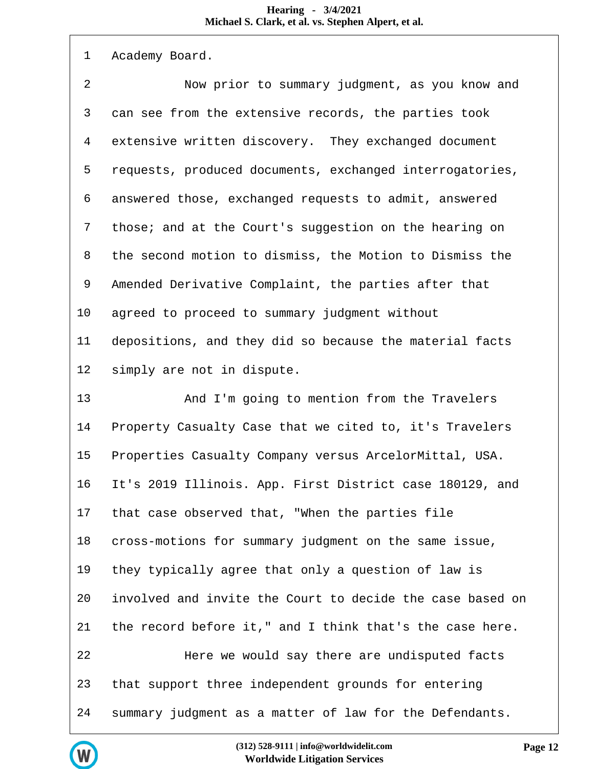1 Academy Board.

2 Now prior to summary judgment, as you know and

3 can see from the extensive records, the parties took

4 extensive written discovery. They exchanged document

5 requests, produced documents, exchanged interrogatories,

6 answered those, exchanged requests to admit, answered

7 those; and at the Court's suggestion on the hearing on

8 the second motion to dismiss, the Motion to Dismiss the

9 Amended Derivative Complaint, the parties after that

10 agreed to proceed to summary judgment without

11 depositions, and they did so because the material facts

12 simply are not in dispute.

13 And I'm going to mention from the Travelers

14 Property Casualty Case that we cited to, it's Travelers

15 Properties Casualty Company versus ArcelorMittal, USA.

16 It's 2019 Illinois. App. First District case 180129, and

17 that case observed that, "When the parties file

18 cross-motions for summary judgment on the same issue,

19 they typically agree that only a question of law is

20 involved and invite the Court to decide the case based on

21 the record before it," and I think that's the case here.

22 Here we would say there are undisputed facts

23 that support three independent grounds for entering

24 summary judgment as a matter of law for the Defendants.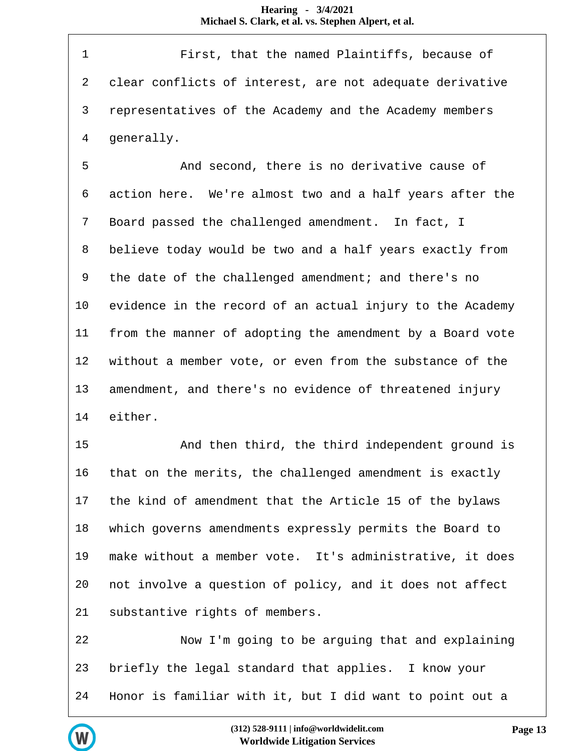1 First, that the named Plaintiffs, because of
2 clear conflicts of interest, are not adequate derivative
3 representatives of the Academy and the Academy members
4 generally.

5 And second, there is no derivative cause of
6 action here. We're almost two and a half years after the
7 Board passed the challenged amendment. In fact, I
8 believe today would be two and a half years exactly from
9 the date of the challenged amendment; and there's no
10 evidence in the record of an actual injury to the Academy
11 from the manner of adopting the amendment by a Board vote
12 without a member vote, or even from the substance of the
13 amendment, and there's no evidence of threatened injury
14 either.

15 And then third, the third independent ground is
16 that on the merits, the challenged amendment is exactly
17 the kind of amendment that the Article 15 of the bylaws
18 which governs amendments expressly permits the Board to
19 make without a member vote. It's administrative, it does
20 not involve a question of policy, and it does not affect
21 substantive rights of members.

22 Now I'm going to be arguing that and explaining
23 briefly the legal standard that applies. I know your
24 Honor is familiar with it, but I did want to point out a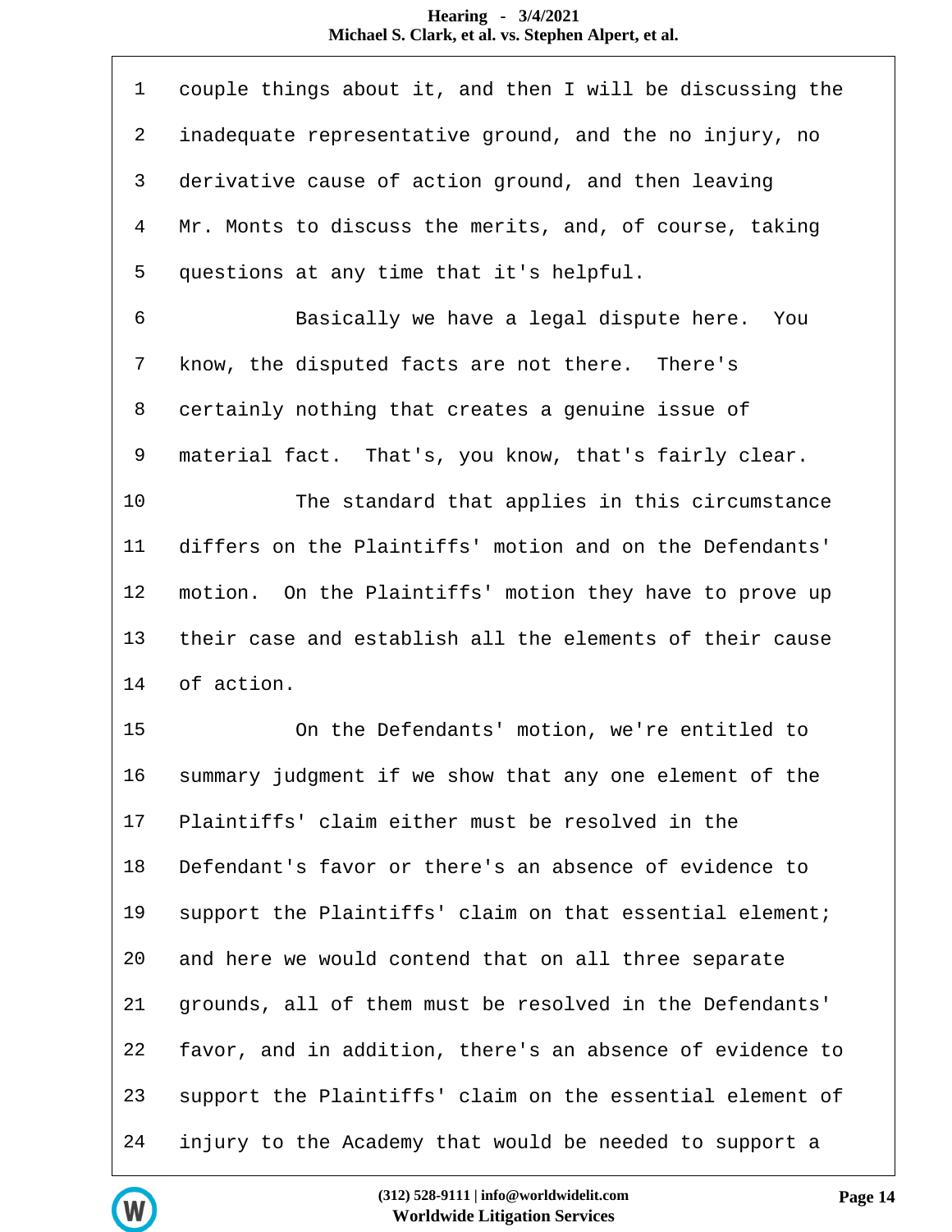1 couple things about it, and then I will be discussing the
2 inadequate representative ground, and the no injury, no
3 derivative cause of action ground, and then leaving
4 Mr. Monts to discuss the merits, and, of course, taking
5 questions at any time that it's helpful.
6 Basically we have a legal dispute here. You
7 know, the disputed facts are not there. There's
8 certainly nothing that creates a genuine issue of
9 material fact. That's, you know, that's fairly clear.
10 The standard that applies in this circumstance
11 differs on the Plaintiffs' motion and on the Defendants'
12 motion. On the Plaintiffs' motion they have to prove up
13 their case and establish all the elements of their cause
14 of action.
15 On the Defendants' motion, we're entitled to
16 summary judgment if we show that any one element of the
17 Plaintiffs' claim either must be resolved in the
18 Defendant's favor or there's an absence of evidence to
19 support the Plaintiffs' claim on that essential element;
20 and here we would contend that on all three separate
21 grounds, all of them must be resolved in the Defendants'
22 favor, and in addition, there's an absence of evidence to
23 support the Plaintiffs' claim on the essential element of
24 injury to the Academy that would be needed to support a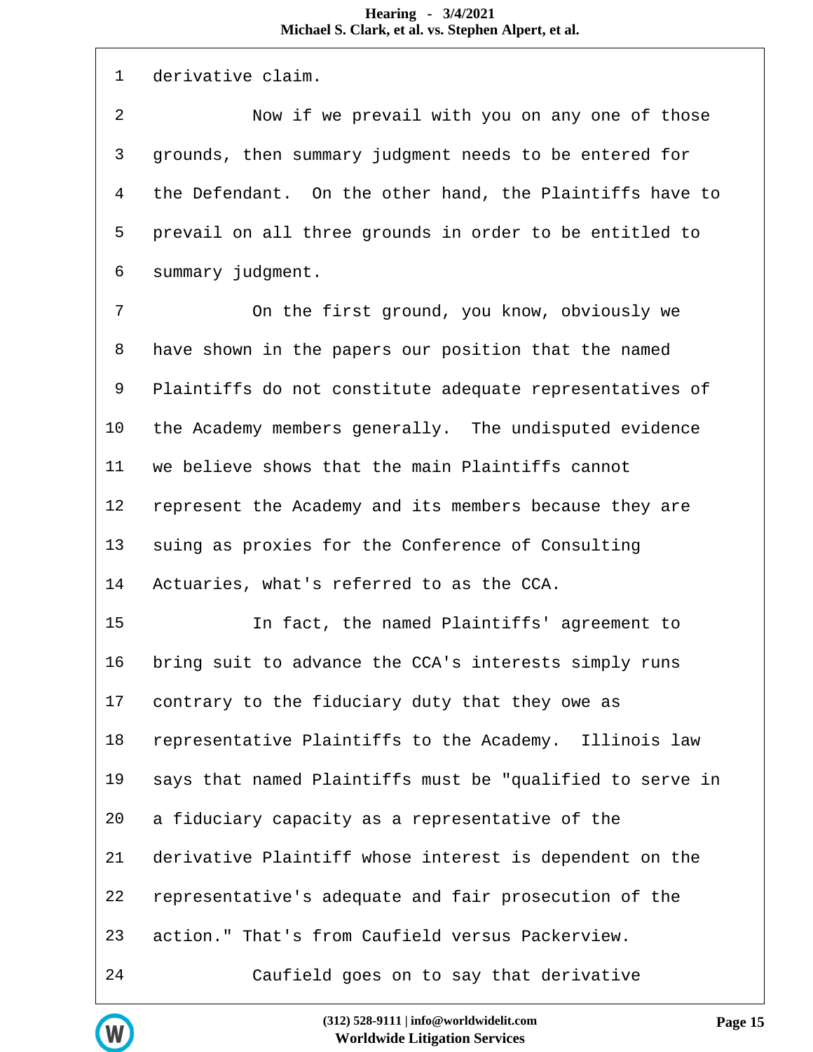1 derivative claim.

2 Now if we prevail with you on any one of those

3 grounds, then summary judgment needs to be entered for

4 the Defendant. On the other hand, the Plaintiffs have to

5 prevail on all three grounds in order to be entitled to

6 summary judgment.

7 On the first ground, you know, obviously we

8 have shown in the papers our position that the named

9 Plaintiffs do not constitute adequate representatives of

10 the Academy members generally. The undisputed evidence

11 we believe shows that the main Plaintiffs cannot

12 represent the Academy and its members because they are

13 suing as proxies for the Conference of Consulting

14 Actuaries, what's referred to as the CCA.

15 In fact, the named Plaintiffs' agreement to

16 bring suit to advance the CCA's interests simply runs

17 contrary to the fiduciary duty that they owe as

18 representative Plaintiffs to the Academy. Illinois law

19 says that named Plaintiffs must be "qualified to serve in

20 a fiduciary capacity as a representative of the

21 derivative Plaintiff whose interest is dependent on the

22 representative's adequate and fair prosecution of the

23 action." That's from Caufield versus Packerview.

24 Caufield goes on to say that derivative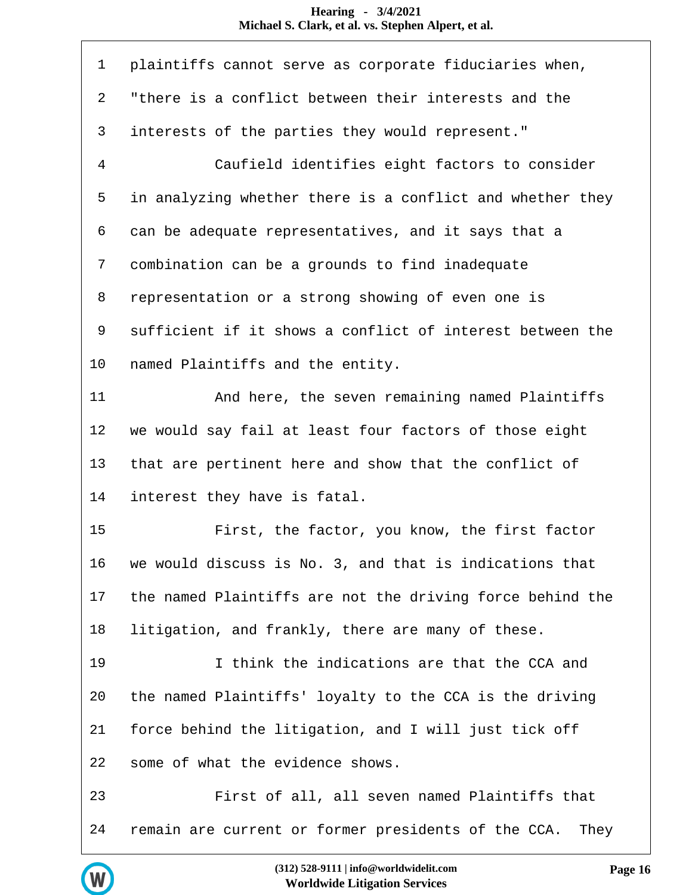1 plaintiffs cannot serve as corporate fiduciaries when,
2 "there is a conflict between their interests and the
3 interests of the parties they would represent."
4 Caufield identifies eight factors to consider
5 in analyzing whether there is a conflict and whether they
6 can be adequate representatives, and it says that a
7 combination can be a grounds to find inadequate
8 representation or a strong showing of even one is
9 sufficient if it shows a conflict of interest between the
10 named Plaintiffs and the entity.
11 And here, the seven remaining named Plaintiffs
12 we would say fail at least four factors of those eight
13 that are pertinent here and show that the conflict of
14 interest they have is fatal.
15 First, the factor, you know, the first factor
16 we would discuss is No. 3, and that is indications that
17 the named Plaintiffs are not the driving force behind the
18 litigation, and frankly, there are many of these.
19 I think the indications are that the CCA and
20 the named Plaintiffs' loyalty to the CCA is the driving
21 force behind the litigation, and I will just tick off
22 some of what the evidence shows.
23 First of all, all seven named Plaintiffs that
24 remain are current or former presidents of the CCA. They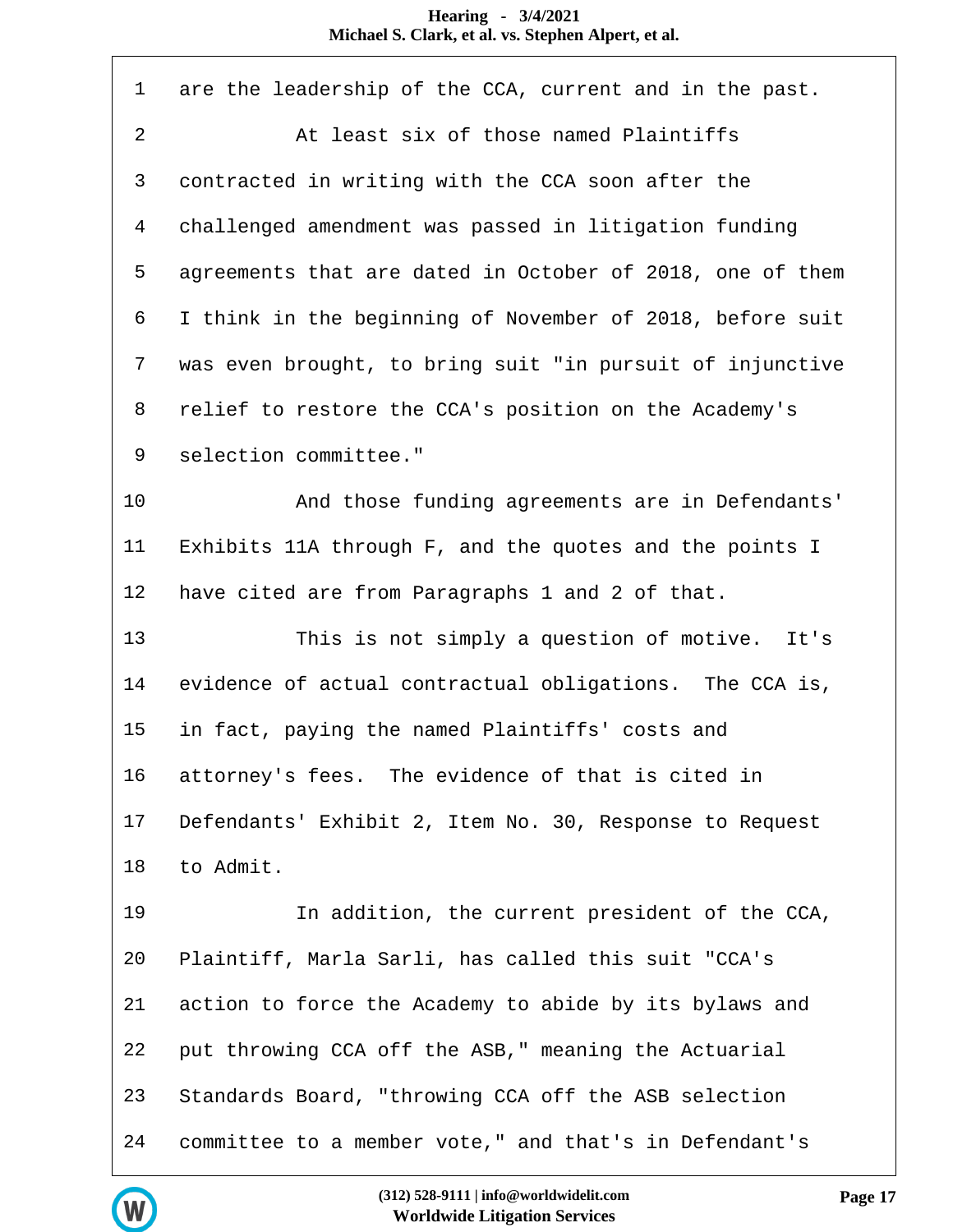1 are the leadership of the CCA, current and in the past.

2 At least six of those named Plaintiffs

3 contracted in writing with the CCA soon after the

4 challenged amendment was passed in litigation funding

5 agreements that are dated in October of 2018, one of them

6 I think in the beginning of November of 2018, before suit

7 was even brought, to bring suit "in pursuit of injunctive

8 relief to restore the CCA's position on the Academy's

9 selection committee."

10 And those funding agreements are in Defendants'

11 Exhibits 11A through F, and the quotes and the points I

12 have cited are from Paragraphs 1 and 2 of that.

13 This is not simply a question of motive. It's

14 evidence of actual contractual obligations. The CCA is,

15 in fact, paying the named Plaintiffs' costs and

16 attorney's fees. The evidence of that is cited in

17 Defendants' Exhibit 2, Item No. 30, Response to Request

18 to Admit.

19 In addition, the current president of the CCA,

20 Plaintiff, Marla Sarli, has called this suit "CCA's

21 action to force the Academy to abide by its bylaws and

22 put throwing CCA off the ASB," meaning the Actuarial

23 Standards Board, "throwing CCA off the ASB selection

24 committee to a member vote," and that's in Defendant's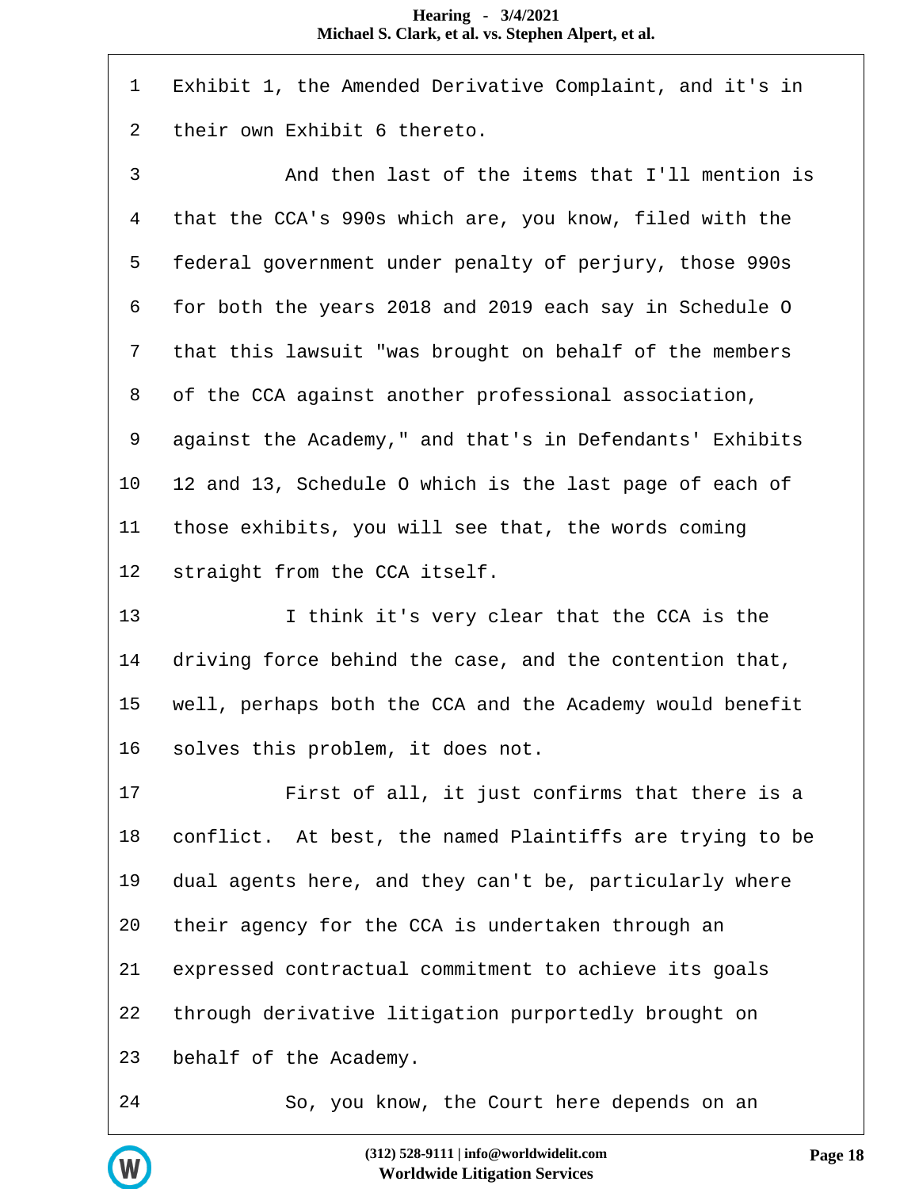1 Exhibit 1, the Amended Derivative Complaint, and it's in
2 their own Exhibit 6 thereto.
3 And then last of the items that I'll mention is
4 that the CCA's 990s which are, you know, filed with the
5 federal government under penalty of perjury, those 990s
6 for both the years 2018 and 2019 each say in Schedule O
7 that this lawsuit "was brought on behalf of the members
8 of the CCA against another professional association,
9 against the Academy," and that's in Defendants' Exhibits
10 12 and 13, Schedule O which is the last page of each of
11 those exhibits, you will see that, the words coming
12 straight from the CCA itself.
13 I think it's very clear that the CCA is the
14 driving force behind the case, and the contention that,
15 well, perhaps both the CCA and the Academy would benefit
16 solves this problem, it does not.
17 First of all, it just confirms that there is a
18 conflict. At best, the named Plaintiffs are trying to be
19 dual agents here, and they can't be, particularly where
20 their agency for the CCA is undertaken through an
21 expressed contractual commitment to achieve its goals
22 through derivative litigation purportedly brought on
23 behalf of the Academy.
24 So, you know, the Court here depends on an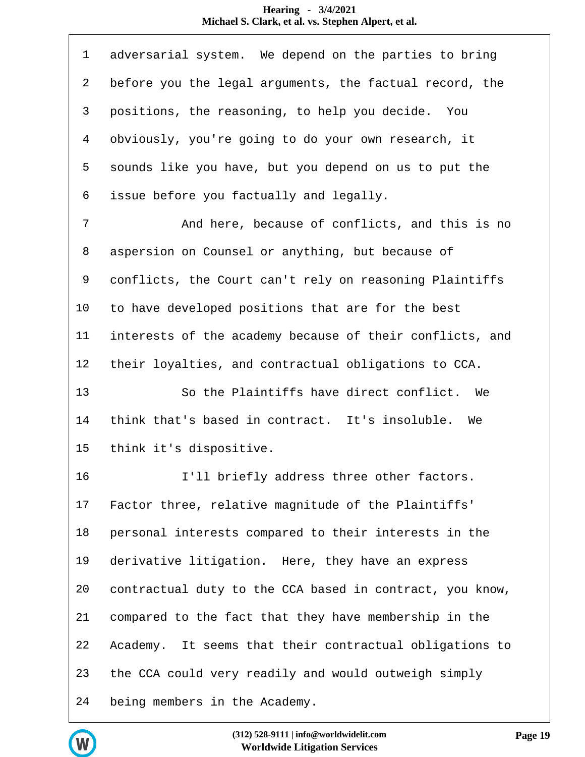1 adversarial system. We depend on the parties to bring
2 before you the legal arguments, the factual record, the
3 positions, the reasoning, to help you decide. You
4 obviously, you're going to do your own research, it
5 sounds like you have, but you depend on us to put the
6 issue before you factually and legally.
7 And here, because of conflicts, and this is no
8 aspersion on Counsel or anything, but because of
9 conflicts, the Court can't rely on reasoning Plaintiffs
10 to have developed positions that are for the best
11 interests of the academy because of their conflicts, and
12 their loyalties, and contractual obligations to CCA.
13 So the Plaintiffs have direct conflict. We
14 think that's based in contract. It's insoluble. We
15 think it's dispositive.
16 I'll briefly address three other factors.
17 Factor three, relative magnitude of the Plaintiffs'
18 personal interests compared to their interests in the
19 derivative litigation. Here, they have an express
20 contractual duty to the CCA based in contract, you know,
21 compared to the fact that they have membership in the
22 Academy. It seems that their contractual obligations to
23 the CCA could very readily and would outweigh simply
24 being members in the Academy.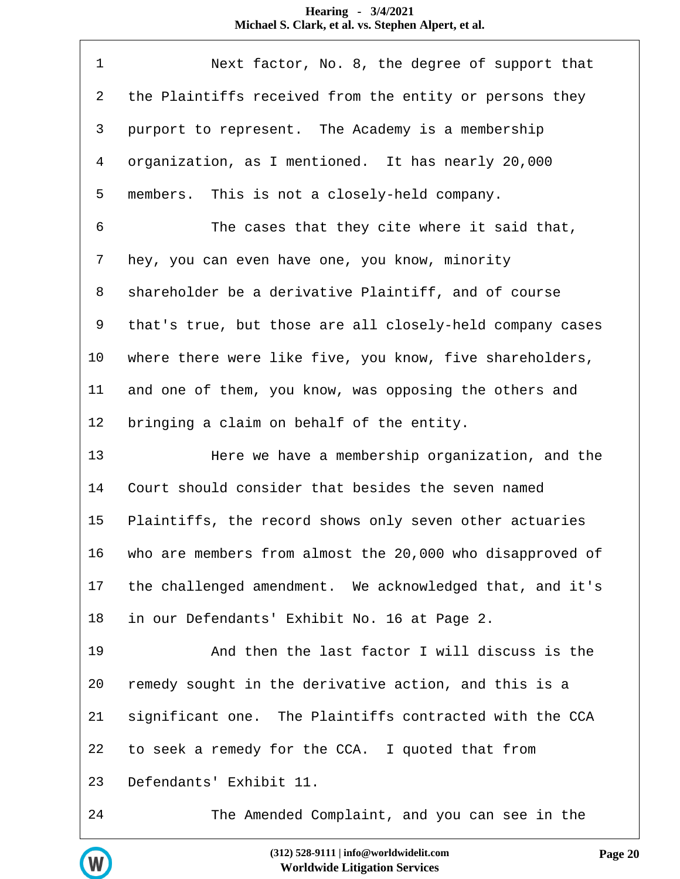1 Next factor, No. 8, the degree of support that

2 the Plaintiffs received from the entity or persons they

3 purport to represent. The Academy is a membership

4 organization, as I mentioned. It has nearly 20,000

5 members. This is not a closely-held company.

6 The cases that they cite where it said that,

7 hey, you can even have one, you know, minority

8 shareholder be a derivative Plaintiff, and of course

9 that's true, but those are all closely-held company cases

10 where there were like five, you know, five shareholders,

11 and one of them, you know, was opposing the others and

12 bringing a claim on behalf of the entity.

13 Here we have a membership organization, and the

14 Court should consider that besides the seven named

15 Plaintiffs, the record shows only seven other actuaries

16 who are members from almost the 20,000 who disapproved of

17 the challenged amendment. We acknowledged that, and it's

18 in our Defendants' Exhibit No. 16 at Page 2.

19 And then the last factor I will discuss is the

20 remedy sought in the derivative action, and this is a

21 significant one. The Plaintiffs contracted with the CCA

22 to seek a remedy for the CCA. I quoted that from

23 Defendants' Exhibit 11.

24 The Amended Complaint, and you can see in the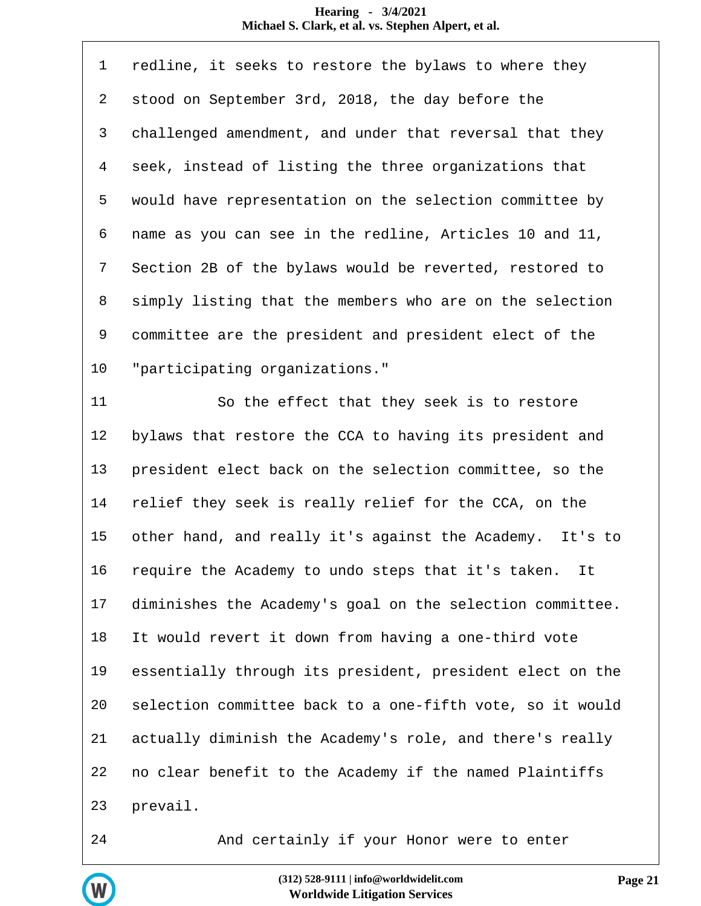1 redline, it seeks to restore the bylaws to where they
2 stood on September 3rd, 2018, the day before the
3 challenged amendment, and under that reversal that they
4 seek, instead of listing the three organizations that
5 would have representation on the selection committee by
6 name as you can see in the redline, Articles 10 and 11,
7 Section 2B of the bylaws would be reverted, restored to
8 simply listing that the members who are on the selection
9 committee are the president and president elect of the
10 "participating organizations."
11 So the effect that they seek is to restore
12 bylaws that restore the CCA to having its president and
13 president elect back on the selection committee, so the
14 relief they seek is really relief for the CCA, on the
15 other hand, and really it's against the Academy. It's to
16 require the Academy to undo steps that it's taken. It
17 diminishes the Academy's goal on the selection committee.
18 It would revert it down from having a one-third vote
19 essentially through its president, president elect on the
20 selection committee back to a one-fifth vote, so it would
21 actually diminish the Academy's role, and there's really
22 no clear benefit to the Academy if the named Plaintiffs
23 prevail.
24 And certainly if your Honor were to enter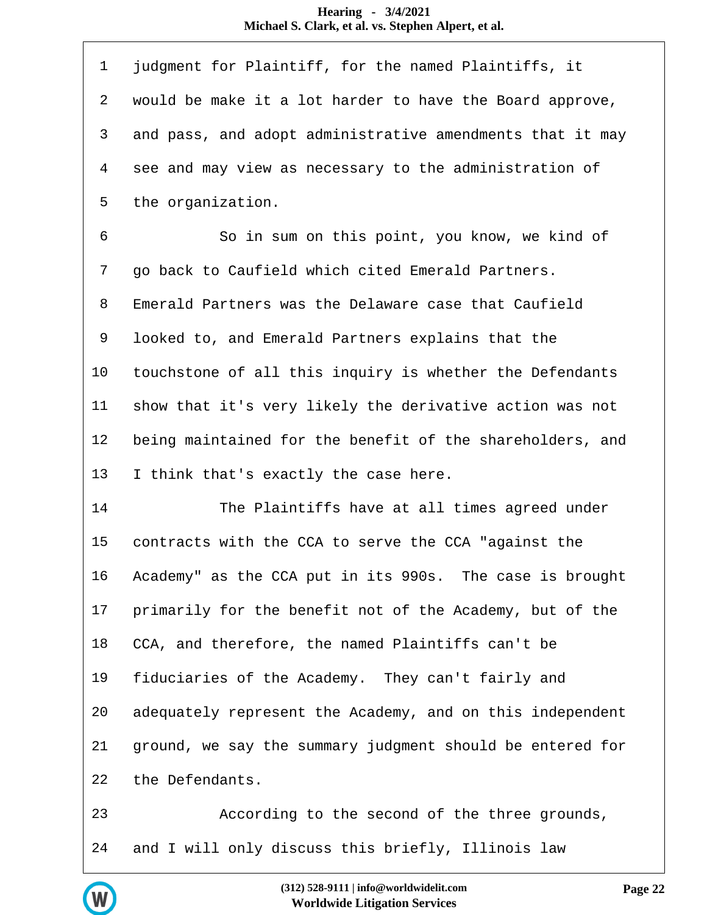1 judgment for Plaintiff, for the named Plaintiffs, it

2 would be make it a lot harder to have the Board approve,

3 and pass, and adopt administrative amendments that it may

4 see and may view as necessary to the administration of

5 the organization.

6 So in sum on this point, you know, we kind of

7 go back to Caufield which cited Emerald Partners.

8 Emerald Partners was the Delaware case that Caufield

9 looked to, and Emerald Partners explains that the

10 touchstone of all this inquiry is whether the Defendants

11 show that it's very likely the derivative action was not

12 being maintained for the benefit of the shareholders, and

13 I think that's exactly the case here.

14 The Plaintiffs have at all times agreed under

15 contracts with the CCA to serve the CCA "against the

16 Academy" as the CCA put in its 990s. The case is brought

17 primarily for the benefit not of the Academy, but of the

18 CCA, and therefore, the named Plaintiffs can't be

19 fiduciaries of the Academy. They can't fairly and

20 adequately represent the Academy, and on this independent

21 ground, we say the summary judgment should be entered for

22 the Defendants.

23 According to the second of the three grounds,

24 and I will only discuss this briefly, Illinois law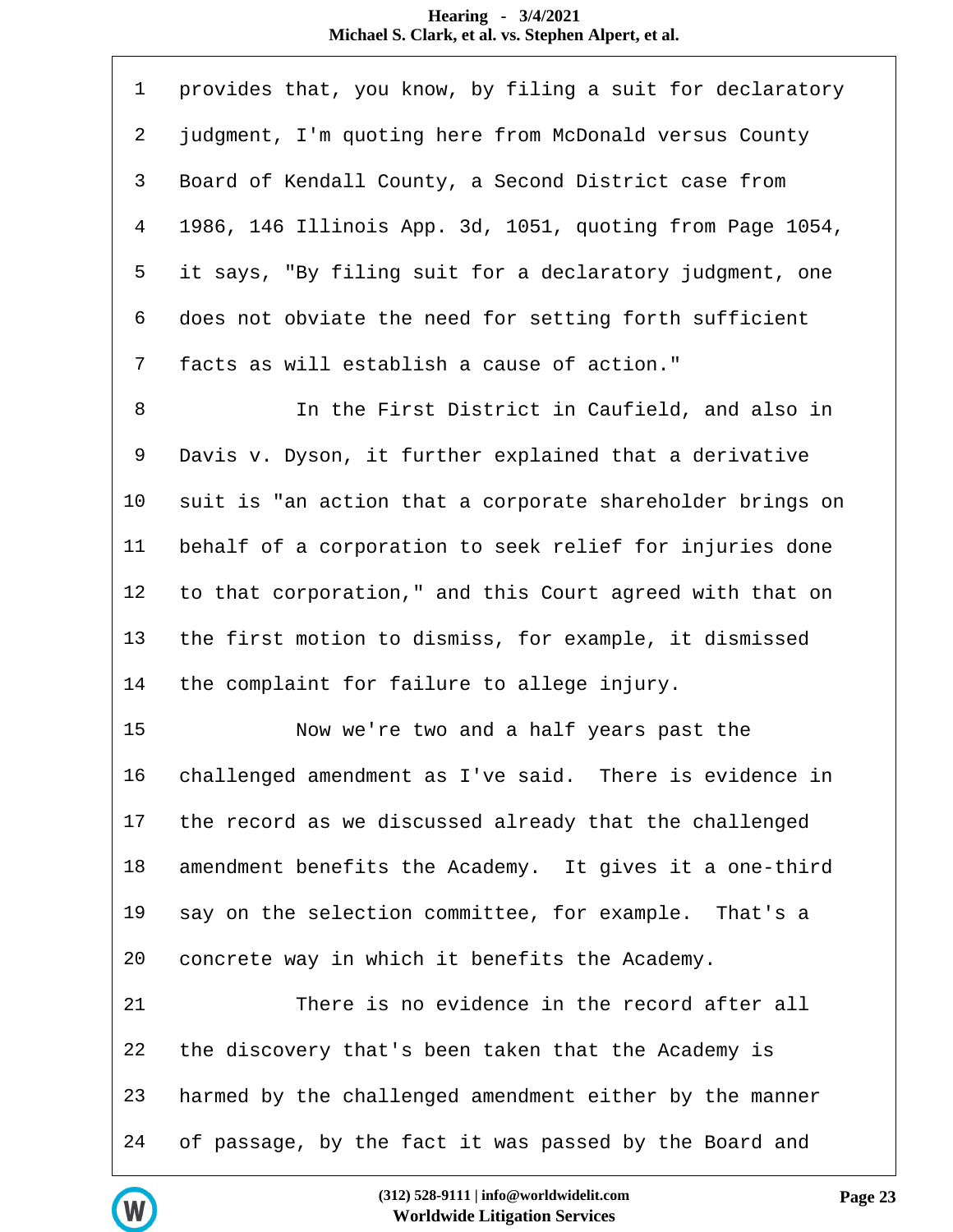1 provides that, you know, by filing a suit for declaratory
2 judgment, I'm quoting here from McDonald versus County
3 Board of Kendall County, a Second District case from
4 1986, 146 Illinois App. 3d, 1051, quoting from Page 1054,
5 it says, "By filing suit for a declaratory judgment, one
6 does not obviate the need for setting forth sufficient
7 facts as will establish a cause of action."
8 In the First District in Caufield, and also in
9 Davis v. Dyson, it further explained that a derivative
10 suit is "an action that a corporate shareholder brings on
11 behalf of a corporation to seek relief for injuries done
12 to that corporation," and this Court agreed with that on
13 the first motion to dismiss, for example, it dismissed
14 the complaint for failure to allege injury.
15 Now we're two and a half years past the
16 challenged amendment as I've said. There is evidence in
17 the record as we discussed already that the challenged
18 amendment benefits the Academy. It gives it a one-third
19 say on the selection committee, for example. That's a
20 concrete way in which it benefits the Academy.
21 There is no evidence in the record after all
22 the discovery that's been taken that the Academy is
23 harmed by the challenged amendment either by the manner
24 of passage, by the fact it was passed by the Board and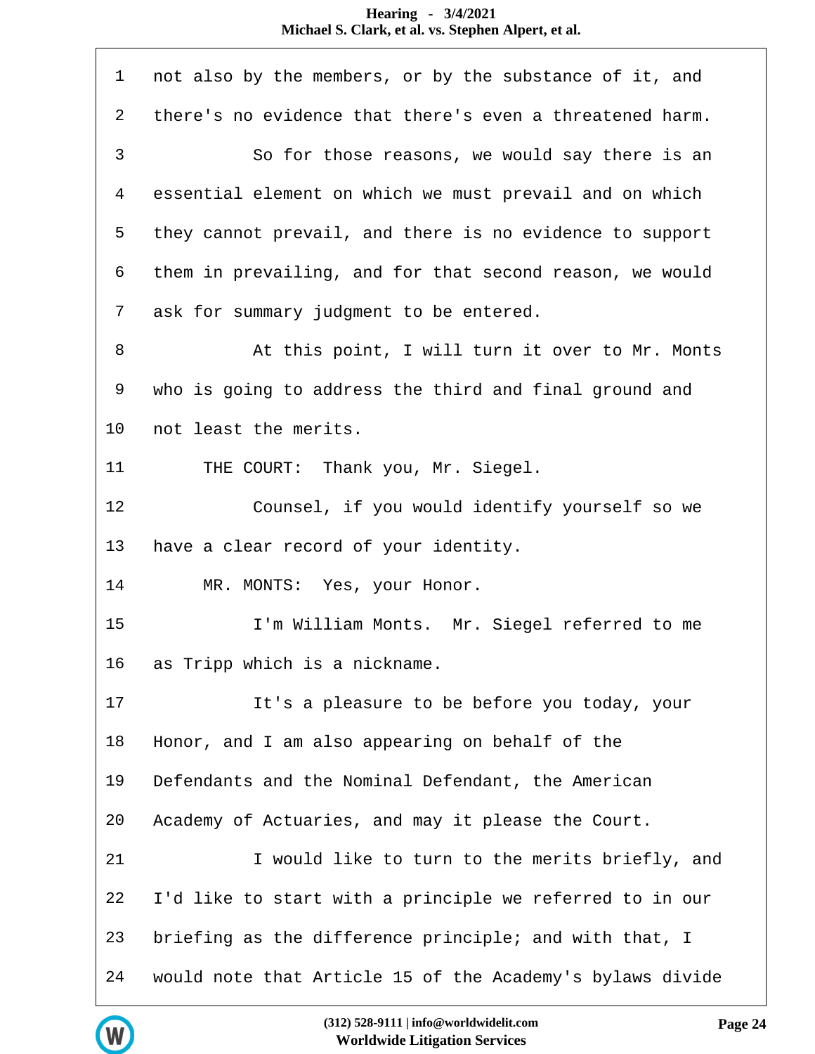1 not also by the members, or by the substance of it, and

2 there's no evidence that there's even a threatened harm.

3 So for those reasons, we would say there is an

4 essential element on which we must prevail and on which

5 they cannot prevail, and there is no evidence to support

6 them in prevailing, and for that second reason, we would

7 ask for summary judgment to be entered.

8 At this point, I will turn it over to Mr. Monts

9 who is going to address the third and final ground and

10 not least the merits.

11 THE COURT: Thank you, Mr. Siegel.

12 Counsel, if you would identify yourself so we

13 have a clear record of your identity.

14 MR. MONTS: Yes, your Honor.

15 I'm William Monts. Mr. Siegel referred to me

16 as Tripp which is a nickname.

17 It's a pleasure to be before you today, your

18 Honor, and I am also appearing on behalf of the

19 Defendants and the Nominal Defendant, the American

20 Academy of Actuaries, and may it please the Court.

21 I would like to turn to the merits briefly, and

22 I'd like to start with a principle we referred to in our

23 briefing as the difference principle; and with that, I

24 would note that Article 15 of the Academy's bylaws divide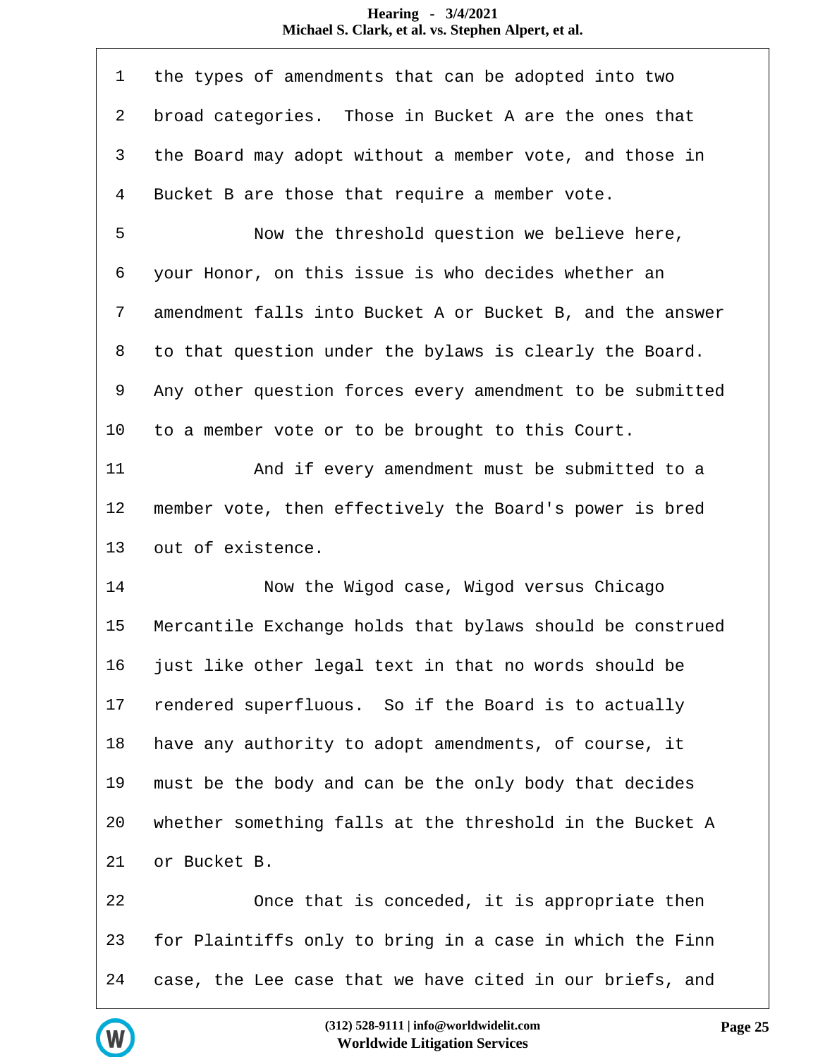1 the types of amendments that can be adopted into two
2 broad categories. Those in Bucket A are the ones that
3 the Board may adopt without a member vote, and those in
4 Bucket B are those that require a member vote.
5 Now the threshold question we believe here,
6 your Honor, on this issue is who decides whether an
7 amendment falls into Bucket A or Bucket B, and the answer
8 to that question under the bylaws is clearly the Board.
9 Any other question forces every amendment to be submitted
10 to a member vote or to be brought to this Court.
11 And if every amendment must be submitted to a
12 member vote, then effectively the Board's power is bred
13 out of existence.
14 Now the Wigod case, Wigod versus Chicago
15 Mercantile Exchange holds that bylaws should be construed
16 just like other legal text in that no words should be
17 rendered superfluous. So if the Board is to actually
18 have any authority to adopt amendments, of course, it
19 must be the body and can be the only body that decides
20 whether something falls at the threshold in the Bucket A
21 or Bucket B.
22 Once that is conceded, it is appropriate then
23 for Plaintiffs only to bring in a case in which the Finn
24 case, the Lee case that we have cited in our briefs, and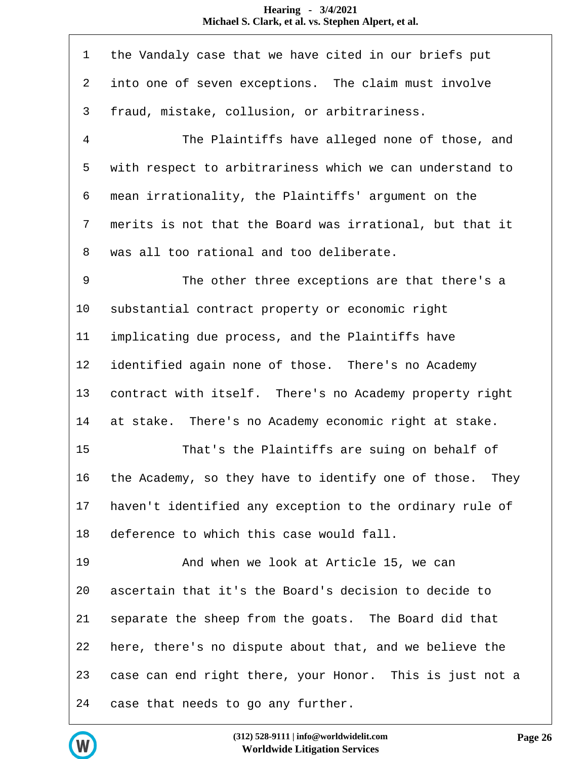1 the Vandaly case that we have cited in our briefs put
2 into one of seven exceptions. The claim must involve
3 fraud, mistake, collusion, or arbitrariness.
4 The Plaintiffs have alleged none of those, and
5 with respect to arbitrariness which we can understand to
6 mean irrationality, the Plaintiffs' argument on the
7 merits is not that the Board was irrational, but that it
8 was all too rational and too deliberate.
9 The other three exceptions are that there's a
10 substantial contract property or economic right
11 implicating due process, and the Plaintiffs have
12 identified again none of those. There's no Academy
13 contract with itself. There's no Academy property right
14 at stake. There's no Academy economic right at stake.
15 That's the Plaintiffs are suing on behalf of
16 the Academy, so they have to identify one of those. They
17 haven't identified any exception to the ordinary rule of
18 deference to which this case would fall.
19 And when we look at Article 15, we can
20 ascertain that it's the Board's decision to decide to
21 separate the sheep from the goats. The Board did that
22 here, there's no dispute about that, and we believe the
23 case can end right there, your Honor. This is just not a
24 case that needs to go any further.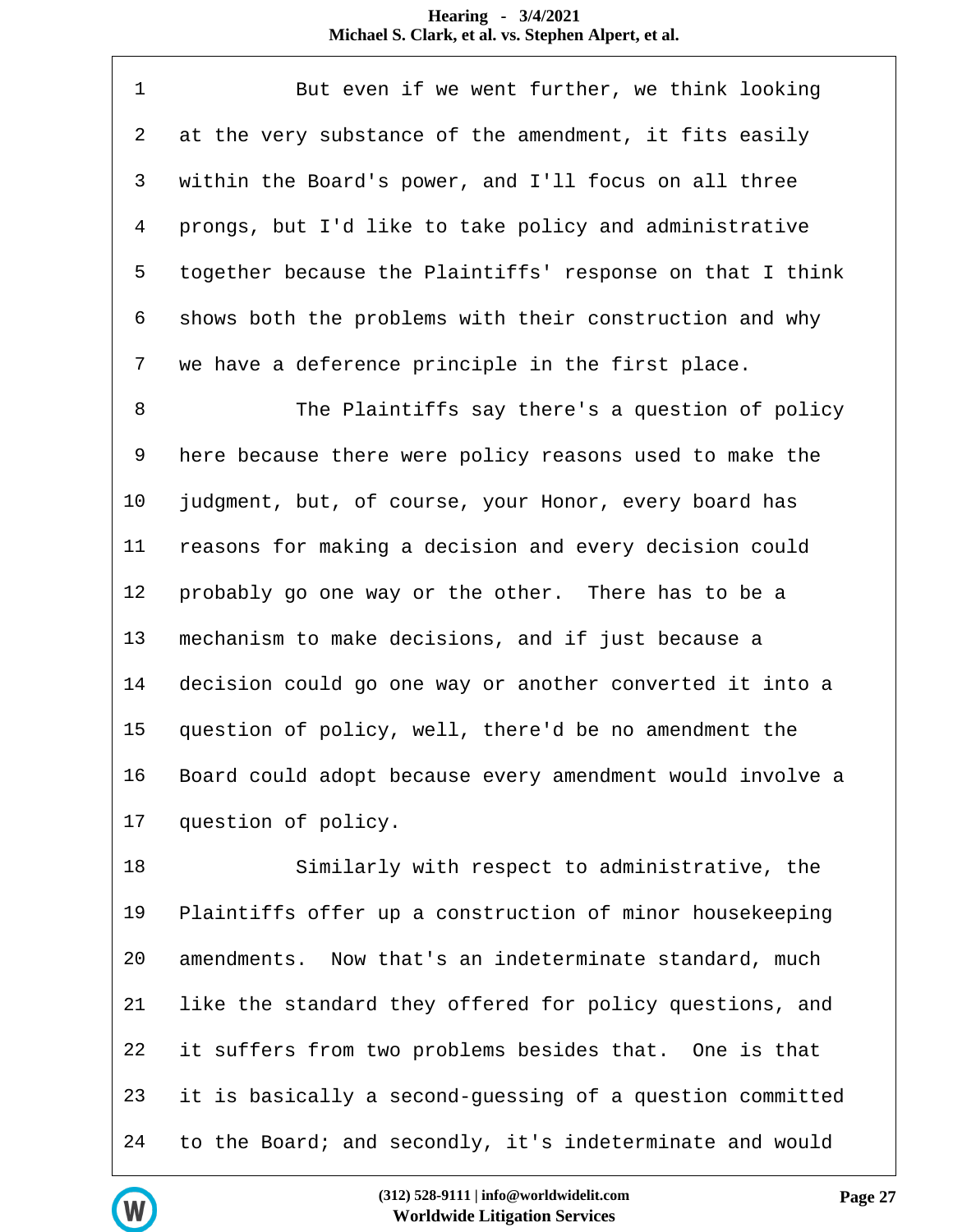1 But even if we went further, we think looking
2 at the very substance of the amendment, it fits easily
3 within the Board's power, and I'll focus on all three
4 prongs, but I'd like to take policy and administrative
5 together because the Plaintiffs' response on that I think
6 shows both the problems with their construction and why
7 we have a deference principle in the first place.

8 The Plaintiffs say there's a question of policy
9 here because there were policy reasons used to make the
10 judgment, but, of course, your Honor, every board has
11 reasons for making a decision and every decision could
12 probably go one way or the other. There has to be a
13 mechanism to make decisions, and if just because a
14 decision could go one way or another converted it into a
15 question of policy, well, there'd be no amendment the
16 Board could adopt because every amendment would involve a
17 question of policy.

18 Similarly with respect to administrative, the
19 Plaintiffs offer up a construction of minor housekeeping
20 amendments. Now that's an indeterminate standard, much
21 like the standard they offered for policy questions, and
22 it suffers from two problems besides that. One is that
23 it is basically a second-guessing of a question committed
24 to the Board; and secondly, it's indeterminate and would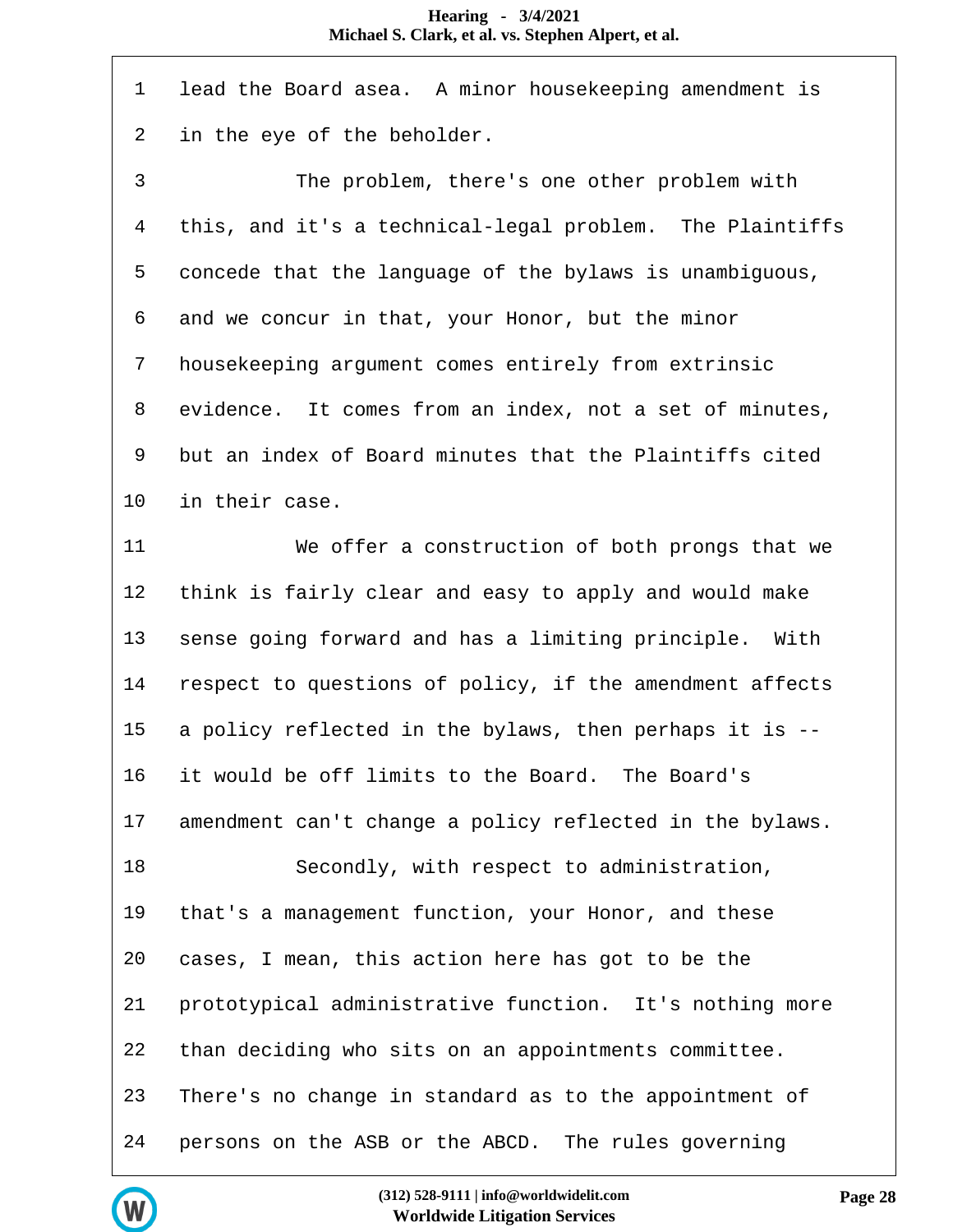1 lead the Board asea. A minor housekeeping amendment is
2 in the eye of the beholder.
3 The problem, there's one other problem with
4 this, and it's a technical-legal problem. The Plaintiffs
5 concede that the language of the bylaws is unambiguous,
6 and we concur in that, your Honor, but the minor
7 housekeeping argument comes entirely from extrinsic
8 evidence. It comes from an index, not a set of minutes,
9 but an index of Board minutes that the Plaintiffs cited
10 in their case.
11 We offer a construction of both prongs that we
12 think is fairly clear and easy to apply and would make
13 sense going forward and has a limiting principle. With
14 respect to questions of policy, if the amendment affects
15 a policy reflected in the bylaws, then perhaps it is --
16 it would be off limits to the Board. The Board's
17 amendment can't change a policy reflected in the bylaws.
18 Secondly, with respect to administration,
19 that's a management function, your Honor, and these
20 cases, I mean, this action here has got to be the
21 prototypical administrative function. It's nothing more
22 than deciding who sits on an appointments committee.
23 There's no change in standard as to the appointment of
24 persons on the ASB or the ABCD. The rules governing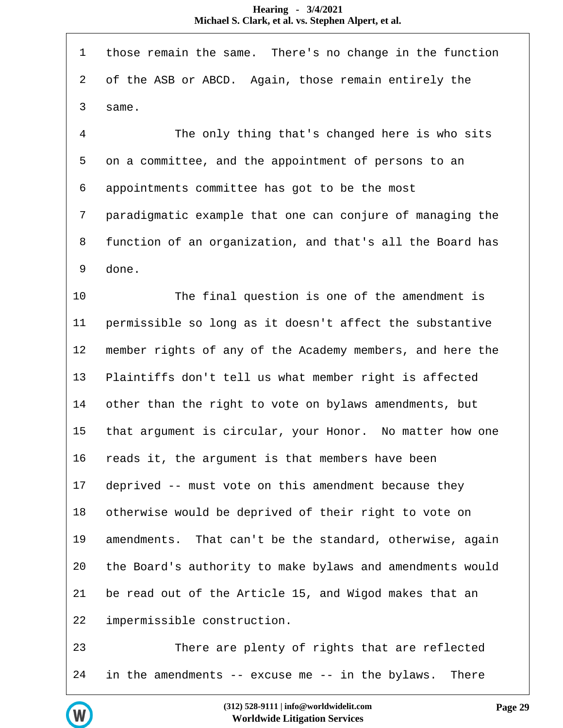1 those remain the same. There's no change in the function
2 of the ASB or ABCD. Again, those remain entirely the
3 same.
4 The only thing that's changed here is who sits
5 on a committee, and the appointment of persons to an
6 appointments committee has got to be the most
7 paradigmatic example that one can conjure of managing the
8 function of an organization, and that's all the Board has
9 done.
10 The final question is one of the amendment is
11 permissible so long as it doesn't affect the substantive
12 member rights of any of the Academy members, and here the
13 Plaintiffs don't tell us what member right is affected
14 other than the right to vote on bylaws amendments, but
15 that argument is circular, your Honor. No matter how one
16 reads it, the argument is that members have been
17 deprived -- must vote on this amendment because they
18 otherwise would be deprived of their right to vote on
19 amendments. That can't be the standard, otherwise, again
20 the Board's authority to make bylaws and amendments would
21 be read out of the Article 15, and Wigod makes that an
22 impermissible construction.
23 There are plenty of rights that are reflected
24 in the amendments -- excuse me -- in the bylaws. There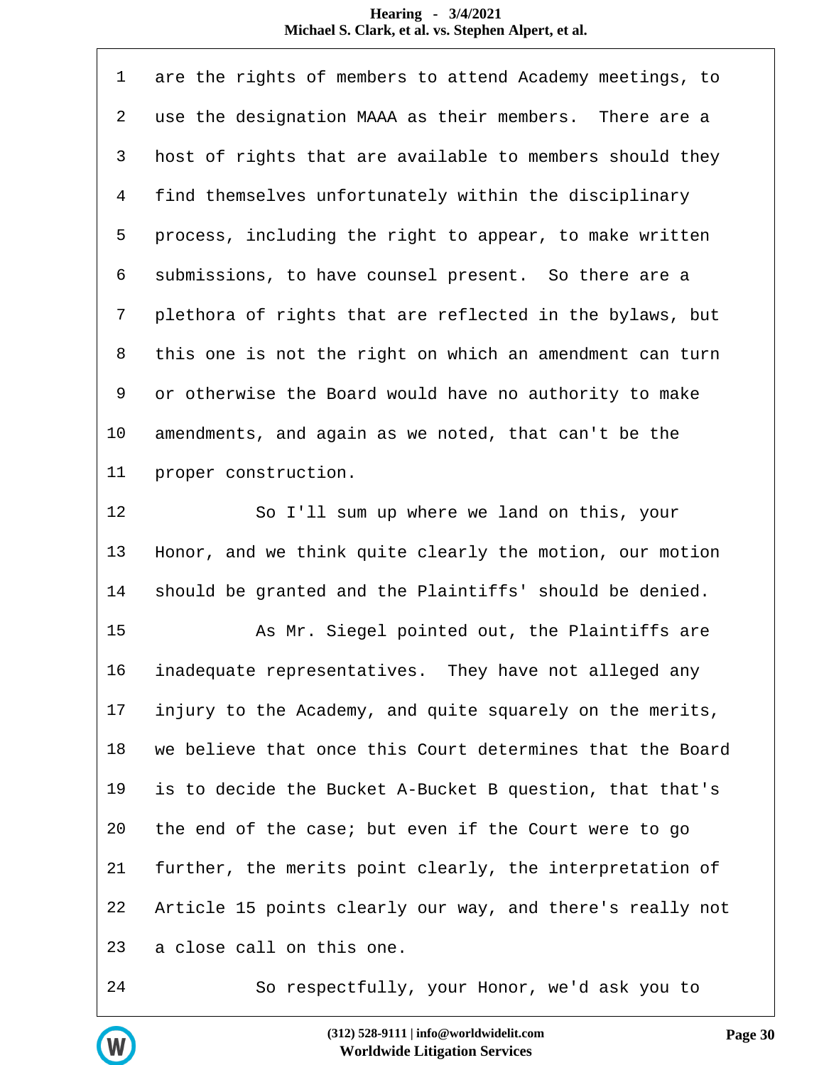1 are the rights of members to attend Academy meetings, to
2 use the designation MAAA as their members. There are a
3 host of rights that are available to members should they
4 find themselves unfortunately within the disciplinary
5 process, including the right to appear, to make written
6 submissions, to have counsel present. So there are a
7 plethora of rights that are reflected in the bylaws, but
8 this one is not the right on which an amendment can turn
9 or otherwise the Board would have no authority to make
10 amendments, and again as we noted, that can't be the
11 proper construction.
12 So I'll sum up where we land on this, your
13 Honor, and we think quite clearly the motion, our motion
14 should be granted and the Plaintiffs' should be denied.
15 As Mr. Siegel pointed out, the Plaintiffs are
16 inadequate representatives. They have not alleged any
17 injury to the Academy, and quite squarely on the merits,
18 we believe that once this Court determines that the Board
19 is to decide the Bucket A-Bucket B question, that that's
20 the end of the case; but even if the Court were to go
21 further, the merits point clearly, the interpretation of
22 Article 15 points clearly our way, and there's really not
23 a close call on this one.
24 So respectfully, your Honor, we'd ask you to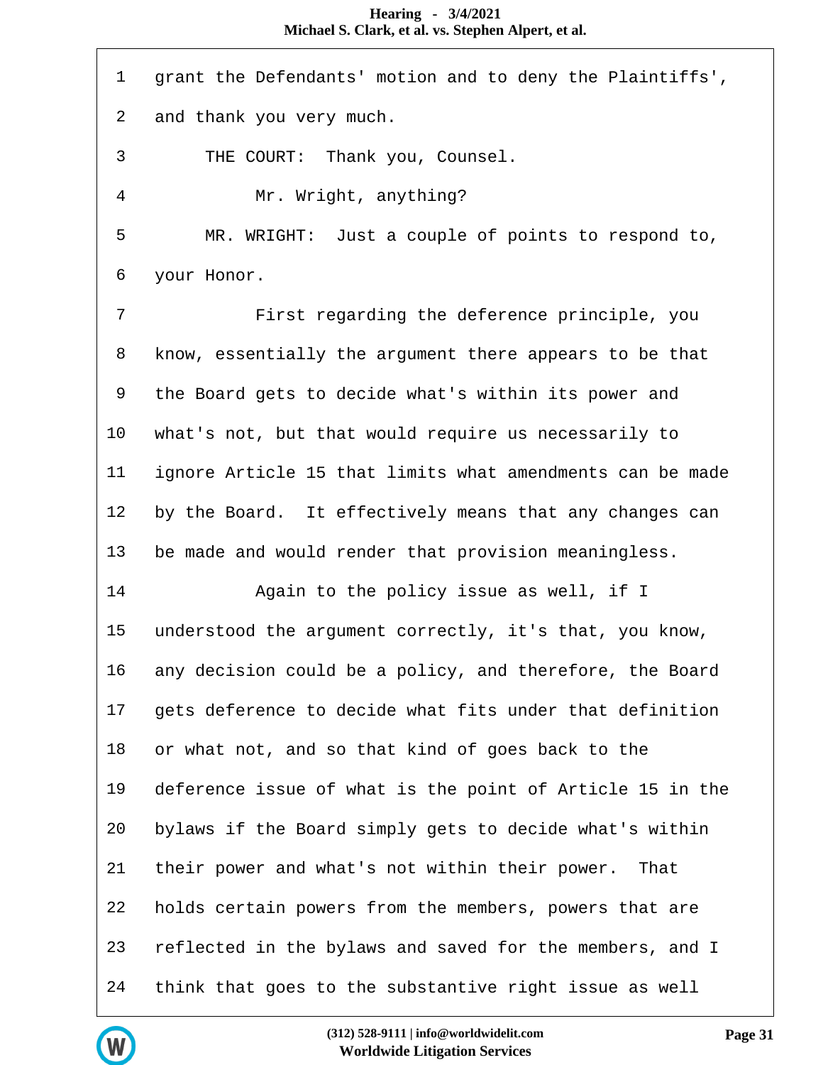1 grant the Defendants' motion and to deny the Plaintiffs',

2 and thank you very much.

3 THE COURT: Thank you, Counsel.

4 Mr. Wright, anything?

5 MR. WRIGHT: Just a couple of points to respond to,

6 your Honor.

7 First regarding the deference principle, you

8 know, essentially the argument there appears to be that

9 the Board gets to decide what's within its power and

10 what's not, but that would require us necessarily to

11 ignore Article 15 that limits what amendments can be made

12 by the Board. It effectively means that any changes can

13 be made and would render that provision meaningless.

14 Again to the policy issue as well, if I

15 understood the argument correctly, it's that, you know,

16 any decision could be a policy, and therefore, the Board

17 gets deference to decide what fits under that definition

18 or what not, and so that kind of goes back to the

19 deference issue of what is the point of Article 15 in the

20 bylaws if the Board simply gets to decide what's within

21 their power and what's not within their power. That

22 holds certain powers from the members, powers that are

23 reflected in the bylaws and saved for the members, and I

24 think that goes to the substantive right issue as well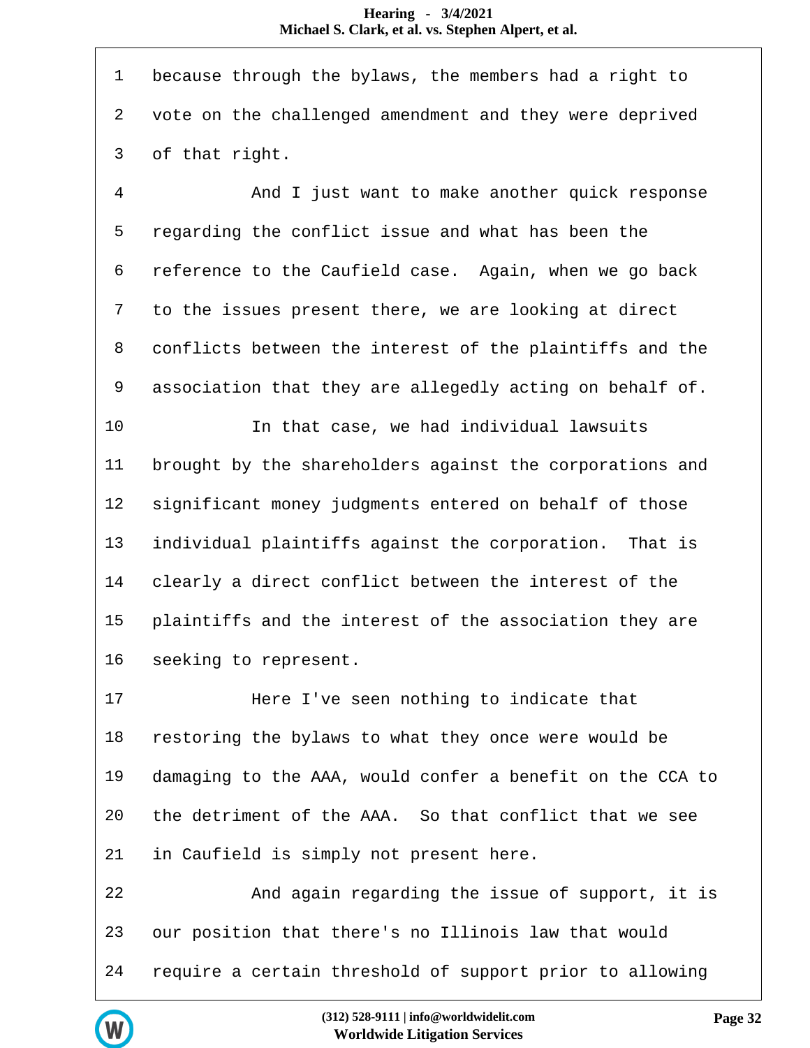1 because through the bylaws, the members had a right to
2 vote on the challenged amendment and they were deprived
3 of that right.
4 And I just want to make another quick response
5 regarding the conflict issue and what has been the
6 reference to the Caufield case. Again, when we go back
7 to the issues present there, we are looking at direct
8 conflicts between the interest of the plaintiffs and the
9 association that they are allegedly acting on behalf of.
10 In that case, we had individual lawsuits
11 brought by the shareholders against the corporations and
12 significant money judgments entered on behalf of those
13 individual plaintiffs against the corporation. That is
14 clearly a direct conflict between the interest of the
15 plaintiffs and the interest of the association they are
16 seeking to represent.
17 Here I've seen nothing to indicate that
18 restoring the bylaws to what they once were would be
19 damaging to the AAA, would confer a benefit on the CCA to
20 the detriment of the AAA. So that conflict that we see
21 in Caufield is simply not present here.
22 And again regarding the issue of support, it is
23 our position that there's no Illinois law that would
24 require a certain threshold of support prior to allowing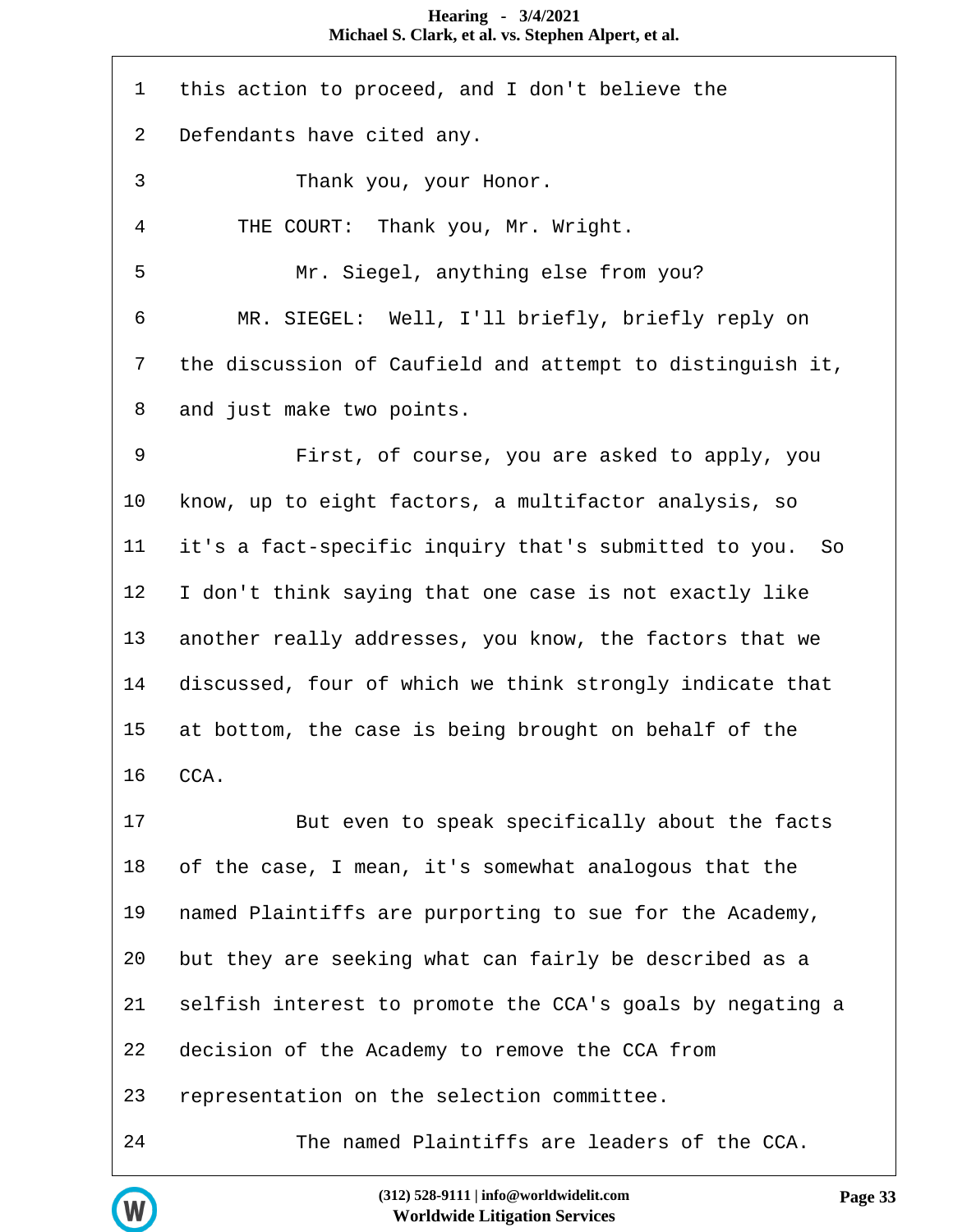1 this action to proceed, and I don't believe the

2 Defendants have cited any.

3 Thank you, your Honor.

4 THE COURT: Thank you, Mr. Wright.

5 Mr. Siegel, anything else from you?

6 MR. SIEGEL: Well, I'll briefly, briefly reply on

7 the discussion of Caufield and attempt to distinguish it,

8 and just make two points.

9 First, of course, you are asked to apply, you

10 know, up to eight factors, a multifactor analysis, so

11 it's a fact-specific inquiry that's submitted to you. So

12 I don't think saying that one case is not exactly like

13 another really addresses, you know, the factors that we

14 discussed, four of which we think strongly indicate that

15 at bottom, the case is being brought on behalf of the

16 CCA.

17 But even to speak specifically about the facts

18 of the case, I mean, it's somewhat analogous that the

19 named Plaintiffs are purporting to sue for the Academy,

20 but they are seeking what can fairly be described as a

21 selfish interest to promote the CCA's goals by negating a

22 decision of the Academy to remove the CCA from

23 representation on the selection committee.

24 The named Plaintiffs are leaders of the CCA.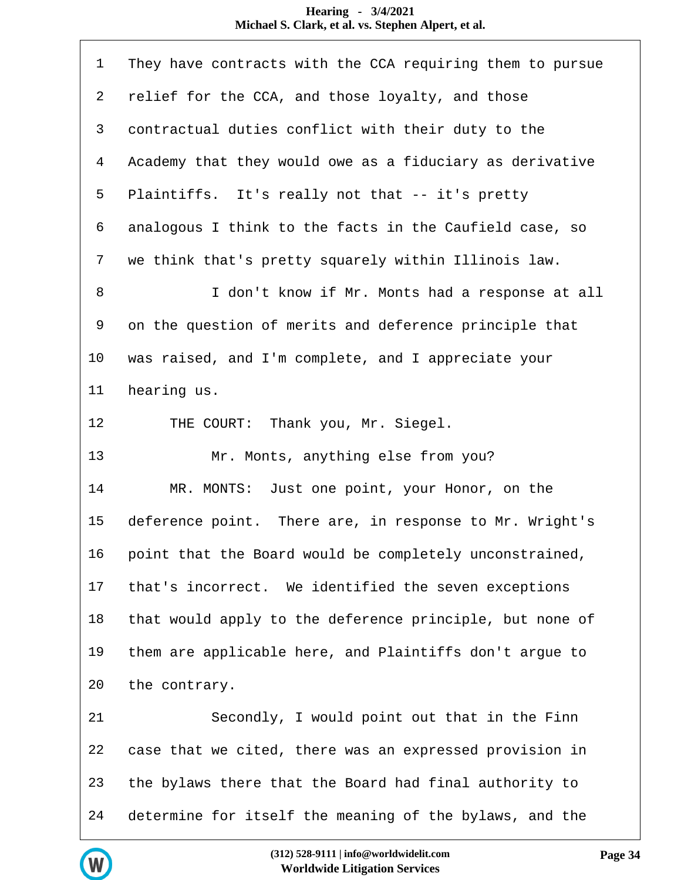1 They have contracts with the CCA requiring them to pursue
2 relief for the CCA, and those loyalty, and those
3 contractual duties conflict with their duty to the
4 Academy that they would owe as a fiduciary as derivative
5 Plaintiffs. It's really not that -- it's pretty
6 analogous I think to the facts in the Caufield case, so
7 we think that's pretty squarely within Illinois law.
8 I don't know if Mr. Monts had a response at all
9 on the question of merits and deference principle that
10 was raised, and I'm complete, and I appreciate your
11 hearing us.
12 THE COURT: Thank you, Mr. Siegel.
13 Mr. Monts, anything else from you?
14 MR. MONTS: Just one point, your Honor, on the
15 deference point. There are, in response to Mr. Wright's
16 point that the Board would be completely unconstrained,
17 that's incorrect. We identified the seven exceptions
18 that would apply to the deference principle, but none of
19 them are applicable here, and Plaintiffs don't argue to
20 the contrary.
21 Secondly, I would point out that in the Finn
22 case that we cited, there was an expressed provision in
23 the bylaws there that the Board had final authority to
24 determine for itself the meaning of the bylaws, and the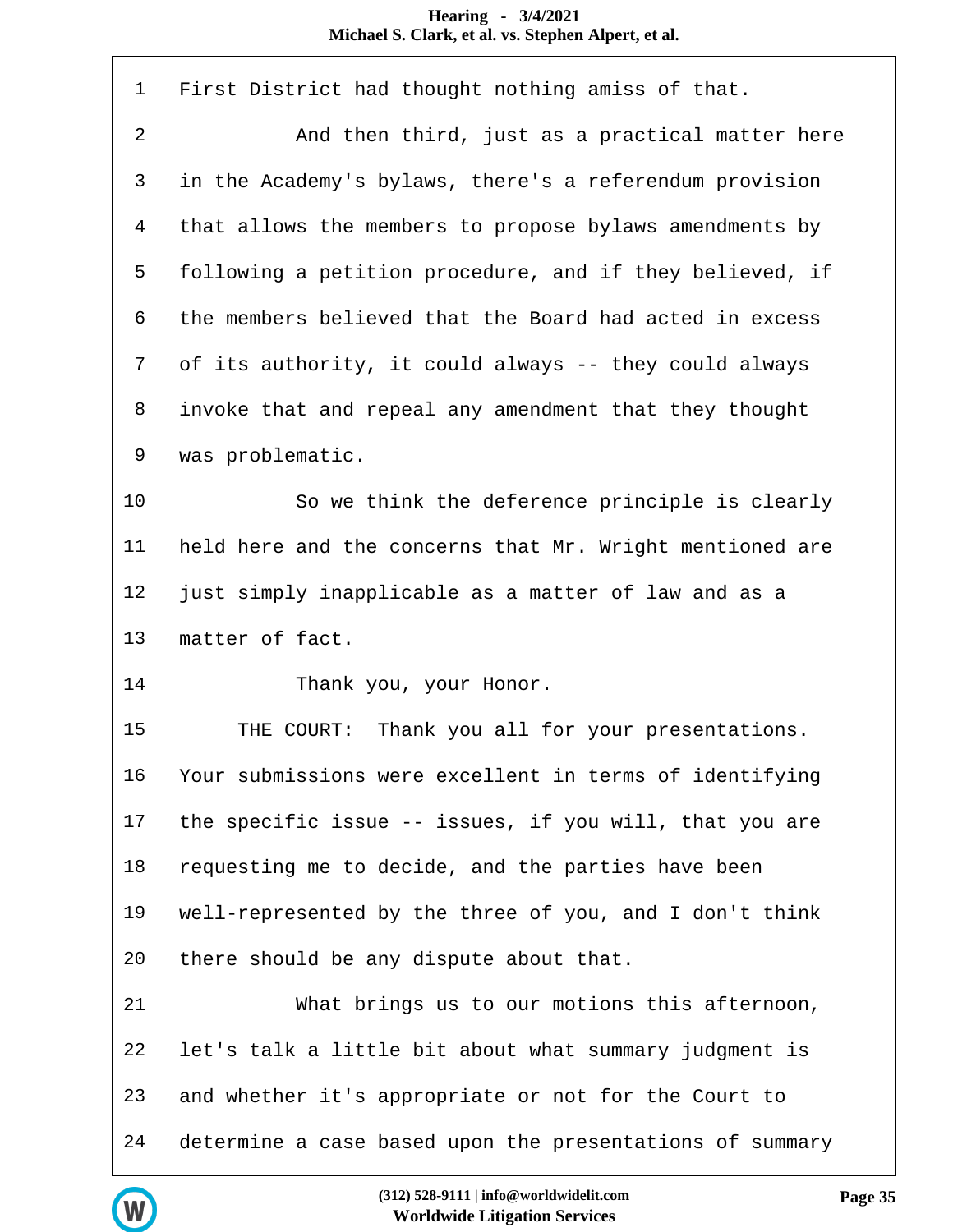1 First District had thought nothing amiss of that.

2 And then third, just as a practical matter here

3 in the Academy's bylaws, there's a referendum provision

4 that allows the members to propose bylaws amendments by

5 following a petition procedure, and if they believed, if

6 the members believed that the Board had acted in excess

7 of its authority, it could always -- they could always

8 invoke that and repeal any amendment that they thought

9 was problematic.

10 So we think the deference principle is clearly

11 held here and the concerns that Mr. Wright mentioned are

12 just simply inapplicable as a matter of law and as a

13 matter of fact.

14 Thank you, your Honor.

15 THE COURT: Thank you all for your presentations.

16 Your submissions were excellent in terms of identifying

17 the specific issue -- issues, if you will, that you are

18 requesting me to decide, and the parties have been

19 well-represented by the three of you, and I don't think

20 there should be any dispute about that.

21 What brings us to our motions this afternoon,

22 let's talk a little bit about what summary judgment is

23 and whether it's appropriate or not for the Court to

24 determine a case based upon the presentations of summary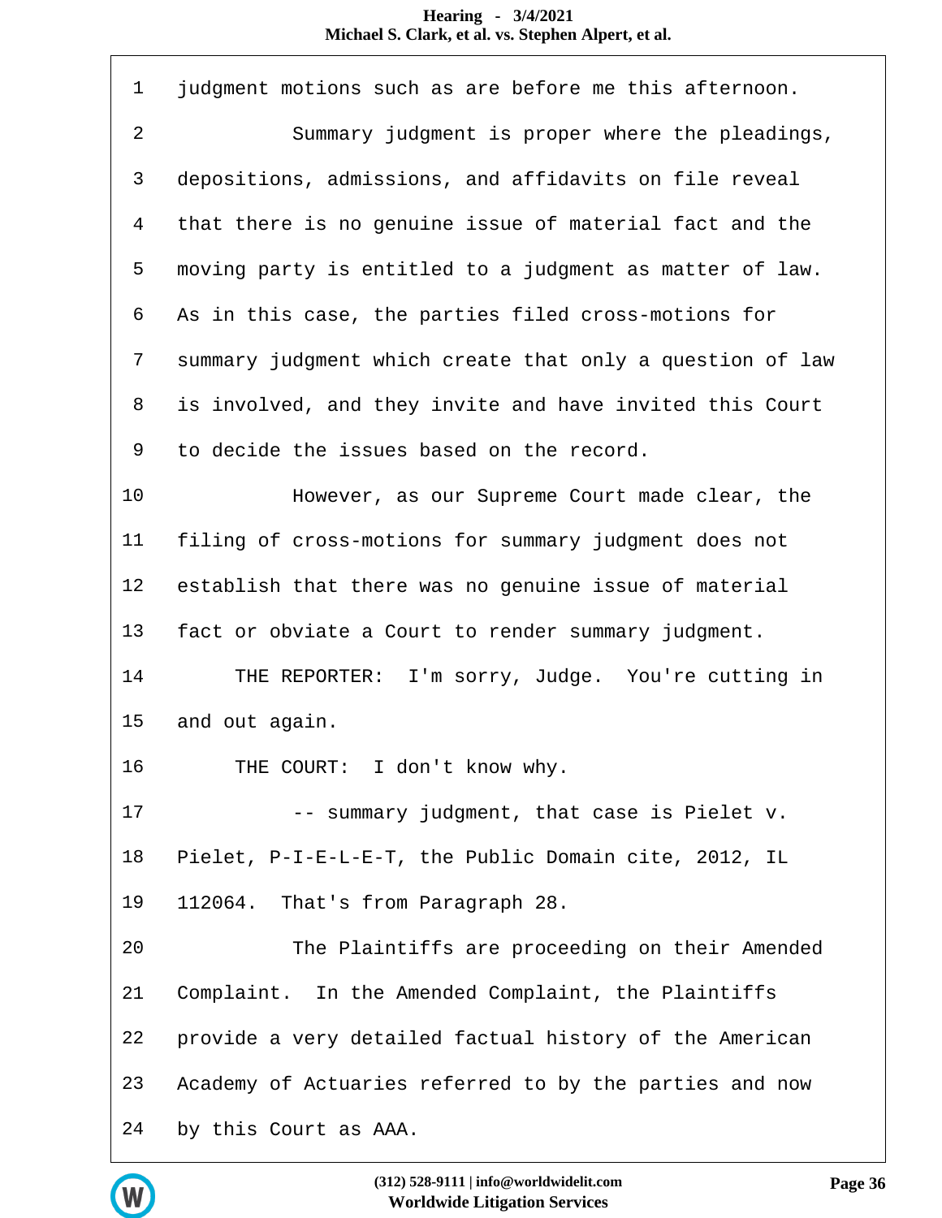1 judgment motions such as are before me this afternoon.

2 Summary judgment is proper where the pleadings,

3 depositions, admissions, and affidavits on file reveal

4 that there is no genuine issue of material fact and the

5 moving party is entitled to a judgment as matter of law.

6 As in this case, the parties filed cross-motions for

7 summary judgment which create that only a question of law

8 is involved, and they invite and have invited this Court

9 to decide the issues based on the record.

10 However, as our Supreme Court made clear, the

11 filing of cross-motions for summary judgment does not

12 establish that there was no genuine issue of material

13 fact or obviate a Court to render summary judgment.

14 THE REPORTER: I'm sorry, Judge. You're cutting in

15 and out again.

16 THE COURT: I don't know why.

17 -- summary judgment, that case is Pielet v.

18 Pielet, P-I-E-L-E-T, the Public Domain cite, 2012, IL

19 112064. That's from Paragraph 28.

20 The Plaintiffs are proceeding on their Amended

21 Complaint. In the Amended Complaint, the Plaintiffs

22 provide a very detailed factual history of the American

23 Academy of Actuaries referred to by the parties and now

24 by this Court as AAA.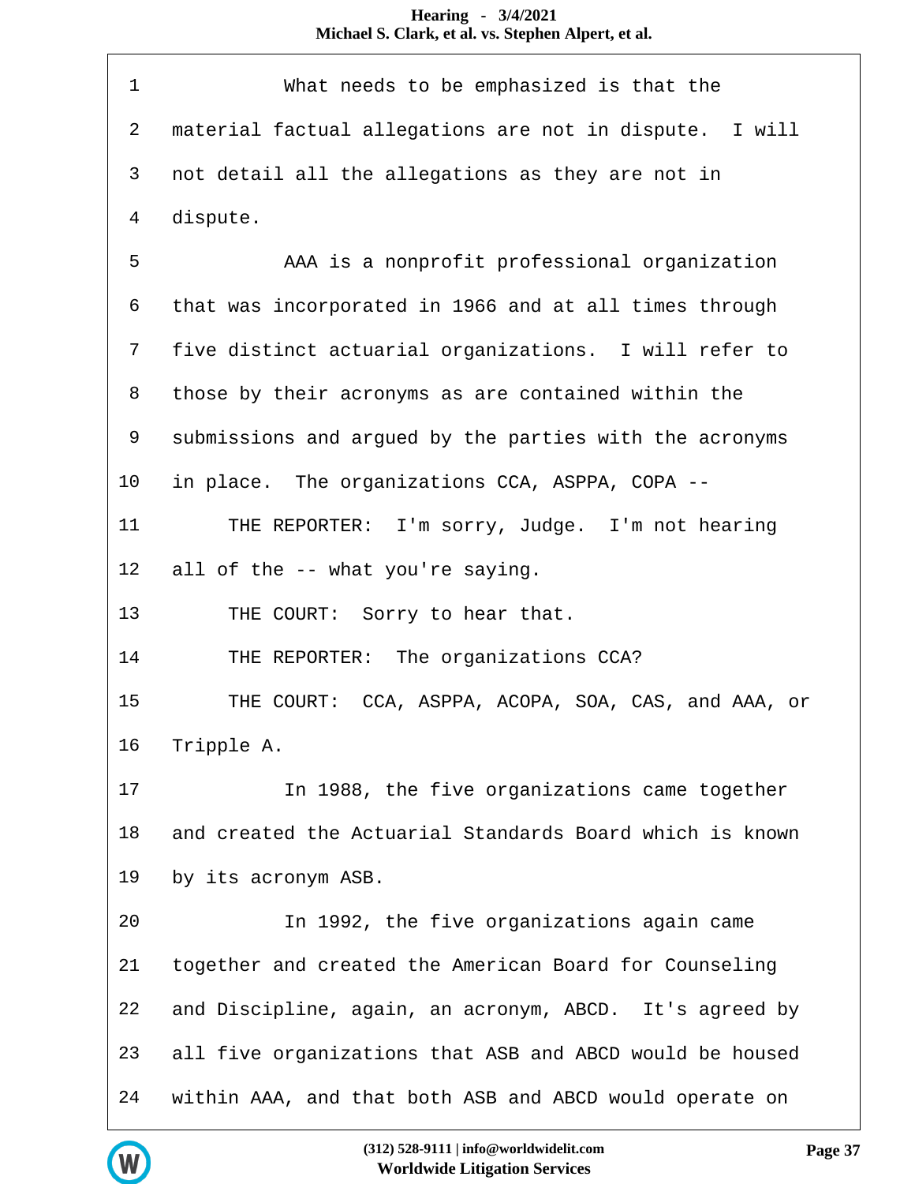1 What needs to be emphasized is that the
2 material factual allegations are not in dispute. I will
3 not detail all the allegations as they are not in
4 dispute.
5 AAA is a nonprofit professional organization
6 that was incorporated in 1966 and at all times through
7 five distinct actuarial organizations. I will refer to
8 those by their acronyms as are contained within the
9 submissions and argued by the parties with the acronyms
10 in place. The organizations CCA, ASPPA, COPA --
11 THE REPORTER: I'm sorry, Judge. I'm not hearing
12 all of the -- what you're saying.
13 THE COURT: Sorry to hear that.
14 THE REPORTER: The organizations CCA?
15 THE COURT: CCA, ASPPA, ACOPA, SOA, CAS, and AAA, or
16 Tripple A.
17 In 1988, the five organizations came together
18 and created the Actuarial Standards Board which is known
19 by its acronym ASB.
20 In 1992, the five organizations again came
21 together and created the American Board for Counseling
22 and Discipline, again, an acronym, ABCD. It's agreed by
23 all five organizations that ASB and ABCD would be housed
24 within AAA, and that both ASB and ABCD would operate on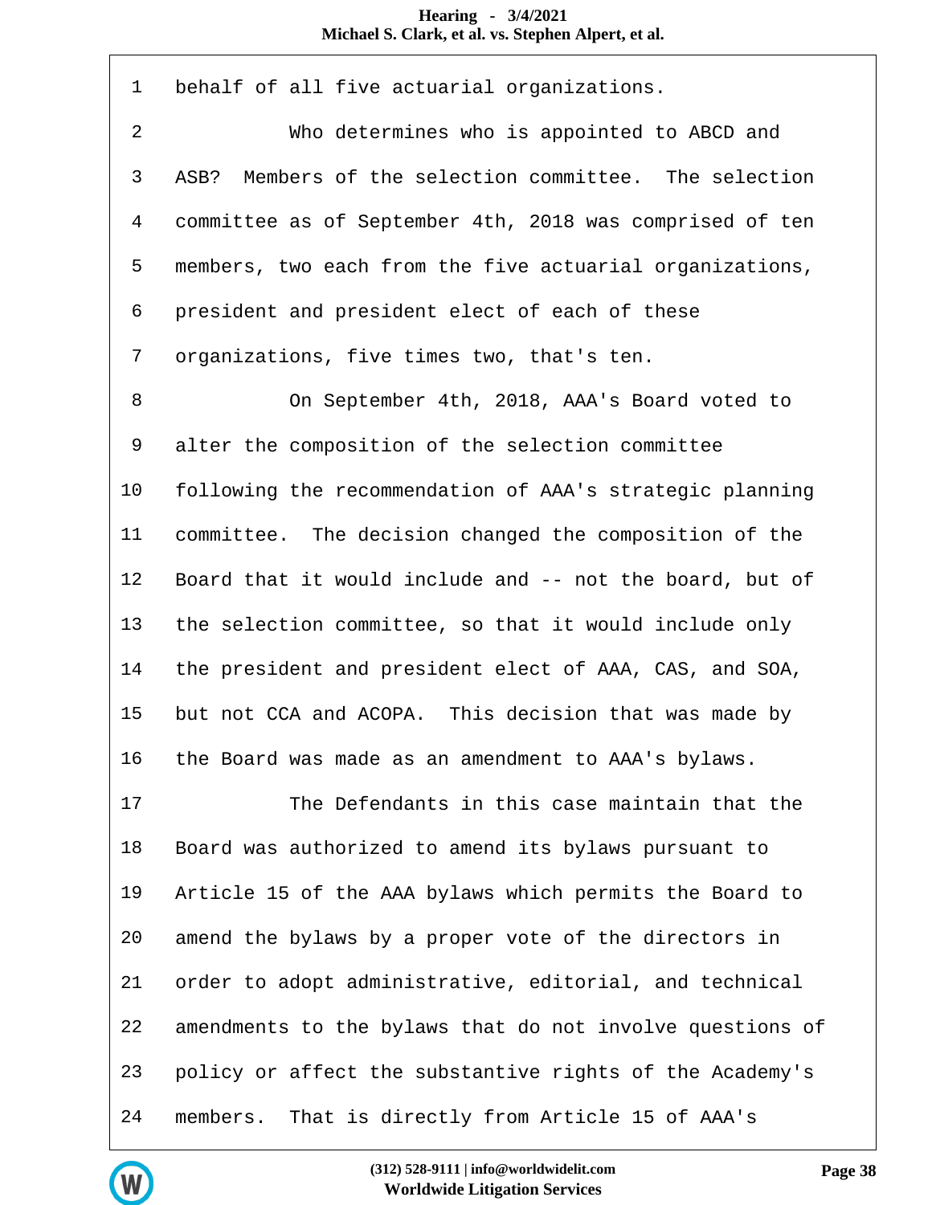1 behalf of all five actuarial organizations.

2 Who determines who is appointed to ABCD and

3 ASB? Members of the selection committee. The selection

4 committee as of September 4th, 2018 was comprised of ten

5 members, two each from the five actuarial organizations,

6 president and president elect of each of these

7 organizations, five times two, that's ten.

8 On September 4th, 2018, AAA's Board voted to

9 alter the composition of the selection committee

10 following the recommendation of AAA's strategic planning

11 committee. The decision changed the composition of the

12 Board that it would include and -- not the board, but of

13 the selection committee, so that it would include only

14 the president and president elect of AAA, CAS, and SOA,

15 but not CCA and ACOPA. This decision that was made by

16 the Board was made as an amendment to AAA's bylaws.

17 The Defendants in this case maintain that the

18 Board was authorized to amend its bylaws pursuant to

19 Article 15 of the AAA bylaws which permits the Board to

20 amend the bylaws by a proper vote of the directors in

21 order to adopt administrative, editorial, and technical

22 amendments to the bylaws that do not involve questions of

23 policy or affect the substantive rights of the Academy's

24 members. That is directly from Article 15 of AAA's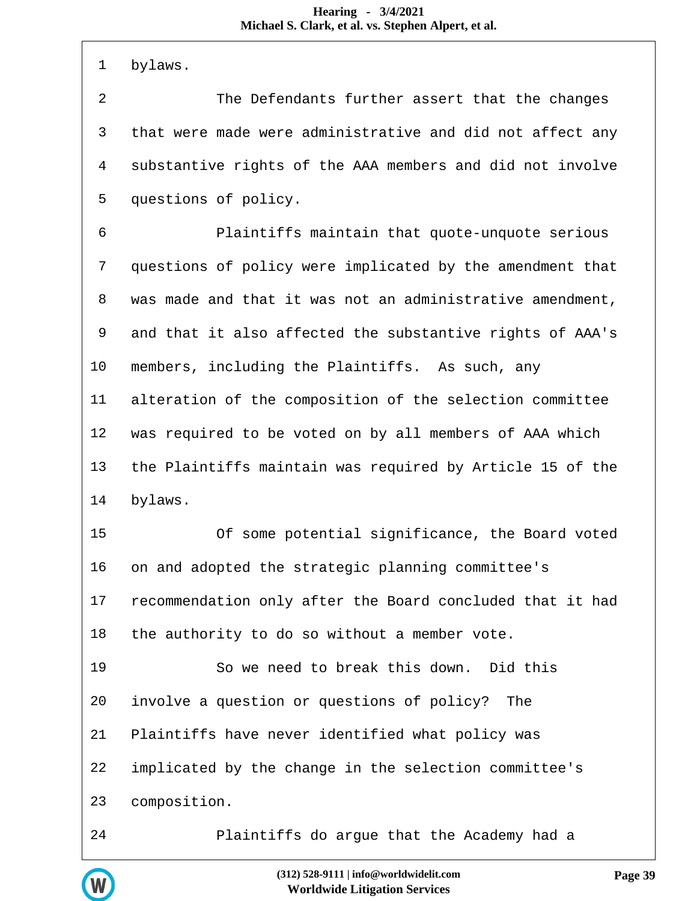1 bylaws.

2 The Defendants further assert that the changes

3 that were made were administrative and did not affect any

4 substantive rights of the AAA members and did not involve

5 questions of policy.

6 Plaintiffs maintain that quote-unquote serious

7 questions of policy were implicated by the amendment that

8 was made and that it was not an administrative amendment,

9 and that it also affected the substantive rights of AAA's

10 members, including the Plaintiffs. As such, any

11 alteration of the composition of the selection committee

12 was required to be voted on by all members of AAA which

13 the Plaintiffs maintain was required by Article 15 of the

14 bylaws.

15 Of some potential significance, the Board voted

16 on and adopted the strategic planning committee's

17 recommendation only after the Board concluded that it had

18 the authority to do so without a member vote.

19 So we need to break this down. Did this

20 involve a question or questions of policy? The

21 Plaintiffs have never identified what policy was

22 implicated by the change in the selection committee's

23 composition.

24 Plaintiffs do argue that the Academy had a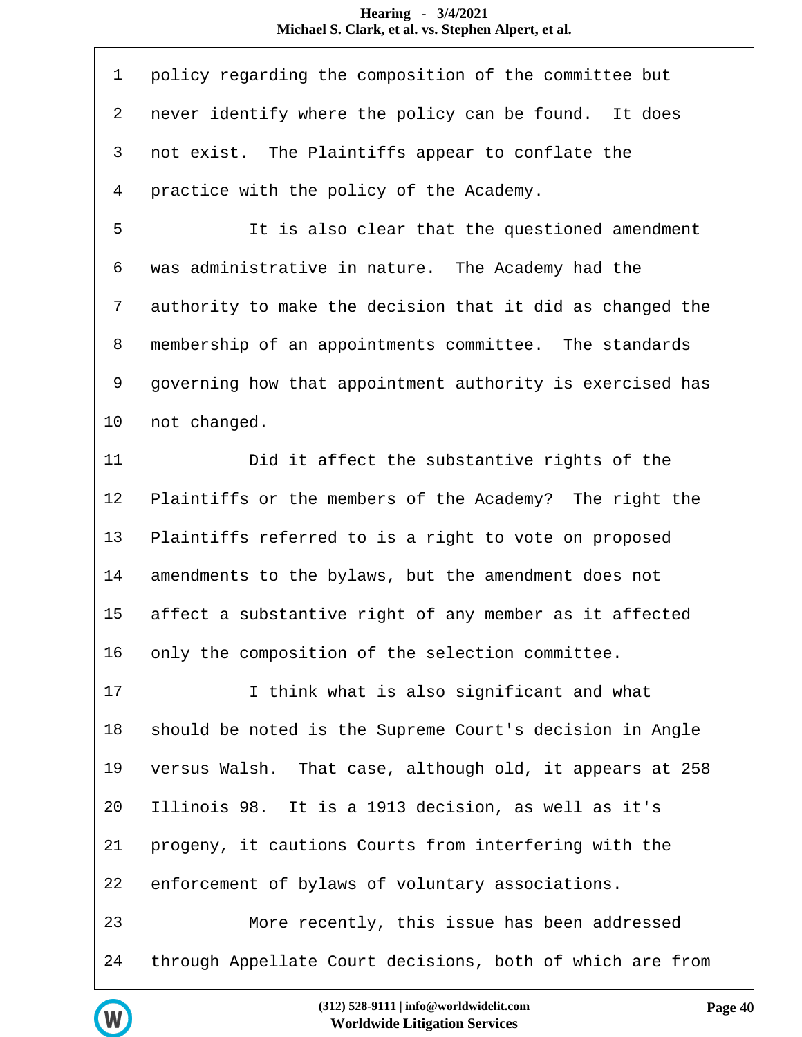1 policy regarding the composition of the committee but
2 never identify where the policy can be found. It does
3 not exist. The Plaintiffs appear to conflate the
4 practice with the policy of the Academy.
5 It is also clear that the questioned amendment
6 was administrative in nature. The Academy had the
7 authority to make the decision that it did as changed the
8 membership of an appointments committee. The standards
9 governing how that appointment authority is exercised has
10 not changed.
11 Did it affect the substantive rights of the
12 Plaintiffs or the members of the Academy? The right the
13 Plaintiffs referred to is a right to vote on proposed
14 amendments to the bylaws, but the amendment does not
15 affect a substantive right of any member as it affected
16 only the composition of the selection committee.
17 I think what is also significant and what
18 should be noted is the Supreme Court's decision in Angle
19 versus Walsh. That case, although old, it appears at 258
20 Illinois 98. It is a 1913 decision, as well as it's
21 progeny, it cautions Courts from interfering with the
22 enforcement of bylaws of voluntary associations.
23 More recently, this issue has been addressed
24 through Appellate Court decisions, both of which are from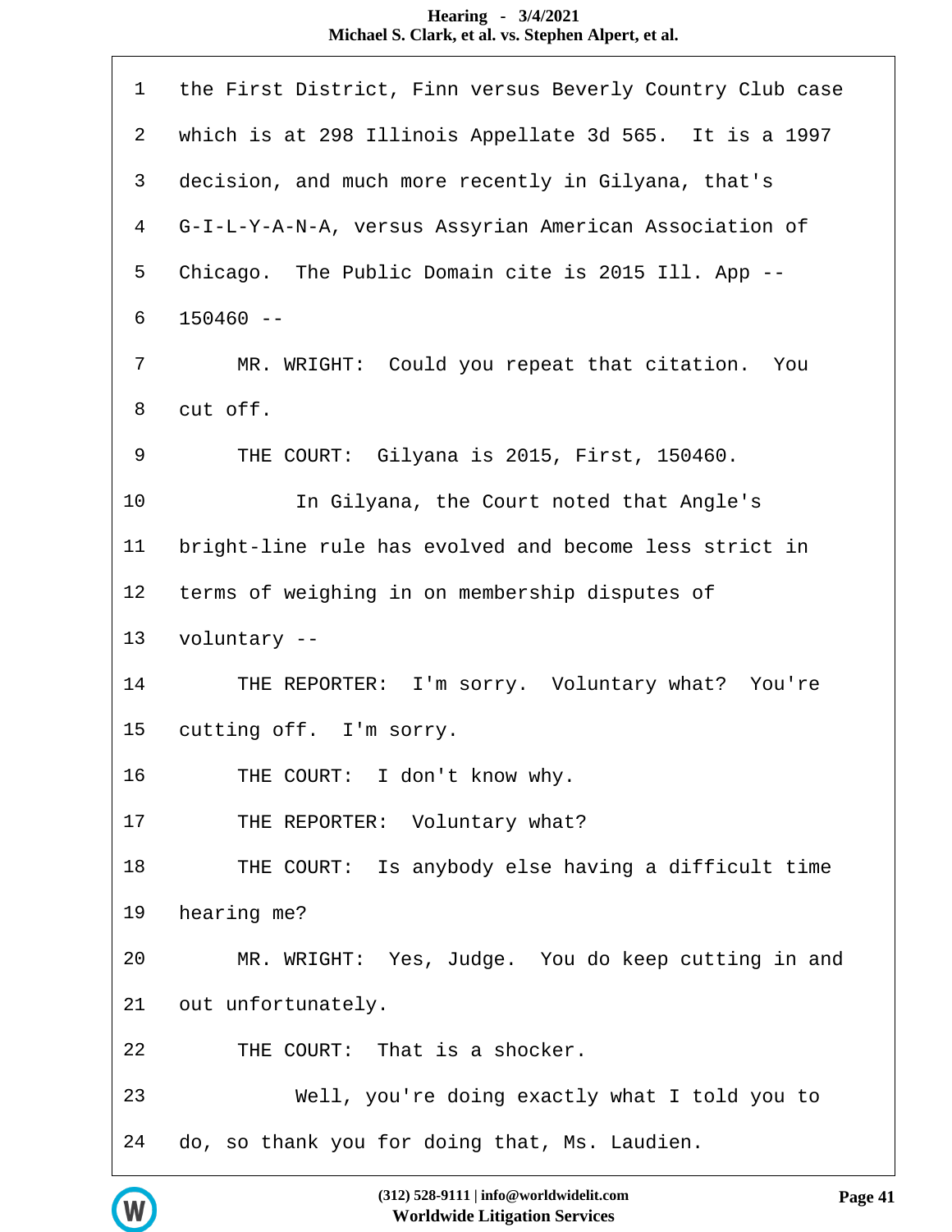1 the First District, Finn versus Beverly Country Club case

2 which is at 298 Illinois Appellate 3d 565. It is a 1997

3 decision, and much more recently in Gilyana, that's

4 G-I-L-Y-A-N-A, versus Assyrian American Association of

5 Chicago. The Public Domain cite is 2015 Ill. App --

6 150460 --

7 MR. WRIGHT: Could you repeat that citation. You

8 cut off.

9 THE COURT: Gilyana is 2015, First, 150460.

10 In Gilyana, the Court noted that Angle's

11 bright-line rule has evolved and become less strict in

12 terms of weighing in on membership disputes of

13 voluntary --

14 THE REPORTER: I'm sorry. Voluntary what? You're

15 cutting off. I'm sorry.

16 THE COURT: I don't know why.

17 THE REPORTER: Voluntary what?

18 THE COURT: Is anybody else having a difficult time

19 hearing me?

20 MR. WRIGHT: Yes, Judge. You do keep cutting in and

21 out unfortunately.

22 THE COURT: That is a shocker.

23 Well, you're doing exactly what I told you to

24 do, so thank you for doing that, Ms. Laudien.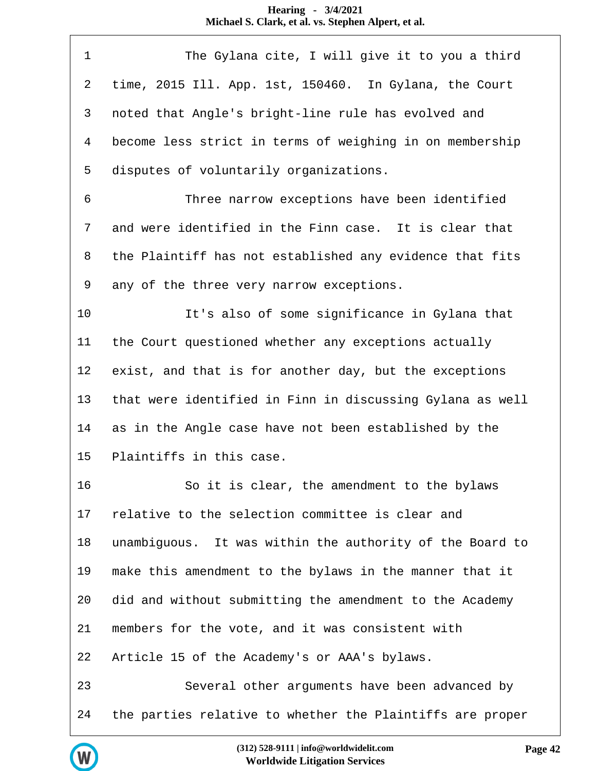1 The Gylana cite, I will give it to you a third

2 time, 2015 Ill. App. 1st, 150460. In Gylana, the Court

3 noted that Angle's bright-line rule has evolved and

4 become less strict in terms of weighing in on membership

5 disputes of voluntarily organizations.

6 Three narrow exceptions have been identified

7 and were identified in the Finn case. It is clear that

8 the Plaintiff has not established any evidence that fits

9 any of the three very narrow exceptions.

10 It's also of some significance in Gylana that

11 the Court questioned whether any exceptions actually

12 exist, and that is for another day, but the exceptions

13 that were identified in Finn in discussing Gylana as well

14 as in the Angle case have not been established by the

15 Plaintiffs in this case.

16 So it is clear, the amendment to the bylaws

17 relative to the selection committee is clear and

18 unambiguous. It was within the authority of the Board to

19 make this amendment to the bylaws in the manner that it

20 did and without submitting the amendment to the Academy

21 members for the vote, and it was consistent with

22 Article 15 of the Academy's or AAA's bylaws.

23 Several other arguments have been advanced by

24 the parties relative to whether the Plaintiffs are proper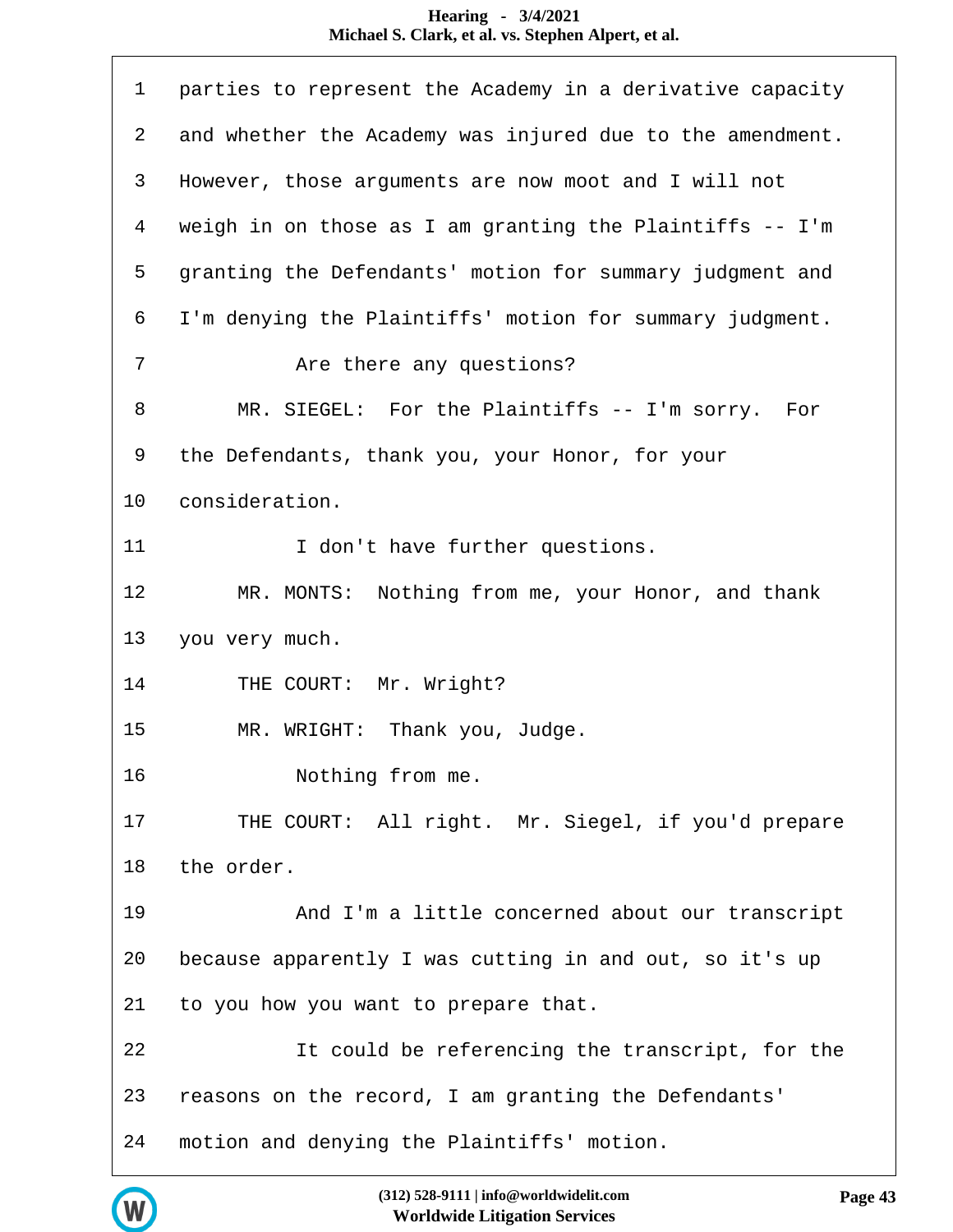1 parties to represent the Academy in a derivative capacity
2 and whether the Academy was injured due to the amendment.
3 However, those arguments are now moot and I will not
4 weigh in on those as I am granting the Plaintiffs -- I'm
5 granting the Defendants' motion for summary judgment and
6 I'm denying the Plaintiffs' motion for summary judgment.
7 Are there any questions?
8 MR. SIEGEL: For the Plaintiffs -- I'm sorry. For
9 the Defendants, thank you, your Honor, for your
10 consideration.
11 I don't have further questions.
12 MR. MONTS: Nothing from me, your Honor, and thank
13 you very much.
14 THE COURT: Mr. Wright?
15 MR. WRIGHT: Thank you, Judge.
16 Nothing from me.
17 THE COURT: All right. Mr. Siegel, if you'd prepare
18 the order.
19 And I'm a little concerned about our transcript
20 because apparently I was cutting in and out, so it's up
21 to you how you want to prepare that.
22 It could be referencing the transcript, for the
23 reasons on the record, I am granting the Defendants'
24 motion and denying the Plaintiffs' motion.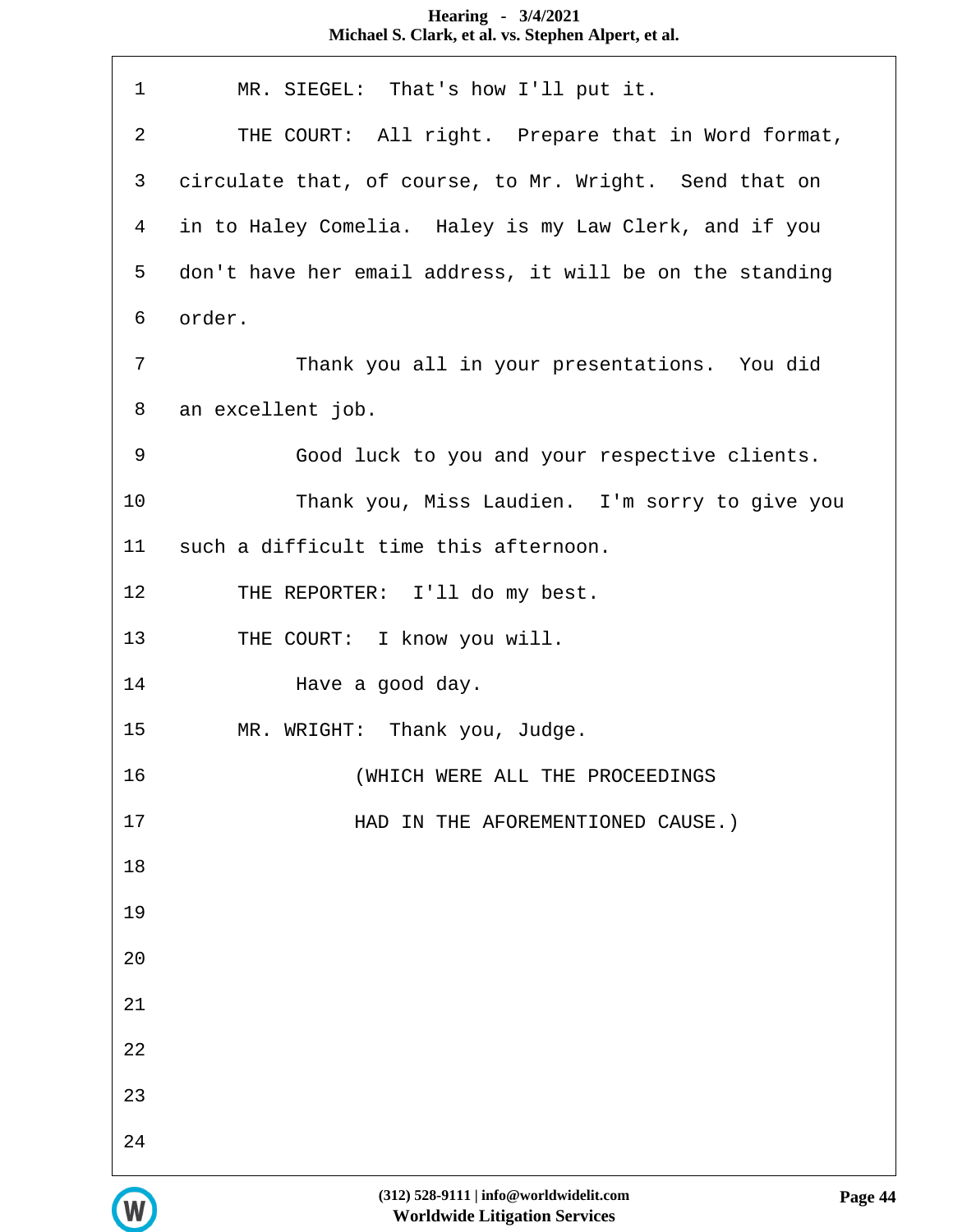MR. SIEGEL: That's how I'll put it.

THE COURT: All right. Prepare that in Word format, circulate that, of course, to Mr. Wright. Send that on in to Haley Comelia. Haley is my Law Clerk, and if you don't have her email address, it will be on the standing order.

Thank you all in your presentations. You did an excellent job.

Good luck to you and your respective clients.

Thank you, Miss Laudien. I'm sorry to give you such a difficult time this afternoon.

THE REPORTER: I'll do my best.

THE COURT: I know you will.

Have a good day.

MR. WRIGHT: Thank you, Judge.

(WHICH WERE ALL THE PROCEEDINGS HAD IN THE AFOREMENTIONED CAUSE.)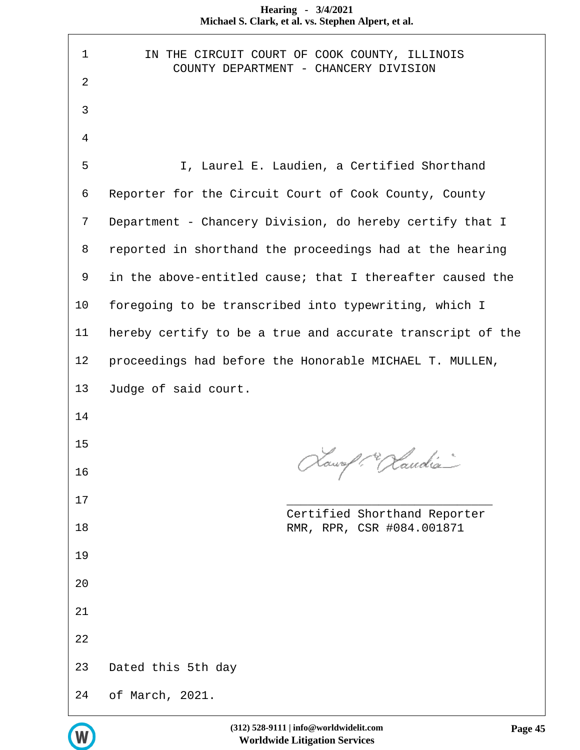IN THE CIRCUIT COURT OF COOK COUNTY, ILLINOIS
COUNTY DEPARTMENT - CHANCERY DIVISION

I, Laurel E. Laudien, a Certified Shorthand Reporter for the Circuit Court of Cook County, County Department - Chancery Division, do hereby certify that I reported in shorthand the proceedings had at the hearing in the above-entitled cause; that I thereafter caused the foregoing to be transcribed into typewriting, which I hereby certify to be a true and accurate transcript of the proceedings had before the Honorable MICHAEL T. MULLEN, Judge of said court.

\_\_\_\_\_\_\_\_\_\_\_\_\_\_\_\_\_\_\_\_\_\_\_\_\_\_\_\_\_\_
Certified Shorthand Reporter
RMR, RPR, CSR #084.001871

Dated this 5th day
of March, 2021.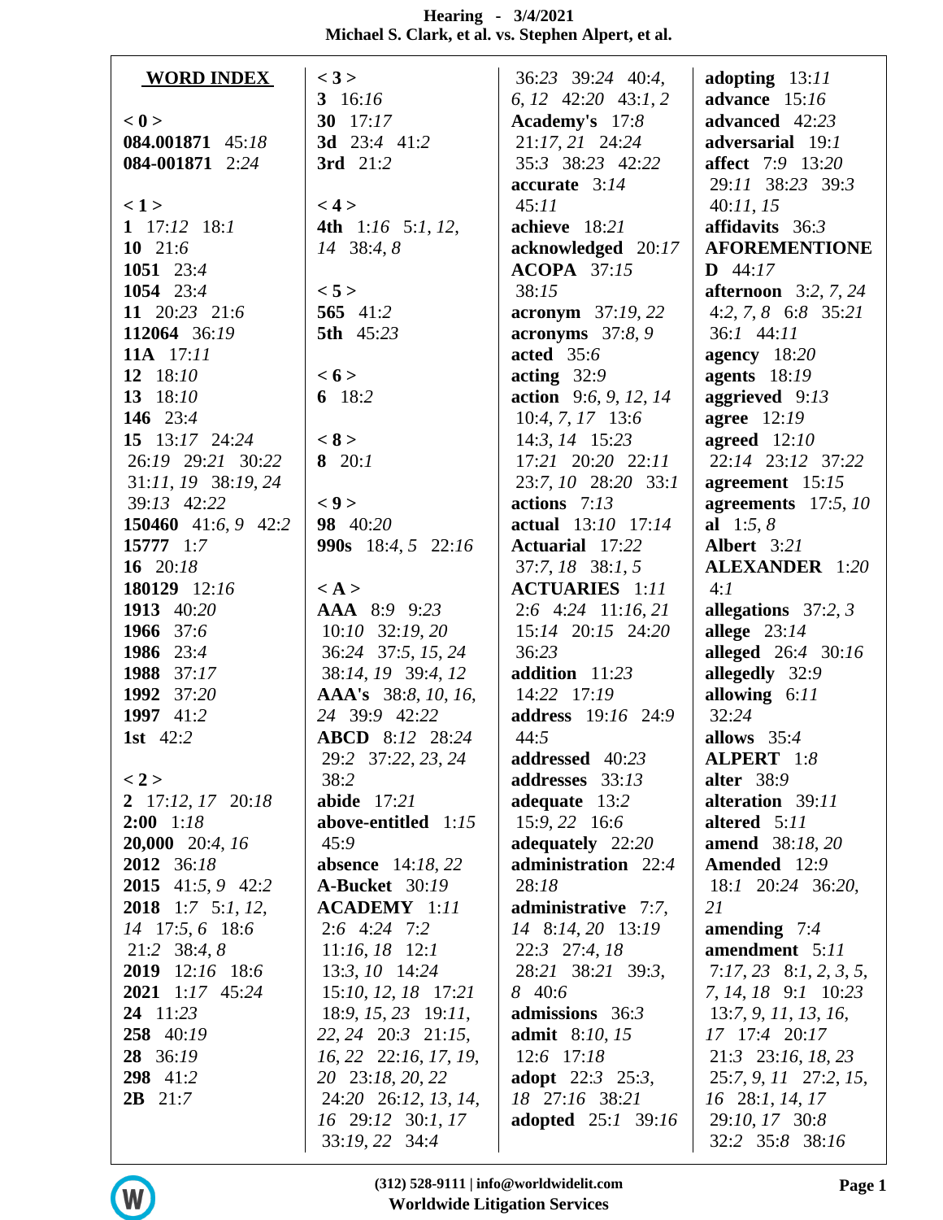## WORD INDEX

**< 0 >**
**084.001871** 45:18
**084-001871** 2:24

**< 1 >**
**1** 17:12 18:1
**10** 21:6
**1051** 23:4
**1054** 23:4
**11** 20:23 21:6
**112064** 36:19
**11A** 17:11
**12** 18:10
**13** 18:10
**146** 23:4
**15** 13:17 24:24 26:19 29:21 30:22 31:11, 19 38:19, 24 39:13 42:22
**150460** 41:6, 9 42:2
**15777** 1:7
**16** 20:18
**180129** 12:16
**1913** 40:20
**1966** 37:6
**1986** 23:4
**1988** 37:17
**1992** 37:20
**1997** 41:2
**1st** 42:2

**< 2 >**
**2** 17:12, 17 20:18
**2:00** 1:18
**20,000** 20:4, 16
**2012** 36:18
**2015** 41:5, 9 42:2
**2018** 1:7 5:1, 12, 14 17:5, 6 18:6 21:2 38:4, 8
**2019** 12:16 18:6
**2021** 1:17 45:24
**24** 11:23
**258** 40:19
**28** 36:19
**298** 41:2
**2B** 21:7

**< 3 >**
**3** 16:16
**30** 17:17
**3d** 23:4 41:2
**3rd** 21:2

**< 4 >**
**4th** 1:16 5:1, 12, 14 38:4, 8

**< 5 >**
**565** 41:2
**5th** 45:23

**< 6 >**
**6** 18:2

**< 8 >**
**8** 20:1

**< 9 >**
**98** 40:20
**990s** 18:4, 5 22:16

**< A >**
**AAA** 8:9 9:23 10:10 32:19, 20 36:24 37:5, 15, 24 38:14, 19 39:4, 12
**AAA's** 38:8, 10, 16, 24 39:9 42:22
**ABCD** 8:12 28:24 29:2 37:22, 23, 24 38:2
**abide** 17:21
**above-entitled** 1:15 45:9
**absence** 14:18, 22
**A-Bucket** 30:19
**ACADEMY** 1:11 2:6 4:24 7:2 11:16, 18 12:1 13:3, 10 14:24 15:10, 12, 18 17:21 18:9, 15, 23 19:11, 22, 24 20:3 21:15, 16, 22 22:16, 17, 19, 20 23:18, 20, 22 24:20 26:12, 13, 14, 16 29:12 30:1, 17 33:19, 22 34:4 36:23 39:24 40:4, 6, 12 42:20 43:1, 2
**Academy's** 17:8 21:17, 21 24:24 35:3 38:23 42:22
**accurate** 3:14 45:11
**achieve** 18:21
**acknowledged** 20:17
**ACOPA** 37:15 38:15
**acronym** 37:19, 22
**acronyms** 37:8, 9
**acted** 35:6
**acting** 32:9
**action** 9:6, 9, 12, 14 10:4, 7, 17 13:6 14:3, 14 15:23 17:21 20:20 22:11 23:7, 10 28:20 33:1
**actions** 7:13
**actual** 13:10 17:14
**Actuarial** 17:22 37:7, 18 38:1, 5
**ACTUARIES** 1:11 2:6 4:24 11:16, 21 15:14 20:15 24:20 36:23
**addition** 11:23 14:22 17:19
**address** 19:16 24:9 44:5
**addressed** 40:23
**addresses** 33:13
**adequate** 13:2 15:9, 22 16:6
**adequately** 22:20
**administration** 22:4 28:18
**administrative** 7:7, 14 8:14, 20 13:19 22:3 27:4, 18 28:21 38:21 39:3, 8 40:6
**admissions** 36:3
**admit** 8:10, 15 12:6 17:18
**adopt** 22:3 25:3, 18 27:16 38:21
**adopted** 25:1 39:16
**adopting** 13:11
**advance** 15:16
**advanced** 42:23
**adversarial** 19:1
**affect** 7:9 13:20 29:11 38:23 39:3 40:11, 15
**affidavits** 36:3
**AFOREMENTIONED** 44:17
**afternoon** 3:2, 7, 24 4:2, 7, 8 6:8 35:21 36:1 44:11
**agency** 18:20
**agents** 18:19
**aggrieved** 9:13
**agree** 12:19
**agreed** 12:10 22:14 23:12 37:22
**agreement** 15:15
**agreements** 17:5, 10
**al** 1:5, 8
**Albert** 3:21
**ALEXANDER** 1:20 4:1
**allegations** 37:2, 3
**allege** 23:14
**alleged** 26:4 30:16
**allegedly** 32:9
**allowing** 6:11 32:24
**allows** 35:4
**ALPERT** 1:8
**alter** 38:9
**alteration** 39:11
**altered** 5:11
**amend** 38:18, 20
**Amended** 12:9 18:1 20:24 36:20, 21
**amending** 7:4
**amendment** 5:11 7:17, 23 8:1, 2, 3, 5, 7, 14, 18 9:1 10:23 13:7, 9, 11, 13, 16, 17 17:4 20:17 21:3 23:16, 18, 23 25:7, 9, 11 27:2, 15, 16 28:1, 14, 17 29:10, 17 30:8 32:2 35:8 38:16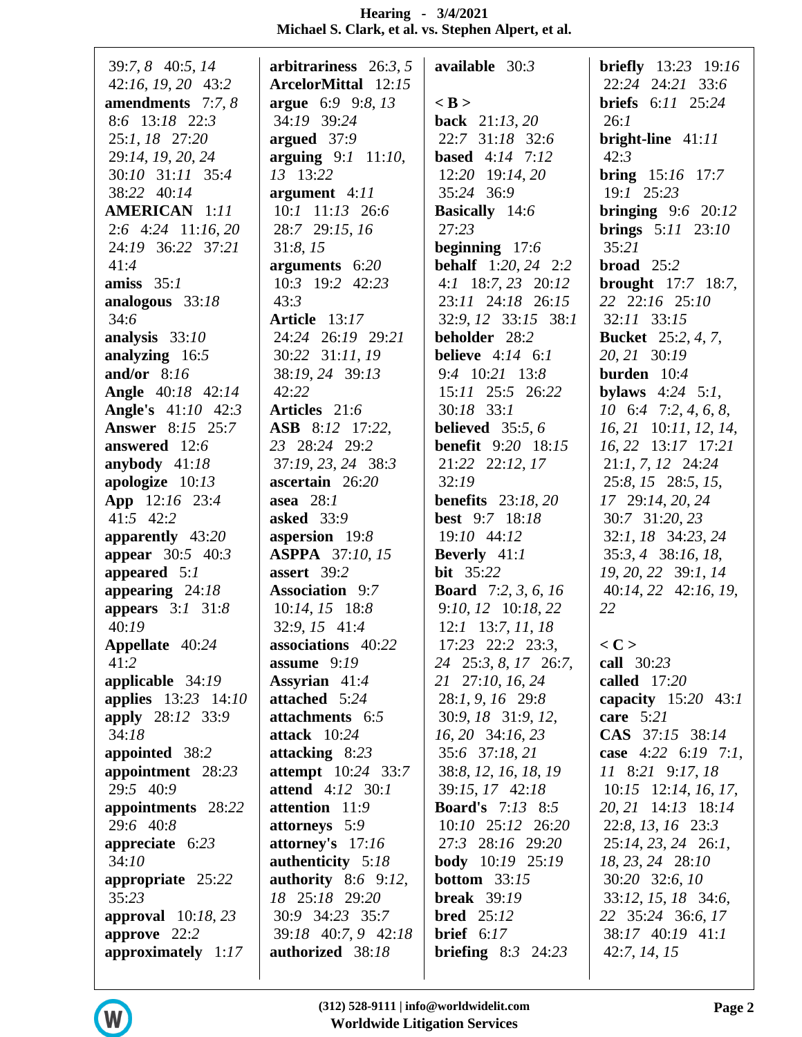39:7, 8 40:5, 14
42:16, 19, 20 43:2
**amendments** 7:7, 8
8:6 13:18 22:3
25:1, 18 27:20
29:14, 19, 20, 24
30:10 31:11 35:4
38:22 40:14
**AMERICAN** 1:11
2:6 4:24 11:16, 20
24:19 36:22 37:21
41:4
**amiss** 35:1
**analogous** 33:18
34:6
**analysis** 33:10
**analyzing** 16:5
**and/or** 8:16
**Angle** 40:18 42:14
**Angle's** 41:10 42:3
**Answer** 8:15 25:7
**answered** 12:6
**anybody** 41:18
**apologize** 10:13
**App** 12:16 23:4
41:5 42:2
**apparently** 43:20
**appear** 30:5 40:3
**appeared** 5:1
**appearing** 24:18
**appears** 3:1 31:8
40:19
**Appellate** 40:24
41:2
**applicable** 34:19
**applies** 13:23 14:10
**apply** 28:12 33:9
34:18
**appointed** 38:2
**appointment** 28:23
29:5 40:9
**appointments** 28:22
29:6 40:8
**appreciate** 6:23
34:10
**appropriate** 25:22
35:23
**approval** 10:18, 23
**approve** 22:2
**approximately** 1:17

**arbitrariness** 26:3, 5
**ArcelorMittal** 12:15
**argue** 6:9 9:8, 13
34:19 39:24
**argued** 37:9
**arguing** 9:1 11:10,
13 13:22
**argument** 4:11
10:1 11:13 26:6
28:7 29:15, 16
31:8, 15
**arguments** 6:20
10:3 19:2 42:23
43:3
**Article** 13:17
24:24 26:19 29:21
30:22 31:11, 19
38:19, 24 39:13
42:22
**Articles** 21:6
**ASB** 8:12 17:22,
23 28:24 29:2
37:19, 23, 24 38:3
**ascertain** 26:20
**asea** 28:1
**asked** 33:9
**aspersion** 19:8
**ASPPA** 37:10, 15
**assert** 39:2
**Association** 9:7
10:14, 15 18:8
32:9, 15 41:4
**associations** 40:22
**assume** 9:19
**Assyrian** 41:4
**attached** 5:24
**attachments** 6:5
**attack** 10:24
**attacking** 8:23
**attempt** 10:24 33:7
**attend** 4:12 30:1
**attention** 11:9
**attorneys** 5:9
**attorney's** 17:16
**authenticity** 5:18
**authority** 8:6 9:12,
18 25:18 29:20
30:9 34:23 35:7
39:18 40:7, 9 42:18
**authorized** 38:18

**available** 30:3

**< B >**
**back** 21:13, 20
22:7 31:18 32:6
**based** 4:14 7:12
12:20 19:14, 20
35:24 36:9
**Basically** 14:6
27:23
**beginning** 17:6
**behalf** 1:20, 24 2:2
4:1 18:7, 23 20:12
23:11 24:18 26:15
32:9, 12 33:15 38:1
**beholder** 28:2
**believe** 4:14 6:1
9:4 10:21 13:8
15:11 25:5 26:22
30:18 33:1
**believed** 35:5, 6
**benefit** 9:20 18:15
21:22 22:12, 17
32:19
**benefits** 23:18, 20
**best** 9:7 18:18
19:10 44:12
**Beverly** 41:1
**bit** 35:22
**Board** 7:2, 3, 6, 16
9:10, 12 10:18, 22
12:1 13:7, 11, 18
17:23 22:2 23:3,
24 25:3, 8, 17 26:7,
21 27:10, 16, 24
28:1, 9, 16 29:8
30:9, 18 31:9, 12,
16, 20 34:16, 23
35:6 37:18, 21
38:8, 12, 16, 18, 19
39:15, 17 42:18
**Board's** 7:13 8:5
10:10 25:12 26:20
27:3 28:16 29:20
**body** 10:19 25:19
**bottom** 33:15
**break** 39:19
**bred** 25:12
**brief** 6:17
**briefing** 8:3 24:23

**briefly** 13:23 19:16
22:24 24:21 33:6
**briefs** 6:11 25:24
26:1
**bright-line** 41:11
42:3
**bring** 15:16 17:7
19:1 25:23
**bringing** 9:6 20:12
**brings** 5:11 23:10
35:21
**broad** 25:2
**brought** 17:7 18:7,
22 22:16 25:10
32:11 33:15
**Bucket** 25:2, 4, 7,
20, 21 30:19
**burden** 10:4
**bylaws** 4:24 5:1,
10 6:4 7:2, 4, 6, 8,
16, 21 10:11, 12, 14,
16, 22 13:17 17:21
21:1, 7, 12 24:24
25:8, 15 28:5, 15,
17 29:14, 20, 24
30:7 31:20, 23
32:1, 18 34:23, 24
35:3, 4 38:16, 18,
19, 20, 22 39:1, 14
40:14, 22 42:16, 19,
22

**< C >**
**call** 30:23
**called** 17:20
**capacity** 15:20 43:1
**care** 5:21
**CAS** 37:15 38:14
**case** 4:22 6:19 7:1,
11 8:21 9:17, 18
10:15 12:14, 16, 17,
20, 21 14:13 18:14
22:8, 13, 16 23:3
25:14, 23, 24 26:1,
18, 23, 24 28:10
30:20 32:6, 10
33:12, 15, 18 34:6,
22 35:24 36:6, 17
38:17 40:19 41:1
42:7, 14, 15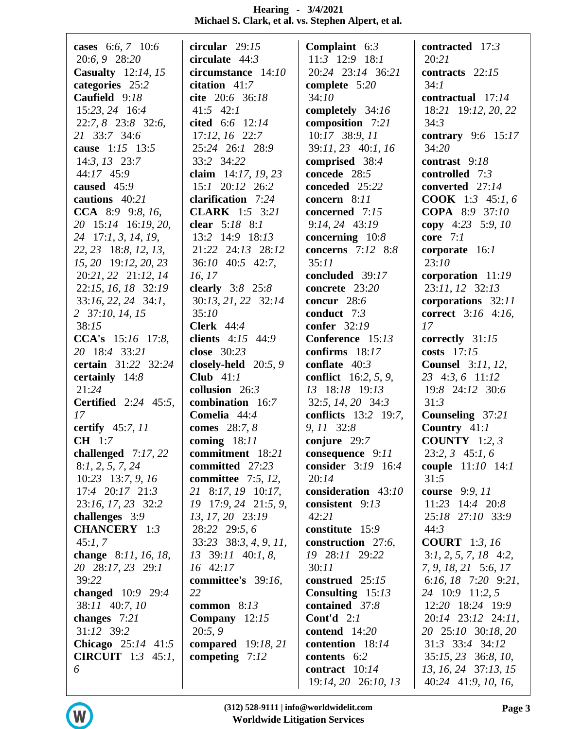**cases** 6:6, 7 10:6 20:6, 9 28:20
**Casualty** 12:14, 15
**categories** 25:2
**Caufield** 9:18 15:23, 24 16:4 22:7, 8 23:8 32:6, 21 33:7 34:6
**cause** 1:15 13:5 14:3, 13 23:7 44:17 45:9
**caused** 45:9
**cautions** 40:21
**CCA** 8:9 9:8, 16, 20 15:14 16:19, 20, 24 17:1, 3, 14, 19, 22, 23 18:8, 12, 13, 15, 20 19:12, 20, 23 20:21, 22 21:12, 14 22:15, 16, 18 32:19 33:16, 22, 24 34:1, 2 37:10, 14, 15 38:15
**CCA's** 15:16 17:8, 20 18:4 33:21
**certain** 31:22 32:24
**certainly** 14:8 21:24
**Certified** 2:24 45:5, 17
**certify** 45:7, 11
**CH** 1:7
**challenged** 7:17, 22 8:1, 2, 5, 7, 24 10:23 13:7, 9, 16 17:4 20:17 21:3 23:16, 17, 23 32:2
**challenges** 3:9
**CHANCERY** 1:3 45:1, 7
**change** 8:11, 16, 18, 20 28:17, 23 29:1 39:22
**changed** 10:9 29:4 38:11 40:7, 10
**changes** 7:21 31:12 39:2
**Chicago** 25:14 41:5
**CIRCUIT** 1:3 45:1, 6
**circular** 29:15
**circulate** 44:3
**circumstance** 14:10
**citation** 41:7
**cite** 20:6 36:18 41:5 42:1
**cited** 6:6 12:14 17:12, 16 22:7 25:24 26:1 28:9 33:2 34:22
**claim** 14:17, 19, 23 15:1 20:12 26:2
**clarification** 7:24
**CLARK** 1:5 3:21
**clear** 5:18 8:1 13:2 14:9 18:13 21:22 24:13 28:12 36:10 40:5 42:7, 16, 17
**clearly** 3:8 25:8 30:13, 21, 22 32:14 35:10
**Clerk** 44:4
**clients** 4:15 44:9
**close** 30:23
**closely-held** 20:5, 9
**Club** 41:1
**collusion** 26:3
**combination** 16:7
**Comelia** 44:4
**comes** 28:7, 8
**coming** 18:11
**commitment** 18:21
**committed** 27:23
**committee** 7:5, 12, 21 8:17, 19 10:17, 19 17:9, 24 21:5, 9, 13, 17, 20 23:19 28:22 29:5, 6 33:23 38:3, 4, 9, 11, 13 39:11 40:1, 8, 16 42:17
**committee's** 39:16, 22
**common** 8:13
**Company** 12:15 20:5, 9
**compared** 19:18, 21
**competing** 7:12
**Complaint** 6:3 11:3 12:9 18:1 20:24 23:14 36:21
**complete** 5:20 34:10
**completely** 34:16
**composition** 7:21 10:17 38:9, 11 39:11, 23 40:1, 16
**comprised** 38:4
**concede** 28:5
**conceded** 25:22
**concern** 8:11
**concerned** 7:15 9:14, 24 43:19
**concerning** 10:8
**concerns** 7:12 8:8 35:11
**concluded** 39:17
**concrete** 23:20
**concur** 28:6
**conduct** 7:3
**confer** 32:19
**Conference** 15:13
**confirms** 18:17
**conflate** 40:3
**conflict** 16:2, 5, 9, 13 18:18 19:13 32:5, 14, 20 34:3
**conflicts** 13:2 19:7, 9, 11 32:8
**conjure** 29:7
**consequence** 9:11
**consider** 3:19 16:4 20:14
**consideration** 43:10
**consistent** 9:13 42:21
**constitute** 15:9
**construction** 27:6, 19 28:11 29:22 30:11
**construed** 25:15
**Consulting** 15:13
**contained** 37:8
**Cont'd** 2:1
**contend** 14:20
**contention** 18:14
**contents** 6:2
**contract** 10:14 19:14, 20 26:10, 13
**contracted** 17:3 20:21
**contracts** 22:15 34:1
**contractual** 17:14 18:21 19:12, 20, 22 34:3
**contrary** 9:6 15:17 34:20
**contrast** 9:18
**controlled** 7:3
**converted** 27:14
**COOK** 1:3 45:1, 6
**COPA** 8:9 37:10
**copy** 4:23 5:9, 10
**core** 7:1
**corporate** 16:1 23:10
**corporation** 11:19 23:11, 12 32:13
**corporations** 32:11
**correct** 3:16 4:16, 17
**correctly** 31:15
**costs** 17:15
**Counsel** 3:11, 12, 23 4:3, 6 11:12 19:8 24:12 30:6 31:3
**Counseling** 37:21
**Country** 41:1
**COUNTY** 1:2, 3 23:2, 3 45:1, 6
**couple** 11:10 14:1 31:5
**course** 9:9, 11 11:23 14:4 20:8 25:18 27:10 33:9 44:3
**COURT** 1:3, 16 3:1, 2, 5, 7, 18 4:2, 7, 9, 18, 21 5:6, 17 6:16, 18 7:20 9:21, 24 10:9 11:2, 5 12:20 18:24 19:9 20:14 23:12 24:11, 20 25:10 30:18, 20 31:3 33:4 34:12 35:15, 23 36:8, 10, 13, 16, 24 37:13, 15 40:24 41:9, 10, 16,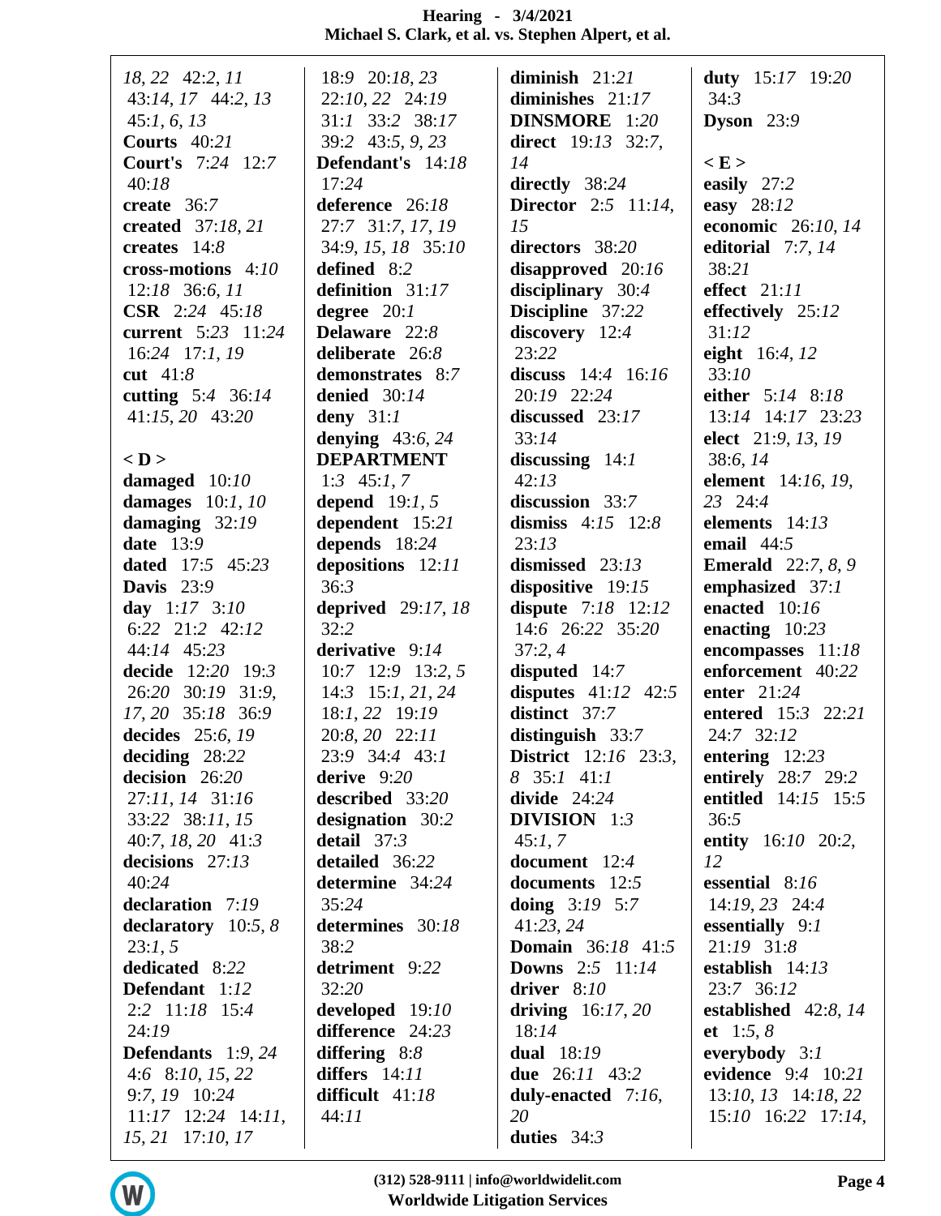18, 22  42:2, 11
43:14, 17  44:2, 13
45:1, 6, 13
**Courts**  40:21
**Court's**  7:24  12:7
40:18
**create**  36:7
**created**  37:18, 21
**creates**  14:8
**cross-motions**  4:10
12:18  36:6, 11
**CSR**  2:24  45:18
**current**  5:23  11:24
16:24  17:1, 19
**cut**  41:8
**cutting**  5:4  36:14
41:15, 20  43:20

**< D >**
**damaged**  10:10
**damages**  10:1, 10
**damaging**  32:19
**date**  13:9
**dated**  17:5  45:23
**Davis**  23:9
**day**  1:17  3:10
6:22  21:2  42:12
44:14  45:23
**decide**  12:20  19:3
26:20  30:19  31:9,
17, 20  35:18  36:9
**decides**  25:6, 19
**deciding**  28:22
**decision**  26:20
27:11, 14  31:16
33:22  38:11, 15
40:7, 18, 20  41:3
**decisions**  27:13
40:24
**declaration**  7:19
**declaratory**  10:5, 8
23:1, 5
**dedicated**  8:22
**Defendant**  1:12
2:2  11:18  15:4
24:19
**Defendants**  1:9, 24
4:6  8:10, 15, 22
9:7, 19  10:24
11:17  12:24  14:11,
15, 21  17:10, 17
18:9  20:18, 23
22:10, 22  24:19
31:1  33:2  38:17
39:2  43:5, 9, 23
**Defendant's**  14:18
17:24
**deference**  26:18
27:7  31:7, 17, 19
34:9, 15, 18  35:10
**defined**  8:2
**definition**  31:17
**degree**  20:1
**Delaware**  22:8
**deliberate**  26:8
**demonstrates**  8:7
**denied**  30:14
**deny**  31:1
**denying**  43:6, 24
**DEPARTMENT**
1:3  45:1, 7
**depend**  19:1, 5
**dependent**  15:21
**depends**  18:24
**depositions**  12:11
36:3
**deprived**  29:17, 18
32:2
**derivative**  9:14
10:7  12:9  13:2, 5
14:3  15:1, 21, 24
18:1, 22  19:19
20:8, 20  22:11
23:9  34:4  43:1
**derive**  9:20
**described**  33:20
**designation**  30:2
**detail**  37:3
**detailed**  36:22
**determine**  34:24
35:24
**determines**  30:18
38:2
**detriment**  9:22
32:20
**developed**  19:10
**difference**  24:23
**differing**  8:8
**differs**  14:11
**difficult**  41:18
44:11
**diminish**  21:21
**diminishes**  21:17
**DINSMORE**  1:20
**direct**  19:13  32:7,
14
**directly**  38:24
**Director**  2:5  11:14,
15
**directors**  38:20
**disapproved**  20:16
**disciplinary**  30:4
**Discipline**  37:22
**discovery**  12:4
23:22
**discuss**  14:4  16:16
20:19  22:24
**discussed**  23:17
33:14
**discussing**  14:1
42:13
**discussion**  33:7
**dismiss**  4:15  12:8
23:13
**dismissed**  23:13
**dispositive**  19:15
**dispute**  7:18  12:12
14:6  26:22  35:20
37:2, 4
**disputed**  14:7
**disputes**  41:12  42:5
**distinct**  37:7
**distinguish**  33:7
**District**  12:16  23:3,
8  35:1  41:1
**divide**  24:24
**DIVISION**  1:3
45:1, 7
**document**  12:4
**documents**  12:5
**doing**  3:19  5:7
41:23, 24
**Domain**  36:18  41:5
**Downs**  2:5  11:14
**driver**  8:10
**driving**  16:17, 20
18:14
**dual**  18:19
**due**  26:11  43:2
**duly-enacted**  7:16,
20
**duties**  34:3
**duty**  15:17  19:20
34:3
**Dyson**  23:9

**< E >**
**easily**  27:2
**easy**  28:12
**economic**  26:10, 14
**editorial**  7:7, 14
38:21
**effect**  21:11
**effectively**  25:12
31:12
**eight**  16:4, 12
33:10
**either**  5:14  8:18
13:14  14:17  23:23
**elect**  21:9, 13, 19
38:6, 14
**element**  14:16, 19,
23  24:4
**elements**  14:13
**email**  44:5
**Emerald**  22:7, 8, 9
**emphasized**  37:1
**enacted**  10:16
**enacting**  10:23
**encompasses**  11:18
**enforcement**  40:22
**enter**  21:24
**entered**  15:3  22:21
24:7  32:12
**entering**  12:23
**entirely**  28:7  29:2
**entitled**  14:15  15:5
36:5
**entity**  16:10  20:2,
12
**essential**  8:16
14:19, 23  24:4
**essentially**  9:1
21:19  31:8
**establish**  14:13
23:7  36:12
**established**  42:8, 14
**et**  1:5, 8
**everybody**  3:1
**evidence**  9:4  10:21
13:10, 13  14:18, 22
15:10  16:22  17:14,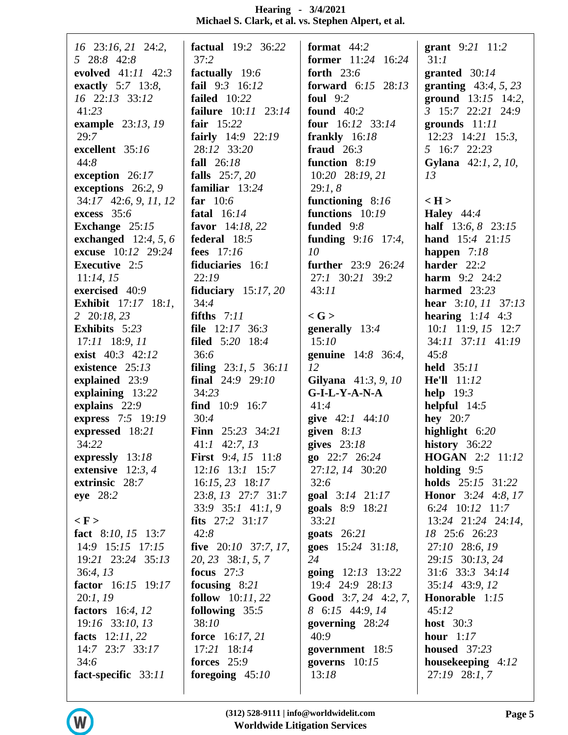16 23:16, 21 24:2, 5 28:8 42:8
**evolved** 41:11 42:3
**exactly** 5:7 13:8, 16 22:13 33:12 41:23
**example** 23:13, 19 29:7
**excellent** 35:16 44:8
**exception** 26:17
**exceptions** 26:2, 9 34:17 42:6, 9, 11, 12
**excess** 35:6
**Exchange** 25:15
**exchanged** 12:4, 5, 6
**excuse** 10:12 29:24
**Executive** 2:5 11:14, 15
**exercised** 40:9
**Exhibit** 17:17 18:1, 2 20:18, 23
**Exhibits** 5:23 17:11 18:9, 11
**exist** 40:3 42:12
**existence** 25:13
**explained** 23:9
**explaining** 13:22
**explains** 22:9
**express** 7:5 19:19
**expressed** 18:21 34:22
**expressly** 13:18
**extensive** 12:3, 4
**extrinsic** 28:7
**eye** 28:2

**< F >**
**fact** 8:10, 15 13:7 14:9 15:15 17:15 19:21 23:24 35:13 36:4, 13
**factor** 16:15 19:17 20:1, 19
**factors** 16:4, 12 19:16 33:10, 13
**facts** 12:11, 22 14:7 23:7 33:17 34:6
**fact-specific** 33:11
**factual** 19:2 36:22 37:2
**factually** 19:6
**fail** 9:3 16:12
**failed** 10:22
**failure** 10:11 23:14
**fair** 15:22
**fairly** 14:9 22:19 28:12 33:20
**fall** 26:18
**falls** 25:7, 20
**familiar** 13:24
**far** 10:6
**fatal** 16:14
**favor** 14:18, 22
**federal** 18:5
**fees** 17:16
**fiduciaries** 16:1 22:19
**fiduciary** 15:17, 20 34:4
**fifths** 7:11
**file** 12:17 36:3
**filed** 5:20 18:4 36:6
**filing** 23:1, 5 36:11
**final** 24:9 29:10 34:23
**find** 10:9 16:7 30:4
**Finn** 25:23 34:21 41:1 42:7, 13
**First** 9:4, 15 11:8 12:16 13:1 15:7 16:15, 23 18:17 23:8, 13 27:7 31:7 33:9 35:1 41:1, 9
**fits** 27:2 31:17 42:8
**five** 20:10 37:7, 17, 20, 23 38:1, 5, 7
**focus** 27:3
**focusing** 8:21
**follow** 10:11, 22
**following** 35:5 38:10
**force** 16:17, 21 17:21 18:14
**forces** 25:9
**foregoing** 45:10
**format** 44:2
**former** 11:24 16:24
**forth** 23:6
**forward** 6:15 28:13
**foul** 9:2
**found** 40:2
**four** 16:12 33:14
**frankly** 16:18
**fraud** 26:3
**function** 8:19 10:20 28:19, 21 29:1, 8
**functioning** 8:16
**functions** 10:19
**funded** 9:8
**funding** 9:16 17:4, 10
**further** 23:9 26:24 27:1 30:21 39:2 43:11

**< G >**
**generally** 13:4 15:10
**genuine** 14:8 36:4, 12
**Gilyana** 41:3, 9, 10
**G-I-L-Y-A-N-A** 41:4
**give** 42:1 44:10
**given** 8:13
**gives** 23:18
**go** 22:7 26:24 27:12, 14 30:20 32:6
**goal** 3:14 21:17
**goals** 8:9 18:21 33:21
**goats** 26:21
**goes** 15:24 31:18, 24
**going** 12:13 13:22 19:4 24:9 28:13
**Good** 3:7, 24 4:2, 7, 8 6:15 44:9, 14
**governing** 28:24 40:9
**government** 18:5
**governs** 10:15 13:18
**grant** 9:21 11:2 31:1
**granted** 30:14
**granting** 43:4, 5, 23
**ground** 13:15 14:2, 3 15:7 22:21 24:9
**grounds** 11:11 12:23 14:21 15:3, 5 16:7 22:23
**Gylana** 42:1, 2, 10, 13

**< H >**
**Haley** 44:4
**half** 13:6, 8 23:15
**hand** 15:4 21:15
**happen** 7:18
**harder** 22:2
**harm** 9:2 24:2
**harmed** 23:23
**hear** 3:10, 11 37:13
**hearing** 1:14 4:3 10:1 11:9, 15 12:7 34:11 37:11 41:19 45:8
**held** 35:11
**He'll** 11:12
**help** 19:3
**helpful** 14:5
**hey** 20:7
**highlight** 6:20
**history** 36:22
**HOGAN** 2:2 11:12
**holding** 9:5
**holds** 25:15 31:22
**Honor** 3:24 4:8, 17 6:24 10:12 11:7 13:24 21:24 24:14, 18 25:6 26:23 27:10 28:6, 19 29:15 30:13, 24 31:6 33:3 34:14 35:14 43:9, 12
**Honorable** 1:15 45:12
**host** 30:3
**hour** 1:17
**housed** 37:23
**housekeeping** 4:12 27:19 28:1, 7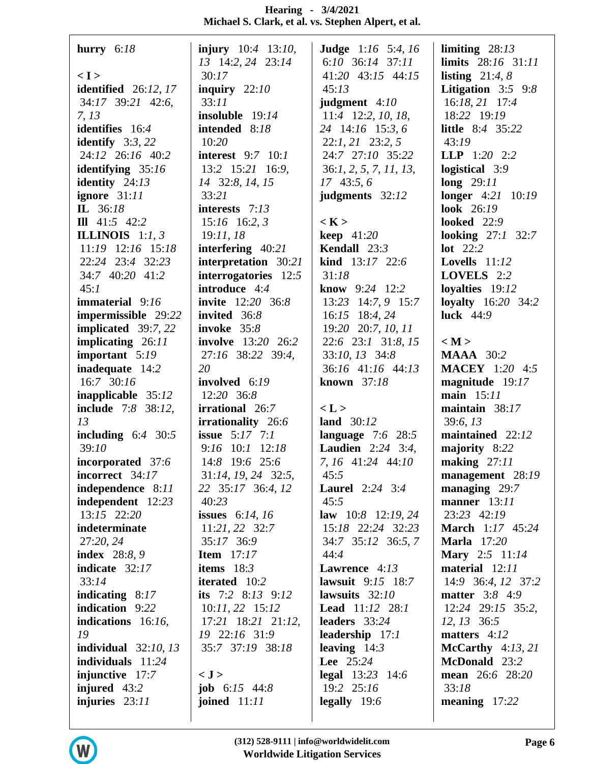**hurry** 6:*18*

**< I >**

**identified** 26:*12*, *17* 34:*17* 39:*21* 42:*6*, *7*, *13*
**identifies** 16:*4*
**identify** 3:*3*, *22* 24:*12* 26:*16* 40:*2*
**identifying** 35:*16*
**identity** 24:*13*
**ignore** 31:*11*
**IL** 36:*18*
**Ill** 41:*5* 42:*2*
**ILLINOIS** 1:*1*, *3* 11:*19* 12:*16* 15:*18* 22:*24* 23:*4* 32:*23* 34:*7* 40:*20* 41:*2* 45:*1*
**immaterial** 9:*16*
**impermissible** 29:*22*
**implicated** 39:*7*, *22*
**implicating** 26:*11*
**important** 5:*19*
**inadequate** 14:*2* 16:*7* 30:*16*
**inapplicable** 35:*12*
**include** 7:*8* 38:*12*, *13*
**including** 6:*4* 30:*5* 39:*10*
**incorporated** 37:*6*
**incorrect** 34:*17*
**independence** 8:*11*
**independent** 12:*23* 13:*15* 22:*20*
**indeterminate** 27:*20*, *24*
**index** 28:*8*, *9*
**indicate** 32:*17* 33:*14*
**indicating** 8:*17*
**indication** 9:*22*
**indications** 16:*16*, *19*
**individual** 32:*10*, *13*
**individuals** 11:*24*
**injunctive** 17:*7*
**injured** 43:*2*
**injuries** 23:*11*
**injury** 10:*4* 13:*10*, *13* 14:*2*, *24* 23:*14* 30:*17*
**inquiry** 22:*10* 33:*11*
**insoluble** 19:*14*
**intended** 8:*18* 10:*20*
**interest** 9:*7* 10:*1* 13:*2* 15:*21* 16:*9*, *14* 32:*8*, *14*, *15* 33:*21*
**interests** 7:*13* 15:*16* 16:*2*, *3* 19:*11*, *18*
**interfering** 40:*21*
**interpretation** 30:*21*
**interrogatories** 12:*5*
**introduce** 4:*4*
**invite** 12:*20* 36:*8*
**invited** 36:*8*
**invoke** 35:*8*
**involve** 13:*20* 26:*2* 27:*16* 38:*22* 39:*4*, *20*
**involved** 6:*19* 12:*20* 36:*8*
**irrational** 26:*7*
**irrationality** 26:*6*
**issue** 5:*17* 7:*1* 9:*16* 10:*1* 12:*18* 14:*8* 19:*6* 25:*6* 31:*14*, *19*, *24* 32:*5*, *22* 35:*17* 36:*4*, *12* 40:*23*
**issues** 6:*14*, *16* 11:*21*, *22* 32:*7* 35:*17* 36:*9*
**Item** 17:*17*
**items** 18:*3*
**iterated** 10:*2*
**its** 7:*2* 8:*13* 9:*12* 10:*11*, *22* 15:*12* 17:*21* 18:*21* 21:*12*, *19* 22:*16* 31:*9* 35:*7* 37:*19* 38:*18*

**< J >**

**job** 6:*15* 44:*8*
**joined** 11:*11*
**Judge** 1:*16* 5:*4*, *16* 6:*10* 36:*14* 37:*11* 41:*20* 43:*15* 44:*15* 45:*13*
**judgment** 4:*10* 11:*4* 12:*2*, *10*, *18*, *24* 14:*16* 15:*3*, *6* 22:*1*, *21* 23:*2*, *5* 24:*7* 27:*10* 35:*22* 36:*1*, *2*, *5*, *7*, *11*, *13*, *17* 43:*5*, *6*
**judgments** 32:*12*

**< K >**

**keep** 41:*20*
**Kendall** 23:*3*
**kind** 13:*17* 22:*6* 31:*18*
**know** 9:*24* 12:*2* 13:*23* 14:*7*, *9* 15:*7* 16:*15* 18:*4*, *24* 19:*20* 20:*7*, *10*, *11* 22:*6* 23:*1* 31:*8*, *15* 33:*10*, *13* 34:*8* 36:*16* 41:*16* 44:*13*
**known** 37:*18*

**< L >**

**land** 30:*12*
**language** 7:*6* 28:*5*
**Laudien** 2:*24* 3:*4*, *7*, *16* 41:*24* 44:*10* 45:*5*
**Laurel** 2:*24* 3:*4* 45:*5*
**law** 10:*8* 12:*19*, *24* 15:*18* 22:*24* 32:*23* 34:*7* 35:*12* 36:*5*, *7* 44:*4*
**Lawrence** 4:*13*
**lawsuit** 9:*15* 18:*7*
**lawsuits** 32:*10*
**Lead** 11:*12* 28:*1*
**leaders** 33:*24*
**leadership** 17:*1*
**leaving** 14:*3*
**Lee** 25:*24*
**legal** 13:*23* 14:*6* 19:*2* 25:*16*
**legally** 19:*6*
**limiting** 28:*13*
**limits** 28:*16* 31:*11*
**listing** 21:*4*, *8*
**Litigation** 3:*5* 9:*8* 16:*18*, *21* 17:*4* 18:*22* 19:*19*
**little** 8:*4* 35:*22* 43:*19*
**LLP** 1:*20* 2:*2*
**logistical** 3:*9*
**long** 29:*11*
**longer** 4:*21* 10:*19*
**look** 26:*19*
**looked** 22:*9*
**looking** 27:*1* 32:*7*
**lot** 22:*2*
**Lovells** 11:*12*
**LOVELS** 2:*2*
**loyalties** 19:*12*
**loyalty** 16:*20* 34:*2*
**luck** 44:*9*

**< M >**

**MAAA** 30:*2*
**MACEY** 1:*20* 4:*5*
**magnitude** 19:*17*
**main** 15:*11*
**maintain** 38:*17* 39:*6*, *13*
**maintained** 22:*12*
**majority** 8:*22*
**making** 27:*11*
**management** 28:*19*
**managing** 29:*7*
**manner** 13:*11* 23:*23* 42:*19*
**March** 1:*17* 45:*24*
**Marla** 17:*20*
**Mary** 2:*5* 11:*14*
**material** 12:*11* 14:*9* 36:*4*, *12* 37:*2*
**matter** 3:*8* 4:*9* 12:*24* 29:*15* 35:*2*, *12*, *13* 36:*5*
**matters** 4:*12*
**McCarthy** 4:*13*, *21*
**McDonald** 23:*2*
**mean** 26:*6* 28:*20* 33:*18*
**meaning** 17:*22*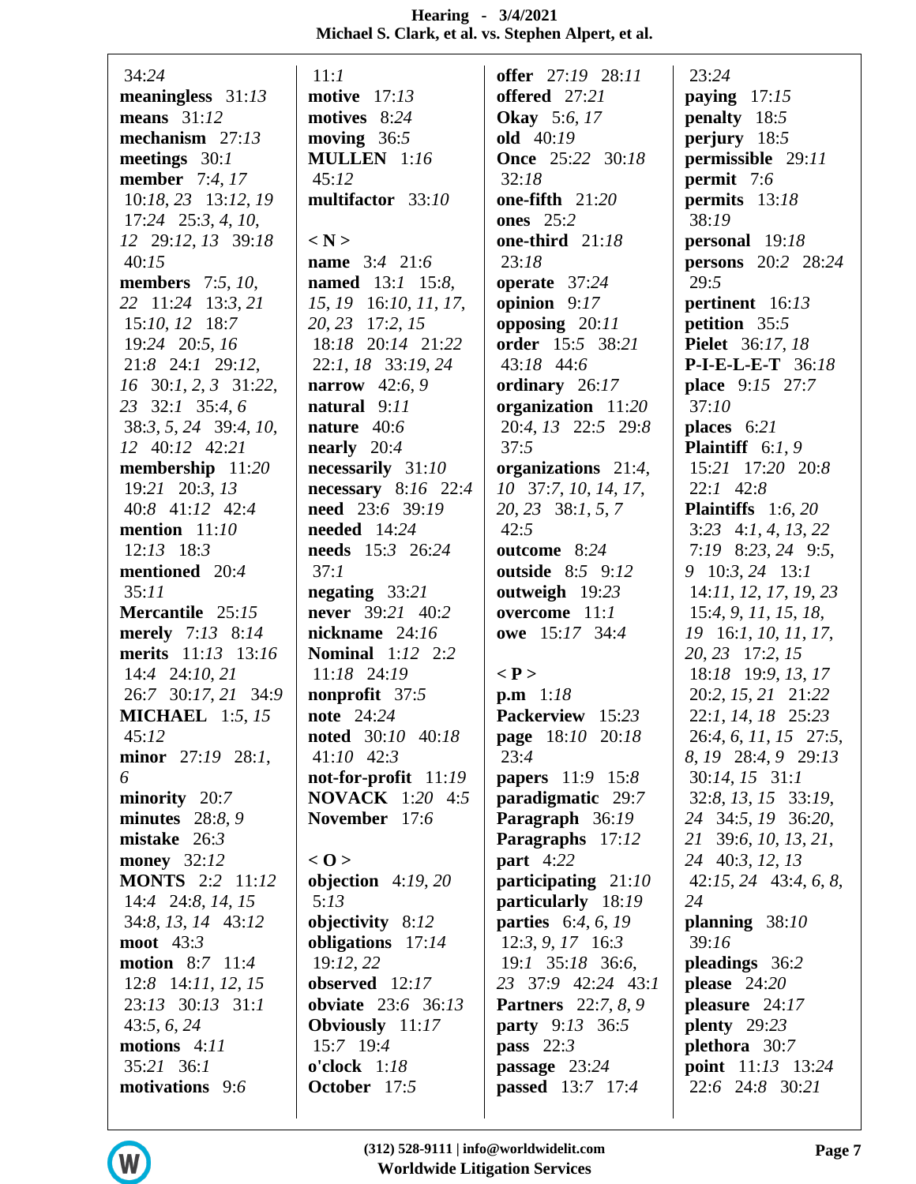34:*24*
**meaningless** 31:*13*
**means** 31:*12*
**mechanism** 27:*13*
**meetings** 30:*1*
**member** 7:*4*, *17* 10:*18*, *23* 13:*12*, *19* 17:*24* 25:*3*, *4*, *10*, *12* 29:*12*, *13* 39:*18* 40:*15*
**members** 7:*5*, *10*, *22* 11:*24* 13:*3*, *21* 15:*10*, *12* 18:*7* 19:*24* 20:*5*, *16* 21:*8* 24:*1* 29:*12*, *16* 30:*1*, *2*, *3* 31:*22*, *23* 32:*1* 35:*4*, *6* 38:*3*, *5*, *24* 39:*4*, *10*, *12* 40:*12* 42:*21*
**membership** 11:*20* 19:*21* 20:*3*, *13* 40:*8* 41:*12* 42:*4*
**mention** 11:*10* 12:*13* 18:*3*
**mentioned** 20:*4* 35:*11*
**Mercantile** 25:*15*
**merely** 7:*13* 8:*14*
**merits** 11:*13* 13:*16* 14:*4* 24:*10*, *21* 26:*7* 30:*17*, *21* 34:*9*
**MICHAEL** 1:*5*, *15* 45:*12*
**minor** 27:*19* 28:*1*, *6*
**minority** 20:*7*
**minutes** 28:*8*, *9*
**mistake** 26:*3*
**money** 32:*12*
**MONTS** 2:*2* 11:*12* 14:*4* 24:*8*, *14*, *15* 34:*8*, *13*, *14* 43:*12*
**moot** 43:*3*
**motion** 8:*7* 11:*4* 12:*8* 14:*11*, *12*, *15* 23:*13* 30:*13* 31:*1* 43:*5*, *6*, *24*
**motions** 4:*11* 35:*21* 36:*1*
**motivations** 9:*6*

11:*1*
**motive** 17:*13*
**motives** 8:*24*
**moving** 36:*5*
**MULLEN** 1:*16* 45:*12*
**multifactor** 33:*10*

**< N >**
**name** 3:*4* 21:*6*
**named** 13:*1* 15:*8*, *15*, *19* 16:*10*, *11*, *17*, *20*, *23* 17:*2*, *15* 18:*18* 20:*14* 21:*22* 22:*1*, *18* 33:*19*, *24*
**narrow** 42:*6*, *9*
**natural** 9:*11*
**nature** 40:*6*
**nearly** 20:*4*
**necessarily** 31:*10*
**necessary** 8:*16* 22:*4*
**need** 23:*6* 39:*19*
**needed** 14:*24*
**needs** 15:*3* 26:*24* 37:*1*
**negating** 33:*21*
**never** 39:*21* 40:*2*
**nickname** 24:*16*
**Nominal** 1:*12* 2:*2* 11:*18* 24:*19*
**nonprofit** 37:*5*
**note** 24:*24*
**noted** 30:*10* 40:*18* 41:*10* 42:*3*
**not-for-profit** 11:*19*
**NOVACK** 1:*20* 4:*5*
**November** 17:*6*

**< O >**
**objection** 4:*19*, *20* 5:*13*
**objectivity** 8:*12*
**obligations** 17:*14* 19:*12*, *22*
**observed** 12:*17*
**obviate** 23:*6* 36:*13*
**Obviously** 11:*17* 15:*7* 19:*4*
**o'clock** 1:*18*
**October** 17:*5*

**offer** 27:*19* 28:*11*
**offered** 27:*21*
**Okay** 5:*6*, *17*
**old** 40:*19*
**Once** 25:*22* 30:*18* 32:*18*
**one-fifth** 21:*20*
**ones** 25:*2*
**one-third** 21:*18* 23:*18*
**operate** 37:*24*
**opinion** 9:*17*
**opposing** 20:*11*
**order** 15:*5* 38:*21* 43:*18* 44:*6*
**ordinary** 26:*17*
**organization** 11:*20* 20:*4*, *13* 22:*5* 29:*8* 37:*5*
**organizations** 21:*4*, *10* 37:*7*, *10*, *14*, *17*, *20*, *23* 38:*1*, *5*, *7* 42:*5*
**outcome** 8:*24*
**outside** 8:*5* 9:*12*
**outweigh** 19:*23*
**overcome** 11:*1*
**owe** 15:*17* 34:*4*

**< P >**
**p.m** 1:*18*
**Packerview** 15:*23*
**page** 18:*10* 20:*18* 23:*4*
**papers** 11:*9* 15:*8*
**paradigmatic** 29:*7*
**Paragraph** 36:*19*
**Paragraphs** 17:*12*
**part** 4:*22*
**participating** 21:*10*
**particularly** 18:*19*
**parties** 6:*4*, *6*, *19* 12:*3*, *9*, *17* 16:*3* 19:*1* 35:*18* 36:*6*, *23* 37:*9* 42:*24* 43:*1*
**Partners** 22:*7*, *8*, *9*
**party** 9:*13* 36:*5*
**pass** 22:*3*
**passage** 23:*24*
**passed** 13:*7* 17:*4*

23:*24*
**paying** 17:*15*
**penalty** 18:*5*
**perjury** 18:*5*
**permissible** 29:*11*
**permit** 7:*6*
**permits** 13:*18* 38:*19*
**personal** 19:*18*
**persons** 20:*2* 28:*24* 29:*5*
**pertinent** 16:*13*
**petition** 35:*5*
**Pielet** 36:*17*, *18*
**P-I-E-L-E-T** 36:*18*
**place** 9:*15* 27:*7* 37:*10*
**places** 6:*21*
**Plaintiff** 6:*1*, *9* 15:*21* 17:*20* 20:*8* 22:*1* 42:*8*
**Plaintiffs** 1:*6*, *20* 3:*23* 4:*1*, *4*, *13*, *22* 7:*19* 8:*23*, *24* 9:*5*, *9* 10:*3*, *24* 13:*1* 14:*11*, *12*, *17*, *19*, *23* 15:*4*, *9*, *11*, *15*, *18*, *19* 16:*1*, *10*, *11*, *17*, *20*, *23* 17:*2*, *15* 18:*18* 19:*9*, *13*, *17* 20:*2*, *15*, *21* 21:*22* 22:*1*, *14*, *18* 25:*23* 26:*4*, *6*, *11*, *15* 27:*5*, *8*, *19* 28:*4*, *9* 29:*13* 30:*14*, *15* 31:*1* 32:*8*, *13*, *15* 33:*19*, *24* 34:*5*, *19* 36:*20*, *21* 39:*6*, *10*, *13*, *21*, *24* 40:*3*, *12*, *13* 42:*15*, *24* 43:*4*, *6*, *8*, *24*
**planning** 38:*10* 39:*16*
**pleadings** 36:*2*
**please** 24:*20*
**pleasure** 24:*17*
**plenty** 29:*23*
**plethora** 30:*7*
**point** 11:*13* 13:*24* 22:*6* 24:*8* 30:*21*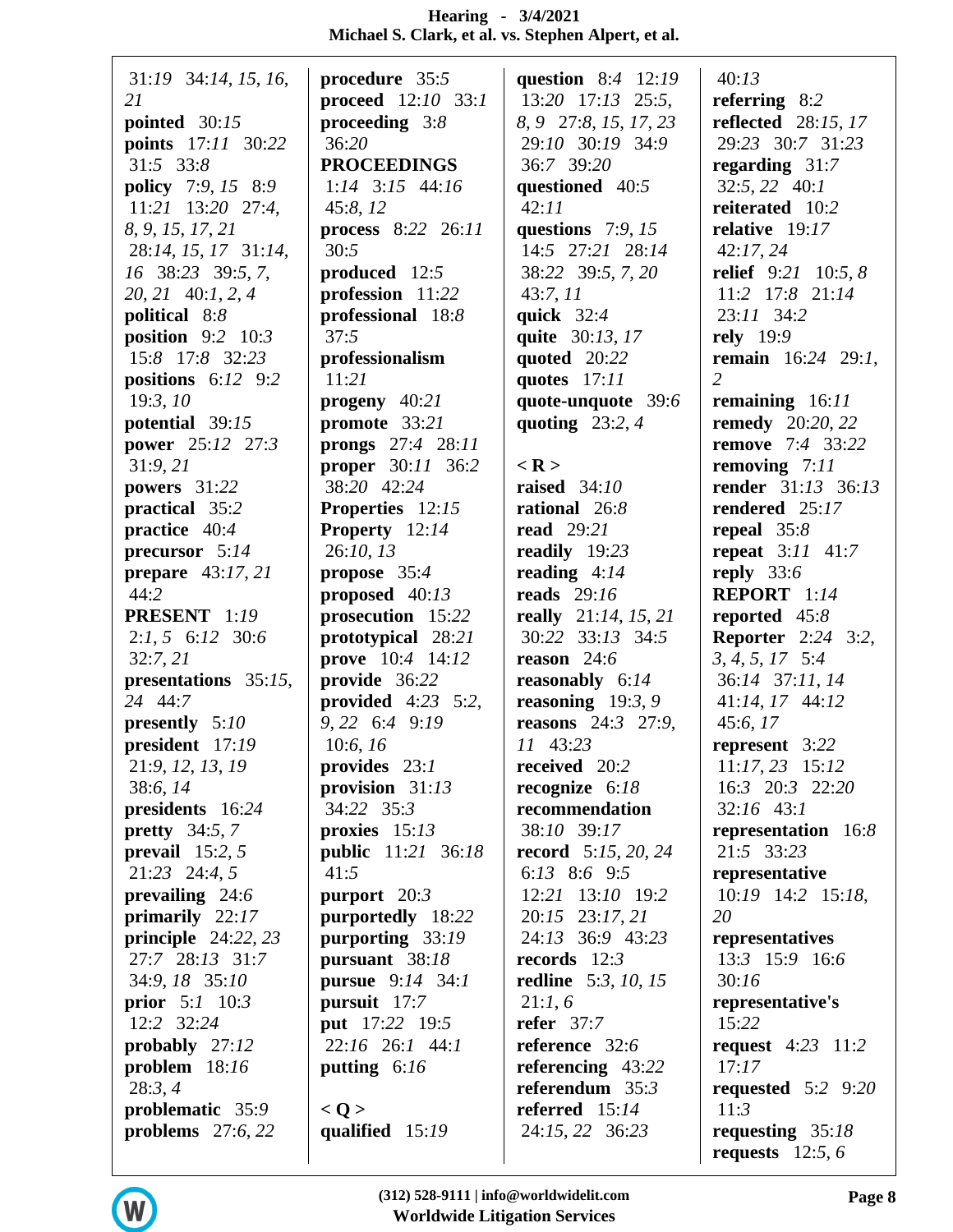31:19 34:14, 15, 16, 21
**pointed** 30:15
**points** 17:11 30:22 31:5 33:8
**policy** 7:9, 15 8:9 11:21 13:20 27:4, 8, 9, 15, 17, 21 28:14, 15, 17 31:14, 16 38:23 39:5, 7, 20, 21 40:1, 2, 4
**political** 8:8
**position** 9:2 10:3 15:8 17:8 32:23
**positions** 6:12 9:2 19:3, 10
**potential** 39:15
**power** 25:12 27:3 31:9, 21
**powers** 31:22
**practical** 35:2
**practice** 40:4
**precursor** 5:14
**prepare** 43:17, 21 44:2
**PRESENT** 1:19 2:1, 5 6:12 30:6 32:7, 21
**presentations** 35:15, 24 44:7
**presently** 5:10
**president** 17:19 21:9, 12, 13, 19 38:6, 14
**presidents** 16:24
**pretty** 34:5, 7
**prevail** 15:2, 5 21:23 24:4, 5
**prevailing** 24:6
**primarily** 22:17
**principle** 24:22, 23 27:7 28:13 31:7 34:9, 18 35:10
**prior** 5:1 10:3 12:2 32:24
**probably** 27:12
**problem** 18:16 28:3, 4
**problematic** 35:9
**problems** 27:6, 22

**procedure** 35:5
**proceed** 12:10 33:1
**proceeding** 3:8 36:20
**PROCEEDINGS** 1:14 3:15 44:16 45:8, 12
**process** 8:22 26:11 30:5
**produced** 12:5
**profession** 11:22
**professional** 18:8 37:5
**professionalism** 11:21
**progeny** 40:21
**promote** 33:21
**prongs** 27:4 28:11
**proper** 30:11 36:2 38:20 42:24
**Properties** 12:15
**Property** 12:14 26:10, 13
**propose** 35:4
**proposed** 40:13
**prosecution** 15:22
**prototypical** 28:21
**prove** 10:4 14:12
**provide** 36:22
**provided** 4:23 5:2, 9, 22 6:4 9:19 10:6, 16
**provides** 23:1
**provision** 31:13 34:22 35:3
**proxies** 15:13
**public** 11:21 36:18 41:5
**purport** 20:3
**purportedly** 18:22
**purporting** 33:19
**pursuant** 38:18
**pursue** 9:14 34:1
**pursuit** 17:7
**put** 17:22 19:5 22:16 26:1 44:1
**putting** 6:16

**< Q >**
**qualified** 15:19

**question** 8:4 12:19 13:20 17:13 25:5, 8, 9 27:8, 15, 17, 23 29:10 30:19 34:9 36:7 39:20
**questioned** 40:5 42:11
**questions** 7:9, 15 14:5 27:21 28:14 38:22 39:5, 7, 20 43:7, 11
**quick** 32:4
**quite** 30:13, 17
**quoted** 20:22
**quotes** 17:11
**quote-unquote** 39:6
**quoting** 23:2, 4

**< R >**
**raised** 34:10
**rational** 26:8
**read** 29:21
**readily** 19:23
**reading** 4:14
**reads** 29:16
**really** 21:14, 15, 21 30:22 33:13 34:5
**reason** 24:6
**reasonably** 6:14
**reasoning** 19:3, 9
**reasons** 24:3 27:9, 11 43:23
**received** 20:2
**recognize** 6:18
**recommendation** 38:10 39:17
**record** 5:15, 20, 24 6:13 8:6 9:5 12:21 13:10 19:2 20:15 23:17, 21 24:13 36:9 43:23
**records** 12:3
**redline** 5:3, 10, 15 21:1, 6
**refer** 37:7
**reference** 32:6
**referencing** 43:22
**referendum** 35:3
**referred** 15:14 24:15, 22 36:23

40:13
**referring** 8:2
**reflected** 28:15, 17 29:23 30:7 31:23
**regarding** 31:7 32:5, 22 40:1
**reiterated** 10:2
**relative** 19:17 42:17, 24
**relief** 9:21 10:5, 8 11:2 17:8 21:14 23:11 34:2
**rely** 19:9
**remain** 16:24 29:1, 2
**remaining** 16:11
**remedy** 20:20, 22
**remove** 7:4 33:22
**removing** 7:11
**render** 31:13 36:13
**rendered** 25:17
**repeal** 35:8
**repeat** 3:11 41:7
**reply** 33:6
**REPORT** 1:14
**reported** 45:8
**Reporter** 2:24 3:2, 3, 4, 5, 17 5:4 36:14 37:11, 14 41:14, 17 44:12 45:6, 17
**represent** 3:22 11:17, 23 15:12 16:3 20:3 22:20 32:16 43:1
**representation** 16:8 21:5 33:23
**representative** 10:19 14:2 15:18, 20
**representatives** 13:3 15:9 16:6 30:16
**representative's** 15:22
**request** 4:23 11:2 17:17
**requested** 5:2 9:20 11:3
**requesting** 35:18
**requests** 12:5, 6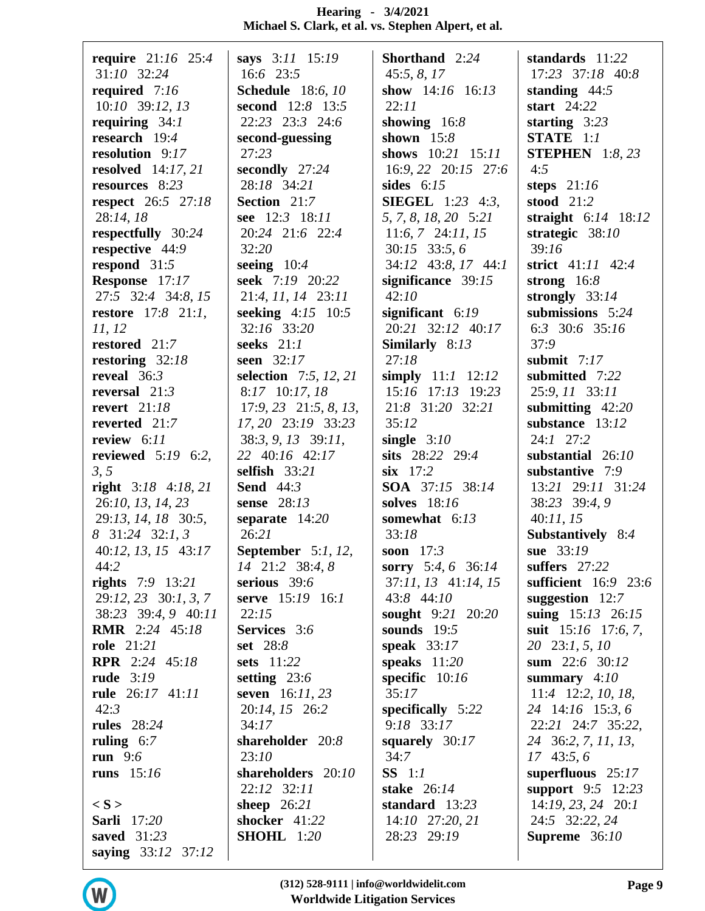**require** 21:16 25:4 31:10 32:24
**required** 7:16 10:10 39:12, 13
**requiring** 34:1
**research** 19:4
**resolution** 9:17
**resolved** 14:17, 21
**resources** 8:23
**respect** 26:5 27:18 28:14, 18
**respectfully** 30:24
**respective** 44:9
**respond** 31:5
**Response** 17:17 27:5 32:4 34:8, 15
**restore** 17:8 21:1, 11, 12
**restored** 21:7
**restoring** 32:18
**reveal** 36:3
**reversal** 21:3
**revert** 21:18
**reverted** 21:7
**review** 6:11
**reviewed** 5:19 6:2, 3, 5
**right** 3:18 4:18, 21 26:10, 13, 14, 23 29:13, 14, 18 30:5, 8 31:24 32:1, 3 40:12, 13, 15 43:17 44:2
**rights** 7:9 13:21 29:12, 23 30:1, 3, 7 38:23 39:4, 9 40:11
**RMR** 2:24 45:18
**role** 21:21
**RPR** 2:24 45:18
**rude** 3:19
**rule** 26:17 41:11 42:3
**rules** 28:24
**ruling** 6:7
**run** 9:6
**runs** 15:16

**< S >**
**Sarli** 17:20
**saved** 31:23
**saying** 33:12 37:12
**says** 3:11 15:19 16:6 23:5
**Schedule** 18:6, 10
**second** 12:8 13:5 22:23 23:3 24:6
**second-guessing** 27:23
**secondly** 27:24 28:18 34:21
**Section** 21:7
**see** 12:3 18:11 20:24 21:6 22:4 32:20
**seeing** 10:4
**seek** 7:19 20:22 21:4, 11, 14 23:11
**seeking** 4:15 10:5 32:16 33:20
**seeks** 21:1
**seen** 32:17
**selection** 7:5, 12, 21 8:17 10:17, 18 17:9, 23 21:5, 8, 13, 17, 20 23:19 33:23 38:3, 9, 13 39:11, 22 40:16 42:17
**selfish** 33:21
**Send** 44:3
**sense** 28:13
**separate** 14:20 26:21
**September** 5:1, 12, 14 21:2 38:4, 8
**serious** 39:6
**serve** 15:19 16:1 22:15
**Services** 3:6
**set** 28:8
**sets** 11:22
**setting** 23:6
**seven** 16:11, 23 20:14, 15 26:2 34:17
**shareholder** 20:8 23:10
**shareholders** 20:10 22:12 32:11
**sheep** 26:21
**shocker** 41:22
**SHOHL** 1:20
**Shorthand** 2:24 45:5, 8, 17
**show** 14:16 16:13 22:11
**showing** 16:8
**shown** 15:8
**shows** 10:21 15:11 16:9, 22 20:15 27:6
**sides** 6:15
**SIEGEL** 1:23 4:3, 5, 7, 8, 18, 20 5:21 11:6, 7 24:11, 15 30:15 33:5, 6 34:12 43:8, 17 44:1
**significance** 39:15 42:10
**significant** 6:19 20:21 32:12 40:17
**Similarly** 8:13 27:18
**simply** 11:1 12:12 15:16 17:13 19:23 21:8 31:20 32:21 35:12
**single** 3:10
**sits** 28:22 29:4
**six** 17:2
**SOA** 37:15 38:14
**solves** 18:16
**somewhat** 6:13 33:18
**soon** 17:3
**sorry** 5:4, 6 36:14 37:11, 13 41:14, 15 43:8 44:10
**sought** 9:21 20:20
**sounds** 19:5
**speak** 33:17
**speaks** 11:20
**specific** 10:16 35:17
**specifically** 5:22 9:18 33:17
**squarely** 30:17 34:7
**SS** 1:1
**stake** 26:14
**standard** 13:23 14:10 27:20, 21 28:23 29:19
**standards** 11:22 17:23 37:18 40:8
**standing** 44:5
**start** 24:22
**starting** 3:23
**STATE** 1:1
**STEPHEN** 1:8, 23 4:5
**steps** 21:16
**stood** 21:2
**straight** 6:14 18:12
**strategic** 38:10 39:16
**strict** 41:11 42:4
**strong** 16:8
**strongly** 33:14
**submissions** 5:24 6:3 30:6 35:16 37:9
**submit** 7:17
**submitted** 7:22 25:9, 11 33:11
**submitting** 42:20
**substance** 13:12 24:1 27:2
**substantial** 26:10
**substantive** 7:9 13:21 29:11 31:24 38:23 39:4, 9 40:11, 15
**Substantively** 8:4
**sue** 33:19
**suffers** 27:22
**sufficient** 16:9 23:6
**suggestion** 12:7
**suing** 15:13 26:15
**suit** 15:16 17:6, 7, 20 23:1, 5, 10
**sum** 22:6 30:12
**summary** 4:10 11:4 12:2, 10, 18, 24 14:16 15:3, 6 22:21 24:7 35:22, 24 36:2, 7, 11, 13, 17 43:5, 6
**superfluous** 25:17
**support** 9:5 12:23 14:19, 23, 24 20:1 24:5 32:22, 24
**Supreme** 36:10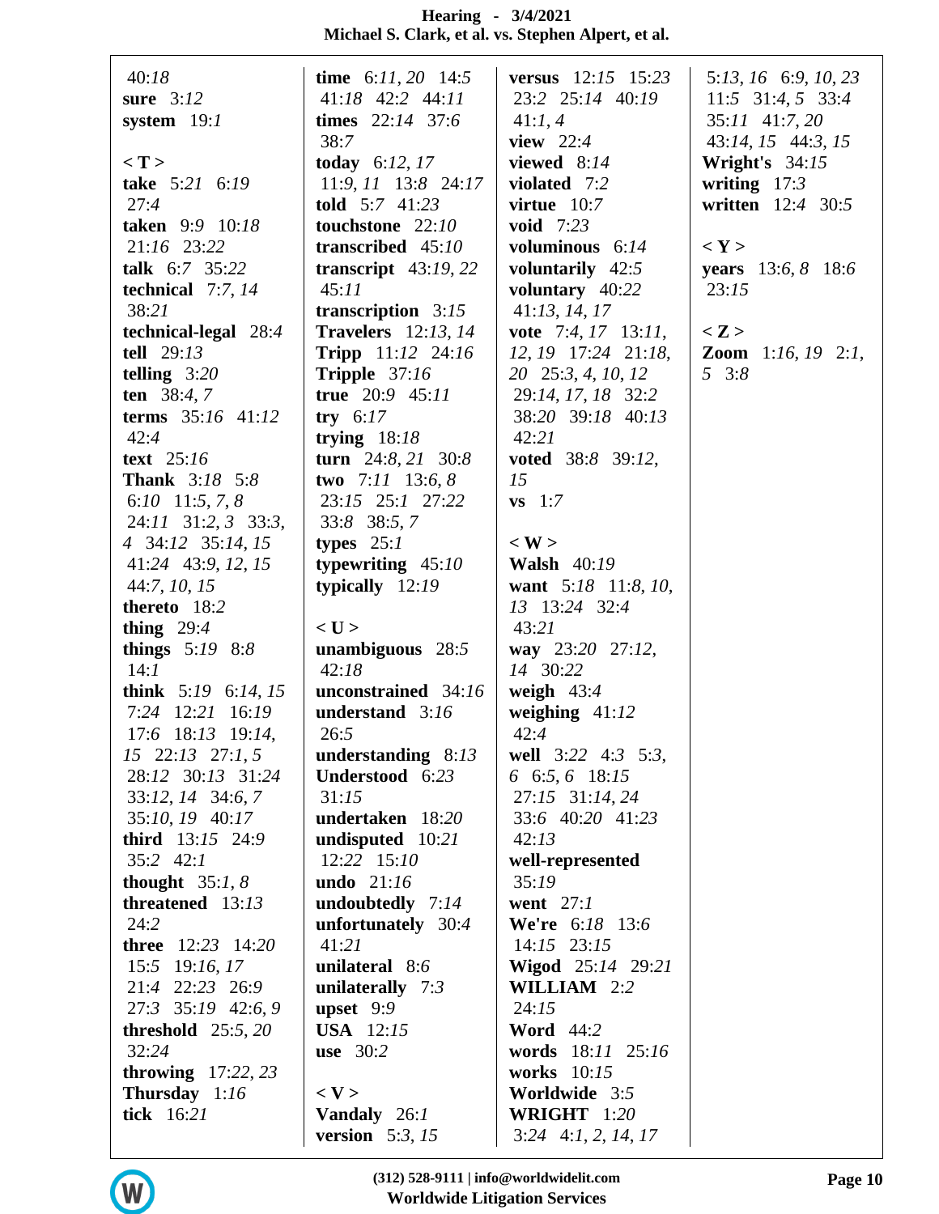40:*18*
**sure** 3:*12*
**system** 19:*1*

**< T >**
**take** 5:*21* 6:*19* 27:*4*
**taken** 9:*9* 10:*18* 21:*16* 23:*22*
**talk** 6:*7* 35:*22*
**technical** 7:*7*, *14* 38:*21*
**technical-legal** 28:*4*
**tell** 29:*13*
**telling** 3:*20*
**ten** 38:*4*, *7*
**terms** 35:*16* 41:*12* 42:*4*
**text** 25:*16*
**Thank** 3:*18* 5:*8* 6:*10* 11:*5*, *7*, *8* 24:*11* 31:*2*, *3* 33:*3*, *4* 34:*12* 35:*14*, *15* 41:*24* 43:*9*, *12*, *15* 44:*7*, *10*, *15*
**thereto** 18:*2*
**thing** 29:*4*
**things** 5:*19* 8:*8* 14:*1*
**think** 5:*19* 6:*14*, *15* 7:*24* 12:*21* 16:*19* 17:*6* 18:*13* 19:*14*, *15* 22:*13* 27:*1*, *5* 28:*12* 30:*13* 31:*24* 33:*12*, *14* 34:*6*, *7* 35:*10*, *19* 40:*17*
**third** 13:*15* 24:*9* 35:*2* 42:*1*
**thought** 35:*1*, *8*
**threatened** 13:*13* 24:*2*
**three** 12:*23* 14:*20* 15:*5* 19:*16*, *17* 21:*4* 22:*23* 26:*9* 27:*3* 35:*19* 42:*6*, *9*
**threshold** 25:*5*, *20* 32:*24*
**throwing** 17:*22*, *23*
**Thursday** 1:*16*
**tick** 16:*21*
**time** 6:*11*, *20* 14:*5* 41:*18* 42:*2* 44:*11*
**times** 22:*14* 37:*6* 38:*7*
**today** 6:*12*, *17* 11:*9*, *11* 13:*8* 24:*17*
**told** 5:*7* 41:*23*
**touchstone** 22:*10*
**transcribed** 45:*10*
**transcript** 43:*19*, *22* 45:*11*
**transcription** 3:*15*
**Travelers** 12:*13*, *14*
**Tripp** 11:*12* 24:*16*
**Tripple** 37:*16*
**true** 20:*9* 45:*11*
**try** 6:*17*
**trying** 18:*18*
**turn** 24:*8*, *21* 30:*8*
**two** 7:*11* 13:*6*, *8* 23:*15* 25:*1* 27:*22* 33:*8* 38:*5*, *7*
**types** 25:*1*
**typewriting** 45:*10*
**typically** 12:*19*

**< U >**
**unambiguous** 28:*5* 42:*18*
**unconstrained** 34:*16*
**understand** 3:*16* 26:*5*
**understanding** 8:*13*
**Understood** 6:*23* 31:*15*
**undertaken** 18:*20*
**undisputed** 10:*21* 12:*22* 15:*10*
**undo** 21:*16*
**undoubtedly** 7:*14*
**unfortunately** 30:*4* 41:*21*
**unilateral** 8:*6*
**unilaterally** 7:*3*
**upset** 9:*9*
**USA** 12:*15*
**use** 30:*2*

**< V >**
**Vandaly** 26:*1*
**version** 5:*3*, *15*
**versus** 12:*15* 15:*23* 23:*2* 25:*14* 40:*19* 41:*1*, *4*
**view** 22:*4*
**viewed** 8:*14*
**violated** 7:*2*
**virtue** 10:*7*
**void** 7:*23*
**voluminous** 6:*14*
**voluntarily** 42:*5*
**voluntary** 40:*22* 41:*13*, *14*, *17*
**vote** 7:*4*, *17* 13:*11*, *12*, *19* 17:*24* 21:*18*, *20* 25:*3*, *4*, *10*, *12* 29:*14*, *17*, *18* 32:*2* 38:*20* 39:*18* 40:*13* 42:*21*
**voted** 38:*8* 39:*12*, *15*
**vs** 1:*7*

**< W >**
**Walsh** 40:*19*
**want** 5:*18* 11:*8*, *10*, *13* 13:*24* 32:*4* 43:*21*
**way** 23:*20* 27:*12*, *14* 30:*22*
**weigh** 43:*4*
**weighing** 41:*12* 42:*4*
**well** 3:*22* 4:*3* 5:*3*, *6* 6:*5*, *6* 18:*15* 27:*15* 31:*14*, *24* 33:*6* 40:*20* 41:*23* 42:*13*
**well-represented** 35:*19*
**went** 27:*1*
**We're** 6:*18* 13:*6* 14:*15* 23:*15*
**Wigod** 25:*14* 29:*21*
**WILLIAM** 2:*2* 24:*15*
**Word** 44:*2*
**words** 18:*11* 25:*16*
**works** 10:*15*
**Worldwide** 3:*5*
**WRIGHT** 1:*20* 3:*24* 4:*1*, *2*, *14*, *17* 5:*13*, *16* 6:*9*, *10*, *23* 11:*5* 31:*4*, *5* 33:*4* 35:*11* 41:*7*, *20* 43:*14*, *15* 44:*3*, *15*
**Wright's** 34:*15*
**writing** 17:*3*
**written** 12:*4* 30:*5*

**< Y >**
**years** 13:*6*, *8* 18:*6* 23:*15*

**< Z >**
**Zoom** 1:*16*, *19* 2:*1*, *5* 3:*8*